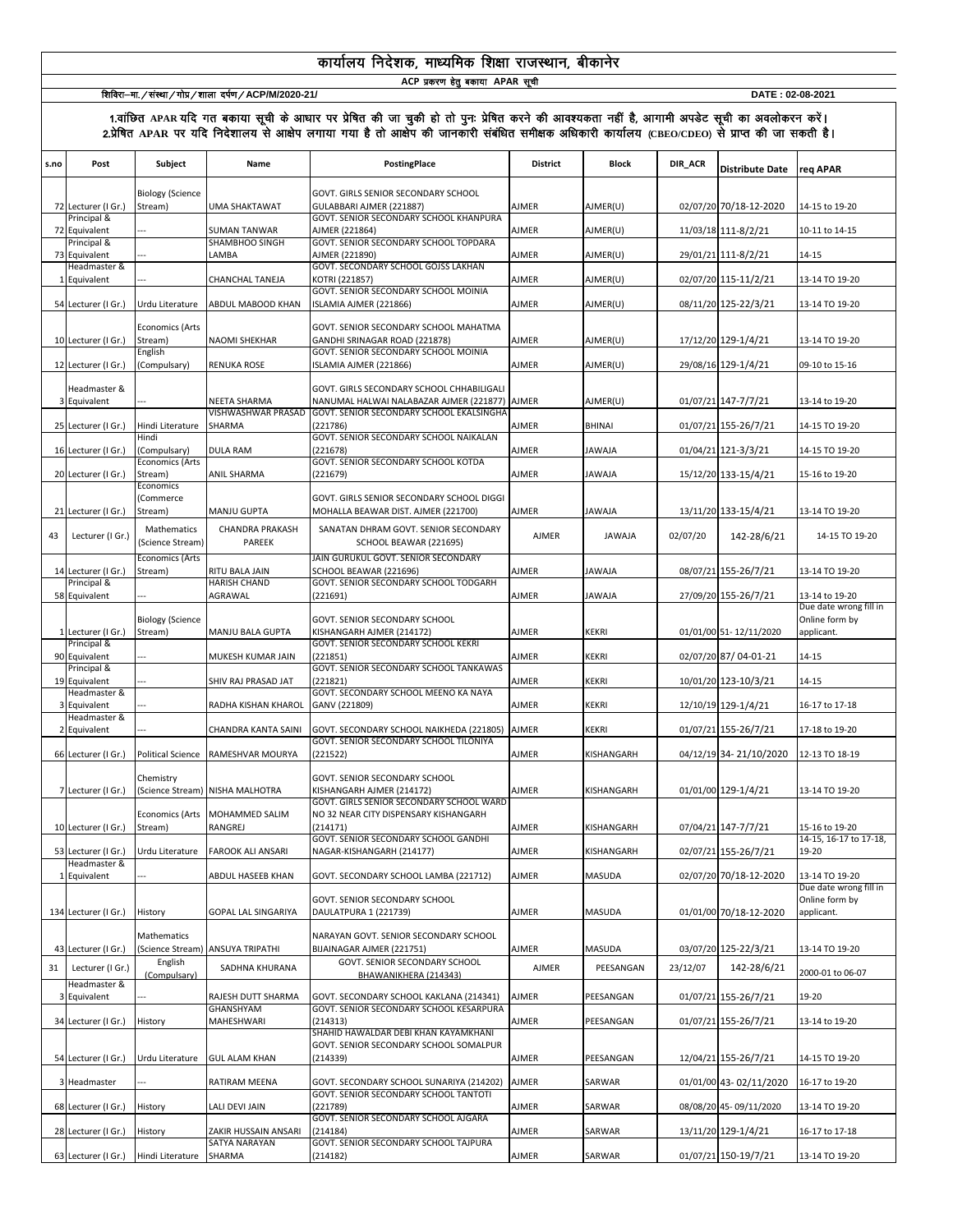# कार्यालय निदेशक, माध्यमिक शिक्षा राजस्थान, बीकानेर

**ACP प्रकरण हेतु बकाया APAR सूची**

**शिविरा—मा./संस्था/गोप्र/शाला दर्पण/ACP/M/2020-21/** **DATE : 02-08-2021**

**1.वांछित APAR यदि गत बकाया सूची के आधार पर प्रेषित की जा चुकी हो तो पुनः प्रेषित करने की आवश्यकता नहीं है, आगामी अपडेट सूची का अवलोकरन करें।**
**2.प्रेषित APAR पर यदि निदेशालय से आक्षेप लगाया गया है तो आक्षेप की जानकारी संबंधित समीक्षक अधिकारी कार्यालय (CBEO/CDEO) से प्राप्त की जा सकती है।**

| s.no | Post | Subject | Name | PostingPlace | District | Block | DIR_ACR | Distribute Date | req APAR |
|---|---|---|---|---|---|---|---|---|---|
| 72 | Lecturer (I Gr.) | Biology (Science Stream) | UMA SHAKTAWAT | GOVT. GIRLS SENIOR SECONDARY SCHOOL GULABBARI AJMER (221887) | AJMER | AJMER(U) | 02/07/20 | 70/18-12-2020 | 14-15 to 19-20 |
| 72 | Principal & Equivalent | --- | SUMAN TANWAR | GOVT. SENIOR SECONDARY SCHOOL KHANPURA AJMER (221864) | AJMER | AJMER(U) | 11/03/18 | 111-8/2/21 | 10-11 to 14-15 |
| 73 | Principal & Equivalent | --- | SHAMBHOO SINGH LAMBA | GOVT. SENIOR SECONDARY SCHOOL TOPDARA AJMER (221890) | AJMER | AJMER(U) | 29/01/21 | 111-8/2/21 | 14-15 |
| 1 | Headmaster & Equivalent | --- | CHANCHAL TANEJA | GOVT. SECONDARY SCHOOL GOJSS LAKHAN KOTRI (221857) | AJMER | AJMER(U) | 02/07/20 | 115-11/2/21 | 13-14 TO 19-20 |
| 54 | Lecturer (I Gr.) | Urdu Literature | ABDUL MABOOD KHAN | GOVT. SENIOR SECONDARY SCHOOL MOINIA ISLAMIA AJMER (221866) | AJMER | AJMER(U) | 08/11/20 | 125-22/3/21 | 13-14 TO 19-20 |
| 10 | Lecturer (I Gr.) | Economics (Arts Stream) | NAOMI SHEKHAR | GOVT. SENIOR SECONDARY SCHOOL MAHATMA GANDHI SRINAGAR ROAD (221878) | AJMER | AJMER(U) | 17/12/20 | 129-1/4/21 | 13-14 TO 19-20 |
| 12 | Lecturer (I Gr.) | English (Compulsary) | RENUKA ROSE | GOVT. SENIOR SECONDARY SCHOOL MOINIA ISLAMIA AJMER (221866) | AJMER | AJMER(U) | 29/08/16 | 129-1/4/21 | 09-10 to 15-16 |
| 3 | Headmaster & Equivalent | --- | NEETA SHARMA | GOVT. GIRLS SECONDARY SCHOOL CHHABILIGALI NANUMAL HALWAI NALABAZAR AJMER (221877) | AJMER | AJMER(U) | 01/07/21 | 147-7/7/21 | 13-14 to 19-20 |
| 25 | Lecturer (I Gr.) | Hindi Literature | VISHWASHWAR PRASAD SHARMA | GOVT. SENIOR SECONDARY SCHOOL EKALSINGHA (221786) | AJMER | BHINAI | 01/07/21 | 155-26/7/21 | 14-15 TO 19-20 |
| 16 | Lecturer (I Gr.) | Hindi (Compulsary) | DULA RAM | GOVT. SENIOR SECONDARY SCHOOL NAIKALAN (221678) | AJMER | JAWAJA | 01/04/21 | 121-3/3/21 | 14-15 TO 19-20 |
| 20 | Lecturer (I Gr.) | Economics (Arts Stream) | ANIL SHARMA | GOVT. SENIOR SECONDARY SCHOOL KOTDA (221679) | AJMER | JAWAJA | 15/12/20 | 133-15/4/21 | 15-16 to 19-20 |
| 21 | Lecturer (I Gr.) | Economics (Commerce Stream) | MANJU GUPTA | GOVT. GIRLS SENIOR SECONDARY SCHOOL DIGGI MOHALLA BEAWAR DIST. AJMER (221700) | AJMER | JAWAJA | 13/11/20 | 133-15/4/21 | 13-14 TO 19-20 |
| 43 | Lecturer (I Gr.) | Mathematics (Science Stream) | CHANDRA PRAKASH PAREEK | SANATAN DHRAM GOVT. SENIOR SECONDARY SCHOOL BEAWAR (221695) | AJMER | JAWAJA | 02/07/20 | 142-28/6/21 | 14-15 TO 19-20 |
| 14 | Lecturer (I Gr.) | Economics (Arts Stream) | RITU BALA JAIN | JAIN GURUKUL GOVT. SENIOR SECONDARY SCHOOL BEAWAR (221696) | AJMER | JAWAJA | 08/07/21 | 155-26/7/21 | 13-14 TO 19-20 |
| 58 | Principal & Equivalent | --- | HARISH CHAND AGRAWAL | GOVT. SENIOR SECONDARY SCHOOL TODGARH (221691) | AJMER | JAWAJA | 27/09/20 | 155-26/7/21 | 13-14 to 19-20 |
| 1 | Lecturer (I Gr.) | Biology (Science Stream) | MANJU BALA GUPTA | GOVT. SENIOR SECONDARY SCHOOL KISHANGARH AJMER (214172) | AJMER | KEKRI | 01/01/00 | 51- 12/11/2020 | Due date wrong fill in Online form by applicant. |
| 90 | Principal & Equivalent | --- | MUKESH KUMAR JAIN | GOVT. SENIOR SECONDARY SCHOOL KEKRI (221851) | AJMER | KEKRI | 02/07/20 | 87/ 04-01-21 | 14-15 |
| 19 | Principal & Equivalent | --- | SHIV RAJ PRASAD JAT | GOVT. SENIOR SECONDARY SCHOOL TANKAWAS (221821) | AJMER | KEKRI | 10/01/20 | 123-10/3/21 | 14-15 |
| 3 | Headmaster & Equivalent | --- | RADHA KISHAN KHAROL | GOVT. SECONDARY SCHOOL MEENO KA NAYA GANV (221809) | AJMER | KEKRI | 12/10/19 | 129-1/4/21 | 16-17 to 17-18 |
| 2 | Headmaster & Equivalent | --- | CHANDRA KANTA SAINI | GOVT. SECONDARY SCHOOL NAIKHEDA (221805) | AJMER | KEKRI | 01/07/21 | 155-26/7/21 | 17-18 to 19-20 |
| 66 | Lecturer (I Gr.) | Political Science | RAMESHVAR MOURYA | GOVT. SENIOR SECONDARY SCHOOL TILONIYA (221522) | AJMER | KISHANGARH | 04/12/19 | 34- 21/10/2020 | 12-13 TO 18-19 |
| 7 | Lecturer (I Gr.) | Chemistry (Science Stream) | NISHA MALHOTRA | GOVT. SENIOR SECONDARY SCHOOL KISHANGARH AJMER (214172) | AJMER | KISHANGARH | 01/01/00 | 129-1/4/21 | 13-14 TO 19-20 |
| 10 | Lecturer (I Gr.) | Economics (Arts Stream) | MOHAMMED SALIM RANGREJ | GOVT. GIRLS SENIOR SECONDARY SCHOOL WARD NO 32 NEAR CITY DISPENSARY KISHANGARH (214171) | AJMER | KISHANGARH | 07/04/21 | 147-7/7/21 | 15-16 to 19-20 |
| 53 | Lecturer (I Gr.) | Urdu Literature | FAROOK ALI ANSARI | GOVT. SENIOR SECONDARY SCHOOL GANDHI NAGAR-KISHANGARH (214177) | AJMER | KISHANGARH | 02/07/21 | 155-26/7/21 | 14-15, 16-17 to 17-18, 19-20 |
| 1 | Headmaster & Equivalent | --- | ABDUL HASEEB KHAN | GOVT. SECONDARY SCHOOL LAMBA (221712) | AJMER | MASUDA | 02/07/20 | 70/18-12-2020 | 13-14 TO 19-20 |
| 134 | Lecturer (I Gr.) | History | GOPAL LAL SINGARIYA | GOVT. SENIOR SECONDARY SCHOOL DAULATPURA 1 (221739) | AJMER | MASUDA | 01/01/00 | 70/18-12-2020 | Due date wrong fill in Online form by applicant. |
| 43 | Lecturer (I Gr.) | Mathematics (Science Stream) | ANSUYA TRIPATHI | NARAYAN GOVT. SENIOR SECONDARY SCHOOL BIJAINAGAR AJMER (221751) | AJMER | MASUDA | 03/07/20 | 125-22/3/21 | 13-14 TO 19-20 |
| 31 | Lecturer (I Gr.) | English (Compulsary) | SADHNA KHURANA | GOVT. SENIOR SECONDARY SCHOOL BHAWANIKHERA (214343) | AJMER | PEESANGAN | 23/12/07 | 142-28/6/21 | 2000-01 to 06-07 |
| 3 | Headmaster & Equivalent | --- | RAJESH DUTT SHARMA | GOVT. SECONDARY SCHOOL KAKLANA (214341) | AJMER | PEESANGAN | 01/07/21 | 155-26/7/21 | 19-20 |
| 34 | Lecturer (I Gr.) | History | GHANSHYAM MAHESHWARI | GOVT. SENIOR SECONDARY SCHOOL KESARPURA (214313) | AJMER | PEESANGAN | 01/07/21 | 155-26/7/21 | 13-14 to 19-20 |
| 54 | Lecturer (I Gr.) | Urdu Literature | GUL ALAM KHAN | SHAHID HAWALDAR DEBI KHAN KAYAMKHANI GOVT. SENIOR SECONDARY SCHOOL SOMALPUR (214339) | AJMER | PEESANGAN | 12/04/21 | 155-26/7/21 | 14-15 TO 19-20 |
| 3 | Headmaster | --- | RATIRAM MEENA | GOVT. SECONDARY SCHOOL SUNARIYA (214202) | AJMER | SARWAR | 01/01/00 | 43- 02/11/2020 | 16-17 to 19-20 |
| 68 | Lecturer (I Gr.) | History | LALI DEVI JAIN | GOVT. SENIOR SECONDARY SCHOOL TANTOTI (221789) | AJMER | SARWAR | 08/08/20 | 45- 09/11/2020 | 13-14 TO 19-20 |
| 28 | Lecturer (I Gr.) | History | ZAKIR HUSSAIN ANSARI | GOVT. SENIOR SECONDARY SCHOOL AJGARA (214184) | AJMER | SARWAR | 13/11/20 | 129-1/4/21 | 16-17 to 17-18 |
| 63 | Lecturer (I Gr.) | Hindi Literature | SATYA NARAYAN SHARMA | GOVT. SENIOR SECONDARY SCHOOL TAJPURA (214182) | AJMER | SARWAR | 01/07/21 | 150-19/7/21 | 13-14 TO 19-20 |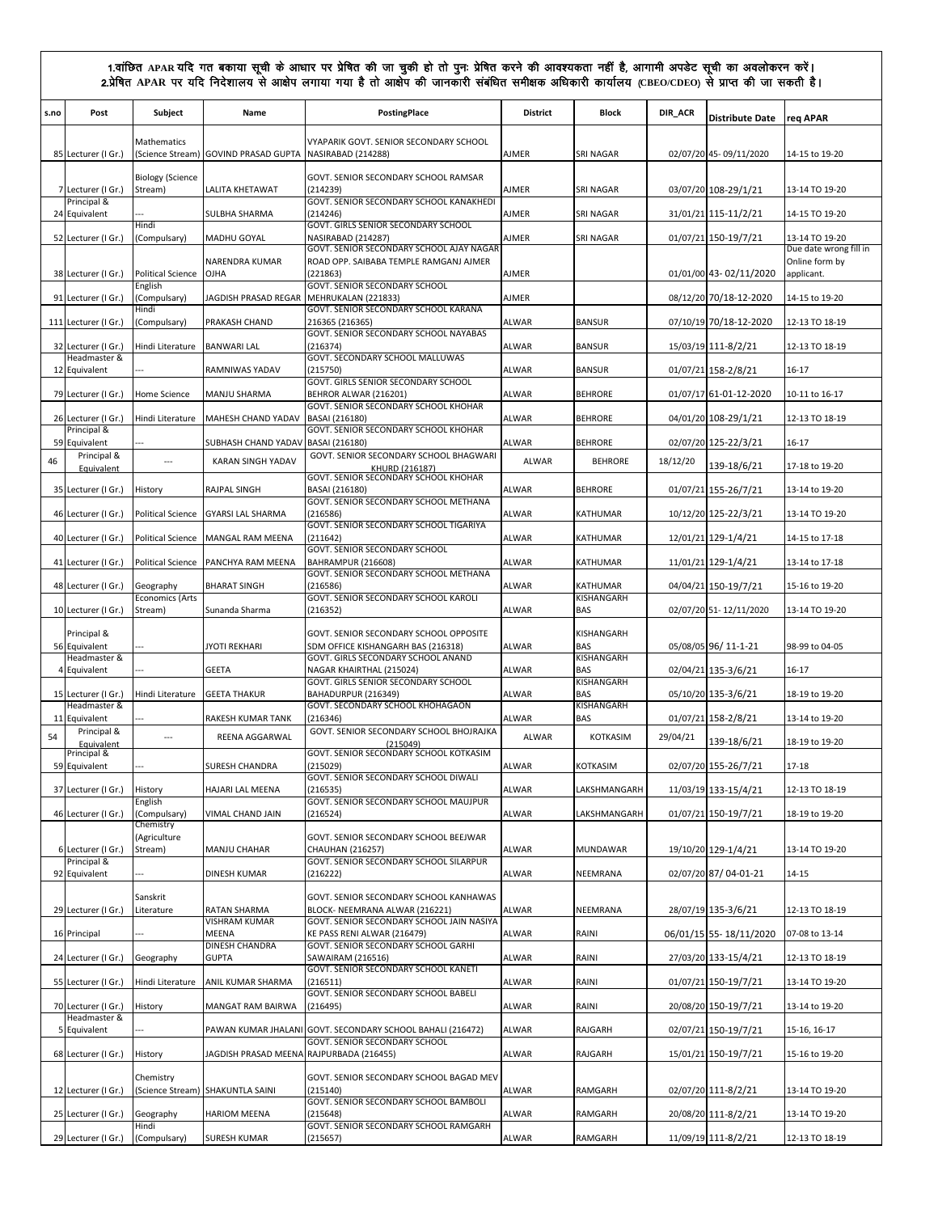1.वांछित APAR यदि गत बकाया सूची के आधार पर प्रेषित की जा चुकी हो तो पुनः प्रेषित करने की आवश्यकता नहीं है, आगामी अपडेट सूची का अवलोकरन करें।
2.प्रेषित APAR पर यदि निदेशालय से आक्षेप लगाया गया है तो आक्षेप की जानकारी संबंधित समीक्षक अधिकारी कार्यालय (CBEO/CDEO) से प्राप्त की जा सकती है।

| s.no | Post | Subject | Name | PostingPlace | District | Block | DIR_ACR | Distribute Date | req APAR |
|---|---|---|---|---|---|---|---|---|---|
| 85 | Lecturer (I Gr.) | Mathematics (Science Stream) | GOVIND PRASAD GUPTA | VYAPARIK GOVT. SENIOR SECONDARY SCHOOL NASIRABAD (214288) | AJMER | SRI NAGAR | 02/07/20 | 45- 09/11/2020 | 14-15 to 19-20 |
| 7 | Lecturer (I Gr.) | Biology (Science Stream) | LALITA KHETAWAT | GOVT. SENIOR SECONDARY SCHOOL RAMSAR (214239) | AJMER | SRI NAGAR | 03/07/20 | 108-29/1/21 | 13-14 TO 19-20 |
| 24 | Principal & Equivalent | --- | SULBHA SHARMA | GOVT. SENIOR SECONDARY SCHOOL KANAKHEDI (214246) | AJMER | SRI NAGAR | 31/01/21 | 115-11/2/21 | 14-15 TO 19-20 |
| 52 | Lecturer (I Gr.) | Hindi (Compulsary) | MADHU GOYAL | GOVT. GIRLS SENIOR SECONDARY SCHOOL NASIRABAD (214287) | AJMER | SRI NAGAR | 01/07/21 | 150-19/7/21 | 13-14 TO 19-20 |
| 38 | Lecturer (I Gr.) | Political Science | NARENDRA KUMAR OJHA | GOVT. SENIOR SECONDARY SCHOOL AJAY NAGAR ROAD OPP. SAIBABA TEMPLE RAMGANJ AJMER (221863) | AJMER | | 01/01/00 | 43- 02/11/2020 | Due date wrong fill in Online form by applicant. |
| 91 | Lecturer (I Gr.) | English (Compulsary) | JAGDISH PRASAD REGAR | GOVT. SENIOR SECONDARY SCHOOL MEHRUKALAN (221833) | AJMER | | 08/12/20 | 70/18-12-2020 | 14-15 to 19-20 |
| 111 | Lecturer (I Gr.) | Hindi (Compulsary) | PRAKASH CHAND | GOVT. SENIOR SECONDARY SCHOOL KARANA 216365 (216365) | ALWAR | BANSUR | 07/10/19 | 70/18-12-2020 | 12-13 TO 18-19 |
| 32 | Lecturer (I Gr.) | Hindi Literature | BANWARI LAL | GOVT. SENIOR SECONDARY SCHOOL NAYABAS (216374) | ALWAR | BANSUR | 15/03/19 | 111-8/2/21 | 12-13 TO 18-19 |
| 12 | Headmaster & Equivalent | --- | RAMNIWAS YADAV | GOVT. SECONDARY SCHOOL MALLUWAS (215750) | ALWAR | BANSUR | 01/07/21 | 158-2/8/21 | 16-17 |
| 79 | Lecturer (I Gr.) | Home Science | MANJU SHARMA | GOVT. GIRLS SENIOR SECONDARY SCHOOL BEHROR ALWAR (216201) | ALWAR | BEHRORE | 01/07/17 | 61-01-12-2020 | 10-11 to 16-17 |
| 26 | Lecturer (I Gr.) | Hindi Literature | MAHESH CHAND YADAV | GOVT. SENIOR SECONDARY SCHOOL KHOHAR BASAI (216180) | ALWAR | BEHRORE | 04/01/20 | 108-29/1/21 | 12-13 TO 18-19 |
| 59 | Principal & Equivalent | --- | SUBHASH CHAND YADAV | GOVT. SENIOR SECONDARY SCHOOL KHOHAR BASAI (216180) | ALWAR | BEHRORE | 02/07/20 | 125-22/3/21 | 16-17 |
| 46 | Principal & Equivalent | --- | KARAN SINGH YADAV | GOVT. SENIOR SECONDARY SCHOOL BHAGWARI KHURD (216187) | ALWAR | BEHRORE | 18/12/20 | 139-18/6/21 | 17-18 to 19-20 |
| 35 | Lecturer (I Gr.) | History | RAJPAL SINGH | GOVT. SENIOR SECONDARY SCHOOL KHOHAR BASAI (216180) | ALWAR | BEHRORE | 01/07/21 | 155-26/7/21 | 13-14 to 19-20 |
| 46 | Lecturer (I Gr.) | Political Science | GYARSI LAL SHARMA | GOVT. SENIOR SECONDARY SCHOOL METHANA (216586) | ALWAR | KATHUMAR | 10/12/20 | 125-22/3/21 | 13-14 TO 19-20 |
| 40 | Lecturer (I Gr.) | Political Science | MANGAL RAM MEENA | GOVT. SENIOR SECONDARY SCHOOL TIGARIYA (211642) | ALWAR | KATHUMAR | 12/01/21 | 129-1/4/21 | 14-15 to 17-18 |
| 41 | Lecturer (I Gr.) | Political Science | PANCHYA RAM MEENA | GOVT. SENIOR SECONDARY SCHOOL BAHRAMPUR (216608) | ALWAR | KATHUMAR | 11/01/21 | 129-1/4/21 | 13-14 to 17-18 |
| 48 | Lecturer (I Gr.) | Geography | BHARAT SINGH | GOVT. SENIOR SECONDARY SCHOOL METHANA (216586) | ALWAR | KATHUMAR | 04/04/21 | 150-19/7/21 | 15-16 to 19-20 |
| 10 | Lecturer (I Gr.) | Economics (Arts Stream) | Sunanda Sharma | GOVT. SENIOR SECONDARY SCHOOL KAROLI (216352) | ALWAR | KISHANGARH BAS | 02/07/20 | 51- 12/11/2020 | 13-14 TO 19-20 |
| 56 | Principal & Equivalent | --- | JYOTI REKHARI | GOVT. SENIOR SECONDARY SCHOOL OPPOSITE SDM OFFICE KISHANGARH BAS (216318) | ALWAR | KISHANGARH BAS | 05/08/05 | 96/ 11-1-21 | 98-99 to 04-05 |
| 4 | Headmaster & Equivalent | --- | GEETA | GOVT. GIRLS SECONDARY SCHOOL ANAND NAGAR KHAIRTHAL (215024) | ALWAR | KISHANGARH BAS | 02/04/21 | 135-3/6/21 | 16-17 |
| 15 | Lecturer (I Gr.) | Hindi Literature | GEETA THAKUR | GOVT. GIRLS SENIOR SECONDARY SCHOOL BAHADURPUR (216349) | ALWAR | KISHANGARH BAS | 05/10/20 | 135-3/6/21 | 18-19 to 19-20 |
| 11 | Headmaster & Equivalent | --- | RAKESH KUMAR TANK | GOVT. SECONDARY SCHOOL KHOHAGAON (216346) | ALWAR | KISHANGARH BAS | 01/07/21 | 158-2/8/21 | 13-14 to 19-20 |
| 54 | Principal & Equivalent | --- | REENA AGGARWAL | GOVT. SENIOR SECONDARY SCHOOL BHOJRAJKA (215049) | ALWAR | KOTKASIM | 29/04/21 | 139-18/6/21 | 18-19 to 19-20 |
| 59 | Principal & Equivalent | --- | SURESH CHANDRA | GOVT. SENIOR SECONDARY SCHOOL KOTKASIM (215029) | ALWAR | KOTKASIM | 02/07/20 | 155-26/7/21 | 17-18 |
| 37 | Lecturer (I Gr.) | History | HAJARI LAL MEENA | GOVT. SENIOR SECONDARY SCHOOL DIWALI (216535) | ALWAR | LAKSHMANGARH | 11/03/19 | 133-15/4/21 | 12-13 TO 18-19 |
| 46 | Lecturer (I Gr.) | English (Compulsary) | VIMAL CHAND JAIN | GOVT. SENIOR SECONDARY SCHOOL MAUJPUR (216524) | ALWAR | LAKSHMANGARH | 01/07/21 | 150-19/7/21 | 18-19 to 19-20 |
| 6 | Lecturer (I Gr.) | Chemistry (Agriculture Stream) | MANJU CHAHAR | GOVT. SENIOR SECONDARY SCHOOL BEEJWAR CHAUHAN (216257) | ALWAR | MUNDAWAR | 19/10/20 | 129-1/4/21 | 13-14 TO 19-20 |
| 92 | Principal & Equivalent | --- | DINESH KUMAR | GOVT. SENIOR SECONDARY SCHOOL SILARPUR (216222) | ALWAR | NEEMRANA | 02/07/20 | 87/ 04-01-21 | 14-15 |
| 29 | Lecturer (I Gr.) | Sanskrit Literature | RATAN SHARMA | GOVT. SENIOR SECONDARY SCHOOL KANHAWAS BLOCK- NEEMRANA ALWAR (216221) | ALWAR | NEEMRANA | 28/07/19 | 135-3/6/21 | 12-13 TO 18-19 |
| 16 | Principal | --- | VISHRAM KUMAR MEENA | GOVT. SENIOR SECONDARY SCHOOL JAIN NASIYA KE PASS RENI ALWAR (216479) | ALWAR | RAINI | 06/01/15 | 55- 18/11/2020 | 07-08 to 13-14 |
| 24 | Lecturer (I Gr.) | Geography | DINESH CHANDRA GUPTA | GOVT. SENIOR SECONDARY SCHOOL GARHI SAWAIRAM (216516) | ALWAR | RAINI | 27/03/20 | 133-15/4/21 | 12-13 TO 18-19 |
| 55 | Lecturer (I Gr.) | Hindi Literature | ANIL KUMAR SHARMA | GOVT. SENIOR SECONDARY SCHOOL KANETI (216511) | ALWAR | RAINI | 01/07/21 | 150-19/7/21 | 13-14 TO 19-20 |
| 70 | Lecturer (I Gr.) | History | MANGAT RAM BAIRWA | GOVT. SENIOR SECONDARY SCHOOL BABELI (216495) | ALWAR | RAINI | 20/08/20 | 150-19/7/21 | 13-14 to 19-20 |
| 5 | Headmaster & Equivalent | --- | PAWAN KUMAR JHALANI | GOVT. SECONDARY SCHOOL BAHALI (216472) | ALWAR | RAJGARH | 02/07/21 | 150-19/7/21 | 15-16, 16-17 |
| 68 | Lecturer (I Gr.) | History | JAGDISH PRASAD MEENA | GOVT. SENIOR SECONDARY SCHOOL RAJPURBADA (216455) | ALWAR | RAJGARH | 15/01/21 | 150-19/7/21 | 15-16 to 19-20 |
| 12 | Lecturer (I Gr.) | Chemistry (Science Stream) | SHAKUNTLA SAINI | GOVT. SENIOR SECONDARY SCHOOL BAGAD MEV (215140) | ALWAR | RAMGARH | 02/07/20 | 111-8/2/21 | 13-14 TO 19-20 |
| 25 | Lecturer (I Gr.) | Geography | HARIOM MEENA | GOVT. SENIOR SECONDARY SCHOOL BAMBOLI (215648) | ALWAR | RAMGARH | 20/08/20 | 111-8/2/21 | 13-14 TO 19-20 |
| 29 | Lecturer (I Gr.) | Hindi (Compulsary) | SURESH KUMAR | GOVT. SENIOR SECONDARY SCHOOL RAMGARH (215657) | ALWAR | RAMGARH | 11/09/19 | 111-8/2/21 | 12-13 TO 18-19 |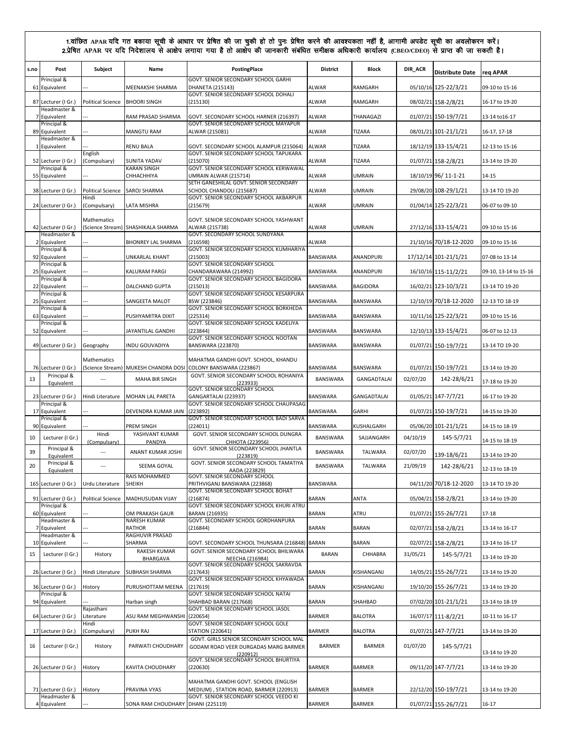1.वांछित APAR यदि गत बकाया सूची के आधार पर प्रेषित की जा चुकी हो तो पुनः प्रेषित करने की आवश्यकता नहीं है, आगामी अपडेट सूची का अवलोकरन करें।
2.प्रेषित APAR पर यदि निदेशालय से आक्षेप लगाया गया है तो आक्षेप की जानकारी संबंधित समीक्षक अधिकारी कार्यालय (CBEO/CDEO) से प्राप्त की जा सकती है।

| s.no | Post | Subject | Name | PostingPlace | District | Block | DIR_ACR | Distribute Date | req APAR |
|---|---|---|---|---|---|---|---|---|---|
| 61 | Principal & Equivalent | --- | MEENAKSHI SHARMA | GOVT. SENIOR SECONDARY SCHOOL GARHI DHANETA (215143) | ALWAR | RAMGARH | 05/10/16 | 125-22/3/21 | 09-10 to 15-16 |
| 87 | Lecturer (I Gr.) | Political Science | BHOORI SINGH | GOVT. SENIOR SECONDARY SCHOOL DOHALI (215130) | ALWAR | RAMGARH | 08/02/21 | 158-2/8/21 | 16-17 to 19-20 |
| 7 | Headmaster & Equivalent | --- | RAM PRASAD SHARMA | GOVT. SECONDARY SCHOOL HARNER (216397) | ALWAR | THANAGAZI | 01/07/21 | 150-19/7/21 | 13-14 to16-17 |
| 89 | Principal & Equivalent | --- | MANGTU RAM | GOVT. SENIOR SECONDARY SCHOOL MAYAPUR ALWAR (215081) | ALWAR | TIZARA | 08/01/21 | 101-21/1/21 | 16-17, 17-18 |
| 1 | Headmaster & Equivalent | --- | RENU BALA | GOVT. SECONDARY SCHOOL ALAMPUR (215064) | ALWAR | TIZARA | 18/12/19 | 133-15/4/21 | 12-13 to 15-16 |
| 52 | Lecturer (I Gr.) | English (Compulsary) | SUNITA YADAV | GOVT. SENIOR SECONDARY SCHOOL TAPUKARA (215070) | ALWAR | TIZARA | 01/07/21 | 158-2/8/21 | 13-14 to 19-20 |
| 55 | Principal & Equivalent | --- | KARAN SINGH CHHACHHIYA | GOVT. SENIOR SECONDARY SCHOOL KERWAWAL UMRAIN ALWAR (215714) | ALWAR | UMRAIN | 18/10/19 | 96/ 11-1-21 | 14-15 |
| 38 | Lecturer (I Gr.) | Political Science | SAROJ SHARMA | SETH GANESHILAL GOVT. SENIOR SECONDARY SCHOOL CHANDOLI (215687) | ALWAR | UMRAIN | 29/08/20 | 108-29/1/21 | 13-14 TO 19-20 |
| 24 | Lecturer (I Gr.) | Hindi (Compulsary) | LATA MISHRA | GOVT. SENIOR SECONDARY SCHOOL AKBARPUR (215679) | ALWAR | UMRAIN | 01/04/14 | 125-22/3/21 | 06-07 to 09-10 |
| 42 | Lecturer (I Gr.) | Mathematics (Science Stream) | SHASHIKALA SHARMA | GOVT. SENIOR SECONDARY SCHOOL YASHWANT ALWAR (215738) | ALWAR | UMRAIN | 27/12/16 | 133-15/4/21 | 09-10 to 15-16 |
| 2 | Headmaster & Equivalent | --- | BHONREY LAL SHARMA | GOVT. SECONDARY SCHOOL SUNDYANA (216598) | ALWAR | | 21/10/16 | 70/18-12-2020 | 09-10 to 15-16 |
| 92 | Principal & Equivalent | --- | UNKARLAL KHANT | GOVT. SENIOR SECONDARY SCHOOL KUMHARIYA (215003) | BANSWARA | ANANDPURI | 17/12/14 | 101-21/1/21 | 07-08 to 13-14 |
| 25 | Principal & Equivalent | --- | KALURAM PARGI | GOVT. SENIOR SECONDARY SCHOOL CHANDARAWARA (214992) | BANSWARA | ANANDPURI | 16/10/16 | 115-11/2/21 | 09-10, 13-14 to 15-16 |
| 22 | Principal & Equivalent | --- | DALCHAND GUPTA | GOVT. SENIOR SECONDARY SCHOOL BAGIDORA (215013) | BANSWARA | BAGIDORA | 16/02/21 | 123-10/3/21 | 13-14 TO 19-20 |
| 25 | Principal & Equivalent | --- | SANGEETA MALOT | GOVT. SENIOR SECONDARY SCHOOL KESARPURA BSW (223846) | BANSWARA | BANSWARA | 12/10/19 | 70/18-12-2020 | 12-13 TO 18-19 |
| 63 | Principal & Equivalent | --- | PUSHYAMITRA DIXIT | GOVT. SENIOR SECONDARY SCHOOL BORKHEDA (225314) | BANSWARA | BANSWARA | 10/11/16 | 125-22/3/21 | 09-10 to 15-16 |
| 52 | Principal & Equivalent | --- | JAYANTILAL GANDHI | GOVT. SENIOR SECONDARY SCHOOL KADELIYA (223844) | BANSWARA | BANSWARA | 12/10/13 | 133-15/4/21 | 06-07 to 12-13 |
| 49 | Lecturer (I Gr.) | Geography | INDU GOUVADIYA | GOVT. SENIOR SECONDARY SCHOOL NOOTAN BANSWARA (223870) | BANSWARA | BANSWARA | 01/07/21 | 150-19/7/21 | 13-14 TO 19-20 |
| 76 | Lecturer (I Gr.) | Mathematics (Science Stream) | MUKESH CHANDRA DOSI | MAHATMA GANDHI GOVT. SCHOOL, KHANDU COLONY BANSWARA (223867) | BANSWARA | BANSWARA | 01/07/21 | 150-19/7/21 | 13-14 to 19-20 |
| 13 | Principal & Equivalent | --- | MAHA BIR SINGH | GOVT. SENIOR SECONDARY SCHOOL ROHANIYA (223933) | BANSWARA | GANGADTALAI | 02/07/20 | 142-28/6/21 | 17-18 to 19-20 |
| 23 | Lecturer (I Gr.) | Hindi Literature | MOHAN LAL PARETA | GOVT. SENIOR SECONDARY SCHOOL GANGARTALAI (223937) | BANSWARA | GANGADTALAI | 01/05/21 | 147-7/7/21 | 16-17 to 19-20 |
| 17 | Principal & Equivalent | --- | DEVENDRA KUMAR JAIN | GOVT. SENIOR SECONDARY SCHOOL CHAUPASAG (223892) | BANSWARA | GARHI | 01/07/21 | 150-19/7/21 | 14-15 to 19-20 |
| 90 | Principal & Equivalent | --- | PREM SINGH | GOVT. SENIOR SECONDARY SCHOOL BADI SARVA (224011) | BANSWARA | KUSHALGARH | 05/06/20 | 101-21/1/21 | 14-15 to 18-19 |
| 10 | Lecturer (I Gr.) | Hindi (Compulsary) | YASHVANT KUMAR PANDYA | GOVT. SENIOR SECONDARY SCHOOL DUNGRA CHHOTA (223956) | BANSWARA | SAJJANGARH | 04/10/19 | 145-5/7/21 | 14-15 to 18-19 |
| 39 | Principal & Equivalent | --- | ANANT KUMAR JOSHI | GOVT. SENIOR SECONDARY SCHOOL JHANTLA (223819) | BANSWARA | TALWARA | 02/07/20 | 139-18/6/21 | 13-14 to 19-20 |
| 20 | Principal & Equivalent | --- | SEEMA GOYAL | GOVT. SENIOR SECONDARY SCHOOL TAMATIYA AADA (223829) | BANSWARA | TALWARA | 21/09/19 | 142-28/6/21 | 12-13 to 18-19 |
| 165 | Lecturer (I Gr.) | Urdu Literature | RAIS MOHAMMED SHEIKH | GOVT. SENIOR SECONDARY SCHOOL PRITHVIGANJ BANSWARA (223868) | BANSWARA | | 04/11/20 | 70/18-12-2020 | 13-14 TO 19-20 |
| 91 | Lecturer (I Gr.) | Political Science | MADHUSUDAN VIJAY | GOVT. SENIOR SECONDARY SCHOOL BOHAT (216874) | BARAN | ANTA | 05/04/21 | 158-2/8/21 | 13-14 to 19-20 |
| 60 | Principal & Equivalent | --- | OM PRAKASH GAUR | GOVT. SENIOR SECONDARY SCHOOL KHURI ATRU BARAN (216935) | BARAN | ATRU | 01/07/21 | 155-26/7/21 | 17-18 |
| 7 | Headmaster & Equivalent | --- | NARESH KUMAR RATHOR | GOVT. SECONDARY SCHOOL GORDHANPURA (216844) | BARAN | BARAN | 02/07/21 | 158-2/8/21 | 13-14 to 16-17 |
| 10 | Headmaster & Equivalent | --- | RAGHUVIR PRASAD SHARMA | GOVT. SECONDARY SCHOOL THUNSARA (216848) | BARAN | BARAN | 02/07/21 | 158-2/8/21 | 13-14 to 16-17 |
| 15 | Lecturer (I Gr.) | History | RAKESH KUMAR BHARGAVA | GOVT. SENIOR SECONDARY SCHOOL BHILWARA NEECHA (216984) | BARAN | CHHABRA | 31/05/21 | 145-5/7/21 | 13-14 to 19-20 |
| 26 | Lecturer (I Gr.) | Hindi Literature | SUBHASH SHARMA | GOVT. SENIOR SECONDARY SCHOOL SAKRAVDA (217643) | BARAN | KISHANGANJ | 14/05/21 | 155-26/7/21 | 13-14 to 19-20 |
| 36 | Lecturer (I Gr.) | History | PURUSHOTTAM MEENA | GOVT. SENIOR SECONDARY SCHOOL KHYAWADA (217619) | BARAN | KISHANGANJ | 19/10/20 | 155-26/7/21 | 13-14 to 19-20 |
| 94 | Principal & Equivalent | --- | Harban singh | GOVT. SENIOR SECONDARY SCHOOL NATAI SHAHBAD BARAN (217668) | BARAN | SHAHBAD | 07/02/20 | 101-21/1/21 | 13-14 to 18-19 |
| 64 | Lecturer (I Gr.) | Rajasthani Literature | ASU RAM MEGHWANSHI | GOVT. SENIOR SECONDARY SCHOOL JASOL (220654) | BARMER | BALOTRA | 16/07/17 | 111-8/2/21 | 10-11 to 16-17 |
| 17 | Lecturer (I Gr.) | Hindi (Compulsary) | PUKH RAJ | GOVT. SENIOR SECONDARY SCHOOL GOLE STATION (220641) | BARMER | BALOTRA | 01/07/21 | 147-7/7/21 | 13-14 to 19-20 |
| 16 | Lecturer (I Gr.) | History | PARWATI CHOUDHARY | GOVT. GIRLS SENIOR SECONDARY SCHOOL MAL GODAM ROAD VEER DURGADAS MARG BARMER (220912) | BARMER | BARMER | 01/07/20 | 145-5/7/21 | 13-14 to 19-20 |
| 26 | Lecturer (I Gr.) | History | KAVITA CHOUDHARY | GOVT. SENIOR SECONDARY SCHOOL BHURTIYA (220630) | BARMER | BARMER | 09/11/20 | 147-7/7/21 | 13-14 to 19-20 |
| 71 | Lecturer (I Gr.) | History | PRAVINA VYAS | MAHATMA GANDHI GOVT. SCHOOL (ENGLISH MEDIUM) , STATION ROAD, BARMER (220913) | BARMER | BARMER | 22/12/20 | 150-19/7/21 | 13-14 to 19-20 |
| 4 | Headmaster & Equivalent | --- | SONA RAM CHOUDHARY | GOVT. SENIOR SECONDARY SCHOOL VEEDO KI DHANI (225119) | BARMER | BARMER | 01/07/21 | 155-26/7/21 | 16-17 |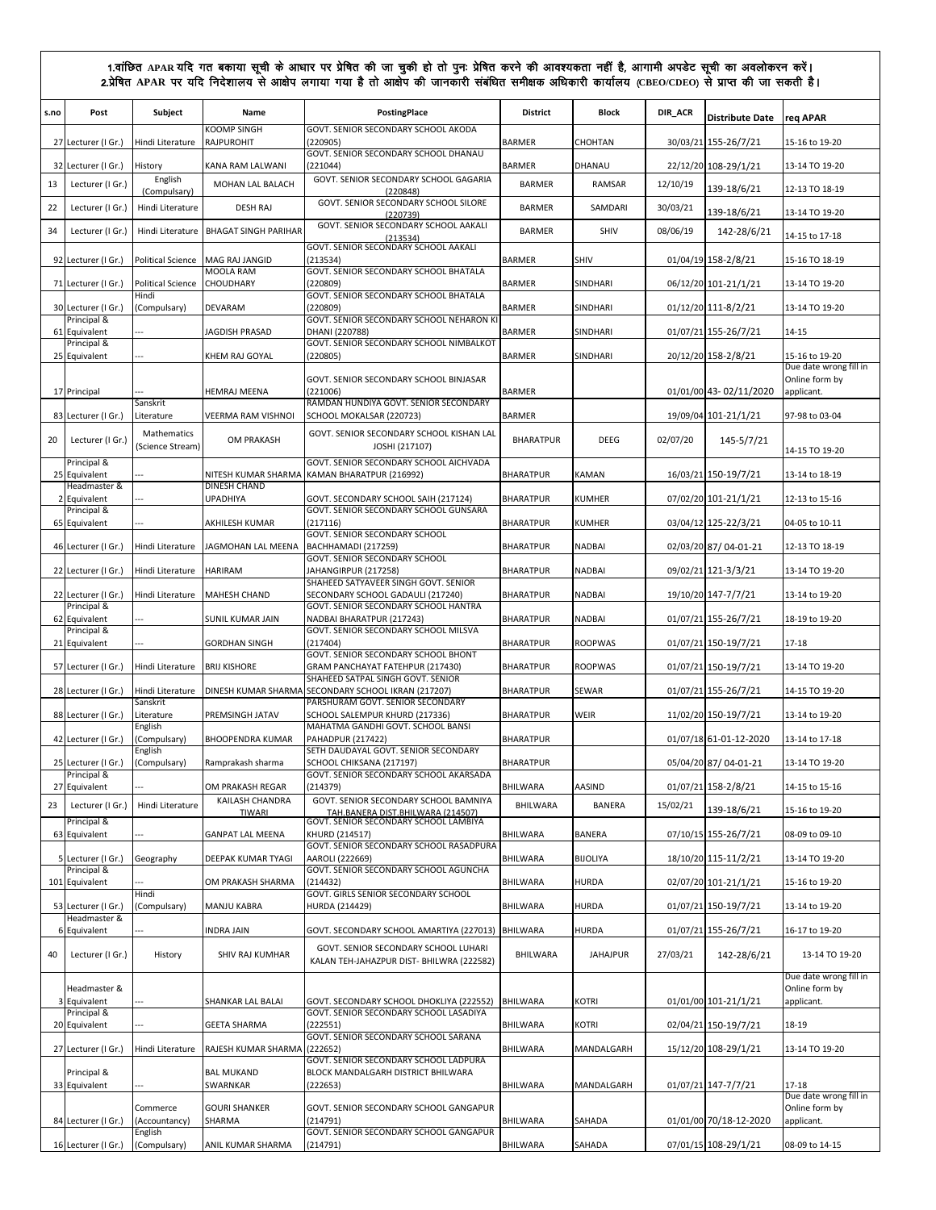**1.वांछित APAR यदि गत बकाया सूची के आधार पर प्रेषित की जा चुकी हो तो पुनः प्रेषित करने की आवश्यकता नहीं है, आगामी अपडेट सूची का अवलोकरन करें।**
**2.प्रेषित APAR पर यदि निदेशालय से आक्षेप लगाया गया है तो आक्षेप की जानकारी संबंधित समीक्षक अधिकारी कार्यालय (CBEO/CDEO) से प्राप्त की जा सकती है।**

| s.no | Post | Subject | Name | PostingPlace | District | Block | DIR_ACR | Distribute Date | req APAR |
|---|---|---|---|---|---|---|---|---|---|
| 27 | Lecturer (I Gr.) | Hindi Literature | KOOMP SINGH RAJPUROHIT | GOVT. SENIOR SECONDARY SCHOOL AKODA (220905) | BARMER | CHOHTAN | 30/03/21 | 155-26/7/21 | 15-16 to 19-20 |
| 32 | Lecturer (I Gr.) | History | KANA RAM LALWANI | GOVT. SENIOR SECONDARY SCHOOL DHANAU (221044) | BARMER | DHANAU | 22/12/20 | 108-29/1/21 | 13-14 TO 19-20 |
| 13 | Lecturer (I Gr.) | English (Compulsary) | MOHAN LAL BALACH | GOVT. SENIOR SECONDARY SCHOOL GAGARIA (220848) | BARMER | RAMSAR | 12/10/19 | 139-18/6/21 | 12-13 TO 18-19 |
| 22 | Lecturer (I Gr.) | Hindi Literature | DESH RAJ | GOVT. SENIOR SECONDARY SCHOOL SILORE (220739) | BARMER | SAMDARI | 30/03/21 | 139-18/6/21 | 13-14 TO 19-20 |
| 34 | Lecturer (I Gr.) | Hindi Literature | BHAGAT SINGH PARIHAR | GOVT. SENIOR SECONDARY SCHOOL AAKALI (213534) | BARMER | SHIV | 08/06/19 | 142-28/6/21 | 14-15 to 17-18 |
| 92 | Lecturer (I Gr.) | Political Science | MAG RAJ JANGID | GOVT. SENIOR SECONDARY SCHOOL AAKALI (213534) | BARMER | SHIV | 01/04/19 | 158-2/8/21 | 15-16 TO 18-19 |
| 71 | Lecturer (I Gr.) | Political Science | MOOLA RAM CHOUDHARY | GOVT. SENIOR SECONDARY SCHOOL BHATALA (220809) | BARMER | SINDHARI | 06/12/20 | 101-21/1/21 | 13-14 TO 19-20 |
| 30 | Lecturer (I Gr.) | Hindi (Compulsary) | DEVARAM | GOVT. SENIOR SECONDARY SCHOOL BHATALA (220809) | BARMER | SINDHARI | 01/12/20 | 111-8/2/21 | 13-14 TO 19-20 |
| 61 | Principal & Equivalent | --- | JAGDISH PRASAD | GOVT. SENIOR SECONDARY SCHOOL NEHARON KI DHANI (220788) | BARMER | SINDHARI | 01/07/21 | 155-26/7/21 | 14-15 |
| 25 | Principal & Equivalent | --- | KHEM RAJ GOYAL | GOVT. SENIOR SECONDARY SCHOOL NIMBALKOT (220805) | BARMER | SINDHARI | 20/12/20 | 158-2/8/21 | 15-16 to 19-20 |
| 17 | Principal | --- | HEMRAJ MEENA | GOVT. SENIOR SECONDARY SCHOOL BINJASAR (221006) | BARMER | | 01/01/00 | 43- 02/11/2020 | Due date wrong fill in Online form by applicant. |
| 83 | Lecturer (I Gr.) | Sanskrit Literature | VEERMA RAM VISHNOI | RAMDAN HUNDIYA GOVT. SENIOR SECONDARY SCHOOL MOKALSAR (220723) | BARMER | | 19/09/04 | 101-21/1/21 | 97-98 to 03-04 |
| 20 | Lecturer (I Gr.) | Mathematics (Science Stream) | OM PRAKASH | GOVT. SENIOR SECONDARY SCHOOL KISHAN LAL JOSHI (217107) | BHARATPUR | DEEG | 02/07/20 | 145-5/7/21 | 14-15 TO 19-20 |
| 25 | Principal & Equivalent | --- | NITESH KUMAR SHARMA | GOVT. SENIOR SECONDARY SCHOOL AICHVADA KAMAN BHARATPUR (216992) | BHARATPUR | KAMAN | 16/03/21 | 150-19/7/21 | 13-14 to 18-19 |
| 2 | Headmaster & Equivalent | --- | DINESH CHAND UPADHIYA | GOVT. SECONDARY SCHOOL SAIH (217124) | BHARATPUR | KUMHER | 07/02/20 | 101-21/1/21 | 12-13 to 15-16 |
| 65 | Principal & Equivalent | --- | AKHILESH KUMAR | GOVT. SENIOR SECONDARY SCHOOL GUNSARA (217116) | BHARATPUR | KUMHER | 03/04/12 | 125-22/3/21 | 04-05 to 10-11 |
| 46 | Lecturer (I Gr.) | Hindi Literature | JAGMOHAN LAL MEENA | GOVT. SENIOR SECONDARY SCHOOL BACHHAMADI (217259) | BHARATPUR | NADBAI | 02/03/20 | 87/ 04-01-21 | 12-13 TO 18-19 |
| 22 | Lecturer (I Gr.) | Hindi Literature | HARIRAM | GOVT. SENIOR SECONDARY SCHOOL JAHANGIRPUR (217258) | BHARATPUR | NADBAI | 09/02/21 | 121-3/3/21 | 13-14 TO 19-20 |
| 22 | Lecturer (I Gr.) | Hindi Literature | MAHESH CHAND | SHAHEED SATYAVEER SINGH GOVT. SENIOR SECONDARY SCHOOL GADAULI (217240) | BHARATPUR | NADBAI | 19/10/20 | 147-7/7/21 | 13-14 to 19-20 |
| 62 | Principal & Equivalent | --- | SUNIL KUMAR JAIN | GOVT. SENIOR SECONDARY SCHOOL HANTRA NADBAI BHARATPUR (217243) | BHARATPUR | NADBAI | 01/07/21 | 155-26/7/21 | 18-19 to 19-20 |
| 21 | Principal & Equivalent | --- | GORDHAN SINGH | GOVT. SENIOR SECONDARY SCHOOL MILSVA (217404) | BHARATPUR | ROOPWAS | 01/07/21 | 150-19/7/21 | 17-18 |
| 57 | Lecturer (I Gr.) | Hindi Literature | BRIJ KISHORE | GOVT. SENIOR SECONDARY SCHOOL BHONT GRAM PANCHAYAT FATEHPUR (217430) | BHARATPUR | ROOPWAS | 01/07/21 | 150-19/7/21 | 13-14 TO 19-20 |
| 28 | Lecturer (I Gr.) | Hindi Literature | DINESH KUMAR SHARMA | SHAHEED SATPAL SINGH GOVT. SENIOR SECONDARY SCHOOL IKRAN (217207) | BHARATPUR | SEWAR | 01/07/21 | 155-26/7/21 | 14-15 TO 19-20 |
| 88 | Lecturer (I Gr.) | Sanskrit Literature | PREMSINGH JATAV | PARSHURAM GOVT. SENIOR SECONDARY SCHOOL SALEMPUR KHURD (217336) | BHARATPUR | WEIR | 11/02/20 | 150-19/7/21 | 13-14 to 19-20 |
| 42 | Lecturer (I Gr.) | English (Compulsary) | BHOOPENDRA KUMAR | MAHATMA GANDHI GOVT. SCHOOL BANSI PAHADPUR (217422) | BHARATPUR | | 01/07/18 | 61-01-12-2020 | 13-14 TO 17-18 |
| 25 | Lecturer (I Gr.) | English (Compulsary) | Ramprakash sharma | SETH DAUDAYAL GOVT. SENIOR SECONDARY SCHOOL CHIKSANA (217197) | BHARATPUR | | 05/04/20 | 87/ 04-01-21 | 13-14 TO 19-20 |
| 27 | Principal & Equivalent | --- | OM PRAKASH REGAR | GOVT. SENIOR SECONDARY SCHOOL AKARSADA (214379) | BHILWARA | AASIND | 01/07/21 | 158-2/8/21 | 14-15 to 15-16 |
| 23 | Lecturer (I Gr.) | Hindi Literature | KAILASH CHANDRA TIWARI | GOVT. SENIOR SECONDARY SCHOOL BAMNIYA TAH.BANERA DIST.BHILWARA (214507) | BHILWARA | BANERA | 15/02/21 | 139-18/6/21 | 15-16 to 19-20 |
| 63 | Principal & Equivalent | --- | GANPAT LAL MEENA | GOVT. SENIOR SECONDARY SCHOOL LAMBIYA KHURD (214517) | BHILWARA | BANERA | 07/10/15 | 155-26/7/21 | 08-09 to 09-10 |
| 5 | Lecturer (I Gr.) | Geography | DEEPAK KUMAR TYAGI | GOVT. SENIOR SECONDARY SCHOOL RASADPURA AAROLI (222669) | BHILWARA | BIJOLIYA | 18/10/20 | 115-11/2/21 | 13-14 TO 19-20 |
| 101 | Principal & Equivalent | --- | OM PRAKASH SHARMA | GOVT. SENIOR SECONDARY SCHOOL AGUNCHA (214432) | BHILWARA | HURDA | 02/07/20 | 101-21/1/21 | 15-16 to 19-20 |
| 53 | Lecturer (I Gr.) | Hindi (Compulsary) | MANJU KABRA | GOVT. GIRLS SENIOR SECONDARY SCHOOL HURDA (214429) | BHILWARA | HURDA | 01/07/21 | 150-19/7/21 | 13-14 to 19-20 |
| 6 | Headmaster & Equivalent | --- | INDRA JAIN | GOVT. SECONDARY SCHOOL AMARTIYA (227013) | BHILWARA | HURDA | 01/07/21 | 155-26/7/21 | 16-17 to 19-20 |
| 40 | Lecturer (I Gr.) | History | SHIV RAJ KUMHAR | GOVT. SENIOR SECONDARY SCHOOL LUHARI KALAN TEH-JAHAZPUR DIST- BHILWRA (222582) | BHILWARA | JAHAJPUR | 27/03/21 | 142-28/6/21 | 13-14 TO 19-20 |
| 3 | Headmaster & Equivalent | --- | SHANKAR LAL BALAI | GOVT. SECONDARY SCHOOL DHOKLIYA (222552) | BHILWARA | KOTRI | 01/01/00 | 101-21/1/21 | Due date wrong fill in Online form by applicant. |
| 20 | Principal & Equivalent | --- | GEETA SHARMA | GOVT. SENIOR SECONDARY SCHOOL LASADIYA (222551) | BHILWARA | KOTRI | 02/04/21 | 150-19/7/21 | 18-19 |
| 27 | Lecturer (I Gr.) | Hindi Literature | RAJESH KUMAR SHARMA | GOVT. SENIOR SECONDARY SCHOOL SARANA (222652) | BHILWARA | MANDALGARH | 15/12/20 | 108-29/1/21 | 13-14 TO 19-20 |
| 33 | Principal & Equivalent | --- | BAL MUKAND SWARNKAR | GOVT. SENIOR SECONDARY SCHOOL LADPURA BLOCK MANDALGARH DISTRICT BHILWARA (222653) | BHILWARA | MANDALGARH | 01/07/21 | 147-7/7/21 | 17-18 |
| 84 | Lecturer (I Gr.) | Commerce (Accountancy) | GOURI SHANKER SHARMA | GOVT. SENIOR SECONDARY SCHOOL GANGAPUR (214791) | BHILWARA | SAHADA | 01/01/00 | 70/18-12-2020 | Due date wrong fill in Online form by applicant. |
| 16 | Lecturer (I Gr.) | English (Compulsary) | ANIL KUMAR SHARMA | GOVT. SENIOR SECONDARY SCHOOL GANGAPUR (214791) | BHILWARA | SAHADA | 07/01/15 | 108-29/1/21 | 08-09 to 14-15 |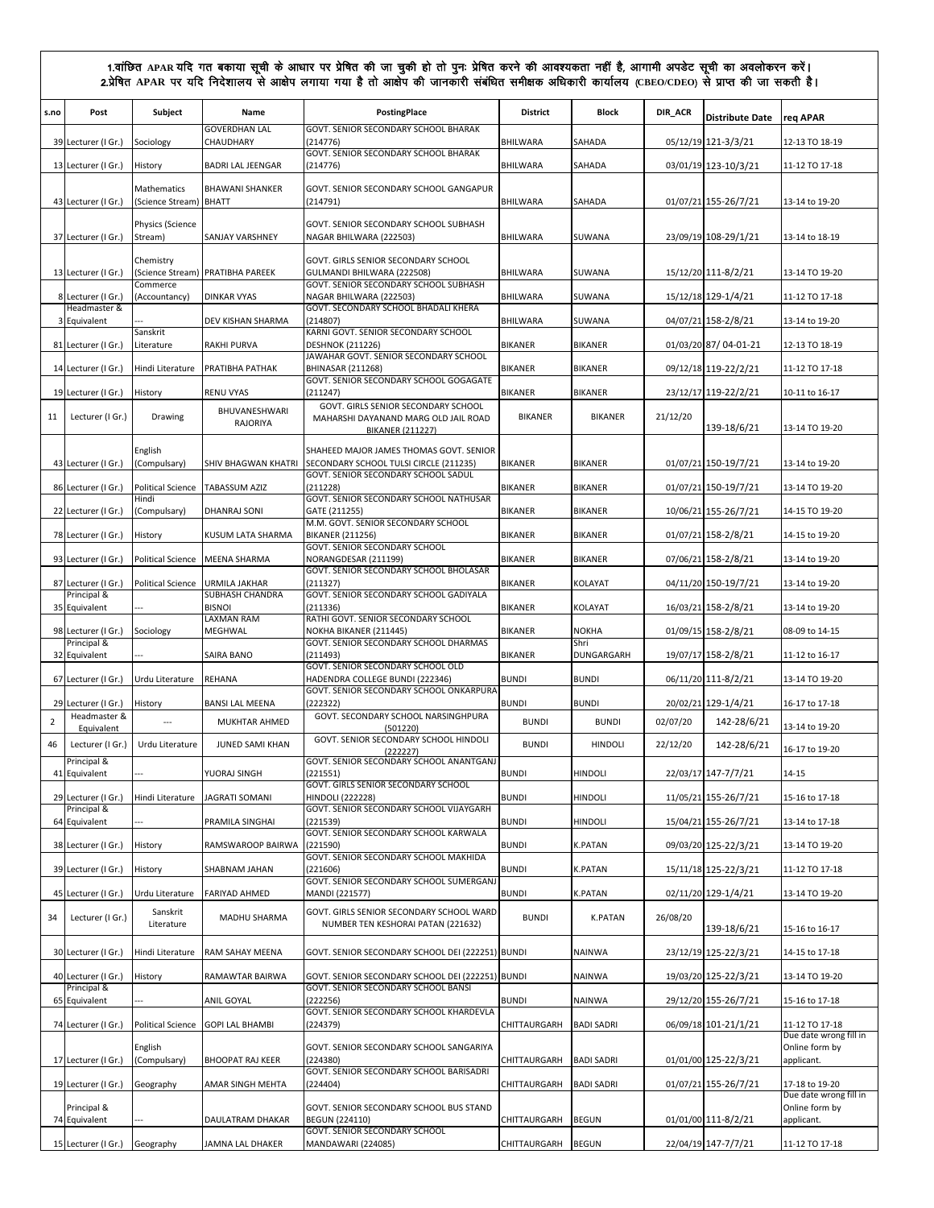1.वांछित APAR यदि गत बकाया सूची के आधार पर प्रेषित की जा चुकी हो तो पुनः प्रेषित करने की आवश्यकता नहीं है, आगामी अपडेट सूची का अवलोकरन करें।
2.प्रेषित APAR पर यदि निदेशालय से आक्षेप लगाया गया है तो आक्षेप की जानकारी संबंधित समीक्षक अधिकारी कार्यालय (CBEO/CDEO) से प्राप्त की जा सकती है।

| s.no | Post | Subject | Name | PostingPlace | District | Block | DIR_ACR | Distribute Date | req APAR |
|---|---|---|---|---|---|---|---|---|---|
| 39 | Lecturer (I Gr.) | Sociology | GOVERDHAN LAL CHAUDHARY | GOVT. SENIOR SECONDARY SCHOOL BHARAK (214776) | BHILWARA | SAHADA | 05/12/19 | 121-3/3/21 | 12-13 TO 18-19 |
| 13 | Lecturer (I Gr.) | History | BADRI LAL JEENGAR | GOVT. SENIOR SECONDARY SCHOOL BHARAK (214776) | BHILWARA | SAHADA | 03/01/19 | 123-10/3/21 | 11-12 TO 17-18 |
| 43 | Lecturer (I Gr.) | Mathematics (Science Stream) | BHAWANI SHANKER BHATT | GOVT. SENIOR SECONDARY SCHOOL GANGAPUR (214791) | BHILWARA | SAHADA | 01/07/21 | 155-26/7/21 | 13-14 to 19-20 |
| 37 | Lecturer (I Gr.) | Physics (Science Stream) | SANJAY VARSHNEY | GOVT. SENIOR SECONDARY SCHOOL SUBHASH NAGAR BHILWARA (222503) | BHILWARA | SUWANA | 23/09/19 | 108-29/1/21 | 13-14 to 18-19 |
| 13 | Lecturer (I Gr.) | Chemistry (Science Stream) | PRATIBHA PAREEK | GOVT. GIRLS SENIOR SECONDARY SCHOOL GULMANDI BHILWARA (222508) | BHILWARA | SUWANA | 15/12/20 | 111-8/2/21 | 13-14 TO 19-20 |
| 8 | Lecturer (I Gr.) | Commerce (Accountancy) | DINKAR VYAS | GOVT. SENIOR SECONDARY SCHOOL SUBHASH NAGAR BHILWARA (222503) | BHILWARA | SUWANA | 15/12/18 | 129-1/4/21 | 11-12 TO 17-18 |
| 3 | Headmaster & Equivalent | --- | DEV KISHAN SHARMA | GOVT. SECONDARY SCHOOL BHADALI KHERA (214807) | BHILWARA | SUWANA | 04/07/21 | 158-2/8/21 | 13-14 to 19-20 |
| 81 | Lecturer (I Gr.) | Sanskrit Literature | RAKHI PURVA | KARNI GOVT. SENIOR SECONDARY SCHOOL DESHNOK (211226) | BIKANER | BIKANER | 01/03/20 | 87/ 04-01-21 | 12-13 TO 18-19 |
| 14 | Lecturer (I Gr.) | Hindi Literature | PRATIBHA PATHAK | JAWAHAR GOVT. SENIOR SECONDARY SCHOOL BHINASAR (211268) | BIKANER | BIKANER | 09/12/18 | 119-22/2/21 | 11-12 TO 17-18 |
| 19 | Lecturer (I Gr.) | History | RENU VYAS | GOVT. SENIOR SECONDARY SCHOOL GOGAGATE (211247) | BIKANER | BIKANER | 23/12/17 | 119-22/2/21 | 10-11 to 16-17 |
| 11 | Lecturer (I Gr.) | Drawing | BHUVANESHWARI RAJORIYA | GOVT. GIRLS SENIOR SECONDARY SCHOOL MAHARSHI DAYANAND MARG OLD JAIL ROAD BIKANER (211227) | BIKANER | BIKANER | 21/12/20 | 139-18/6/21 | 13-14 TO 19-20 |
| 43 | Lecturer (I Gr.) | English (Compulsary) | SHIV BHAGWAN KHATRI | SHAHEED MAJOR JAMES THOMAS GOVT. SENIOR SECONDARY SCHOOL TULSI CIRCLE (211235) | BIKANER | BIKANER | 01/07/21 | 150-19/7/21 | 13-14 to 19-20 |
| 86 | Lecturer (I Gr.) | Political Science | TABASSUM AZIZ | GOVT. SENIOR SECONDARY SCHOOL SADUL (211228) | BIKANER | BIKANER | 01/07/21 | 150-19/7/21 | 13-14 TO 19-20 |
| 22 | Lecturer (I Gr.) | Hindi (Compulsary) | DHANRAJ SONI | GOVT. SENIOR SECONDARY SCHOOL NATHUSAR GATE (211255) | BIKANER | BIKANER | 10/06/21 | 155-26/7/21 | 14-15 TO 19-20 |
| 78 | Lecturer (I Gr.) | History | KUSUM LATA SHARMA | M.M. GOVT. SENIOR SECONDARY SCHOOL BIKANER (211256) | BIKANER | BIKANER | 01/07/21 | 158-2/8/21 | 14-15 to 19-20 |
| 93 | Lecturer (I Gr.) | Political Science | MEENA SHARMA | GOVT. SENIOR SECONDARY SCHOOL NORANGDESAR (211199) | BIKANER | BIKANER | 07/06/21 | 158-2/8/21 | 13-14 to 19-20 |
| 87 | Lecturer (I Gr.) | Political Science | URMILA JAKHAR | GOVT. SENIOR SECONDARY SCHOOL BHOLASAR (211327) | BIKANER | KOLAYAT | 04/11/20 | 150-19/7/21 | 13-14 to 19-20 |
| 35 | Principal & Equivalent | --- | SUBHASH CHANDRA BISNOI | GOVT. SENIOR SECONDARY SCHOOL GADIYALA (211336) | BIKANER | KOLAYAT | 16/03/21 | 158-2/8/21 | 13-14 to 19-20 |
| 98 | Lecturer (I Gr.) | Sociology | LAXMAN RAM MEGHWAL | RATHI GOVT. SENIOR SECONDARY SCHOOL NOKHA BIKANER (211445) | BIKANER | NOKHA | 01/09/15 | 158-2/8/21 | 08-09 to 14-15 |
| 32 | Principal & Equivalent | --- | SAIRA BANO | GOVT. SENIOR SECONDARY SCHOOL DHARMAS (211493) | BIKANER | Shri DUNGARGARH | 19/07/17 | 158-2/8/21 | 11-12 to 16-17 |
| 67 | Lecturer (I Gr.) | Urdu Literature | REHANA | GOVT. SENIOR SECONDARY SCHOOL OLD HADENDRA COLLEGE BUNDI (222346) | BUNDI | BUNDI | 06/11/20 | 111-8/2/21 | 13-14 TO 19-20 |
| 29 | Lecturer (I Gr.) | History | BANSI LAL MEENA | GOVT. SENIOR SECONDARY SCHOOL ONKARPURA (222322) | BUNDI | BUNDI | 20/02/21 | 129-1/4/21 | 16-17 to 17-18 |
| 2 | Headmaster & Equivalent | --- | MUKHTAR AHMED | GOVT. SECONDARY SCHOOL NARSINGHPURA (501220) | BUNDI | BUNDI | 02/07/20 | 142-28/6/21 | 13-14 TO 19-20 |
| 46 | Lecturer (I Gr.) | Urdu Literature | JUNED SAMI KHAN | GOVT. SENIOR SECONDARY SCHOOL HINDOLI (222227) | BUNDI | HINDOLI | 22/12/20 | 142-28/6/21 | 16-17 to 19-20 |
| 41 | Principal & Equivalent | --- | YUORAJ SINGH | GOVT. SENIOR SECONDARY SCHOOL ANANTGANJ (221551) | BUNDI | HINDOLI | 22/03/17 | 147-7/7/21 | 14-15 |
| 29 | Lecturer (I Gr.) | Hindi Literature | JAGRATI SOMANI | GOVT. GIRLS SENIOR SECONDARY SCHOOL HINDOLI (222228) | BUNDI | HINDOLI | 11/05/21 | 155-26/7/21 | 15-16 to 17-18 |
| 64 | Principal & Equivalent | --- | PRAMILA SINGHAI | GOVT. SENIOR SECONDARY SCHOOL VIJAYGARH (221539) | BUNDI | HINDOLI | 15/04/21 | 155-26/7/21 | 13-14 to 17-18 |
| 38 | Lecturer (I Gr.) | History | RAMSWAROOP BAIRWA | GOVT. SENIOR SECONDARY SCHOOL KARWALA (221590) | BUNDI | K.PATAN | 09/03/20 | 125-22/3/21 | 13-14 TO 19-20 |
| 39 | Lecturer (I Gr.) | History | SHABNAM JAHAN | GOVT. SENIOR SECONDARY SCHOOL MAKHIDA (221606) | BUNDI | K.PATAN | 15/11/18 | 125-22/3/21 | 11-12 TO 17-18 |
| 45 | Lecturer (I Gr.) | Urdu Literature | FARIYAD AHMED | GOVT. SENIOR SECONDARY SCHOOL SUMERGANJ MANDI (221577) | BUNDI | K.PATAN | 02/11/20 | 129-1/4/21 | 13-14 TO 19-20 |
| 34 | Lecturer (I Gr.) | Sanskrit Literature | MADHU SHARMA | GOVT. GIRLS SENIOR SECONDARY SCHOOL WARD NUMBER TEN KESHORAI PATAN (221632) | BUNDI | K.PATAN | 26/08/20 | 139-18/6/21 | 15-16 to 16-17 |
| 30 | Lecturer (I Gr.) | Hindi Literature | RAM SAHAY MEENA | GOVT. SENIOR SECONDARY SCHOOL DEI (222251) | BUNDI | NAINWA | 23/12/19 | 125-22/3/21 | 14-15 to 17-18 |
| 40 | Lecturer (I Gr.) | History | RAMAWTAR BAIRWA | GOVT. SENIOR SECONDARY SCHOOL DEI (222251) | BUNDI | NAINWA | 19/03/20 | 125-22/3/21 | 13-14 TO 19-20 |
| 65 | Principal & Equivalent | --- | ANIL GOYAL | GOVT. SENIOR SECONDARY SCHOOL BANSI (222256) | BUNDI | NAINWA | 29/12/20 | 155-26/7/21 | 15-16 to 17-18 |
| 74 | Lecturer (I Gr.) | Political Science | GOPI LAL BHAMBI | GOVT. SENIOR SECONDARY SCHOOL KHARDEVLA (224379) | CHITTAURGARH | BADI SADRI | 06/09/18 | 101-21/1/21 | 11-12 TO 17-18 |
| 17 | Lecturer (I Gr.) | English (Compulsary) | BHOOPAT RAJ KEER | GOVT. SENIOR SECONDARY SCHOOL SANGARIYA (224380) | CHITTAURGARH | BADI SADRI | 01/01/00 | 125-22/3/21 | Due date wrong fill in Online form by applicant. |
| 19 | Lecturer (I Gr.) | Geography | AMAR SINGH MEHTA | GOVT. SENIOR SECONDARY SCHOOL BARISADRI (224404) | CHITTAURGARH | BADI SADRI | 01/07/21 | 155-26/7/21 | 17-18 to 19-20 |
| 74 | Principal & Equivalent | --- | DAULATRAM DHAKAR | GOVT. SENIOR SECONDARY SCHOOL BUS STAND BEGUN (224110) | CHITTAURGARH | BEGUN | 01/01/00 | 111-8/2/21 | Due date wrong fill in Online form by applicant. |
| 15 | Lecturer (I Gr.) | Geography | JAMNA LAL DHAKER | GOVT. SENIOR SECONDARY SCHOOL MANDAWARI (224085) | CHITTAURGARH | BEGUN | 22/04/19 | 147-7/7/21 | 11-12 TO 17-18 |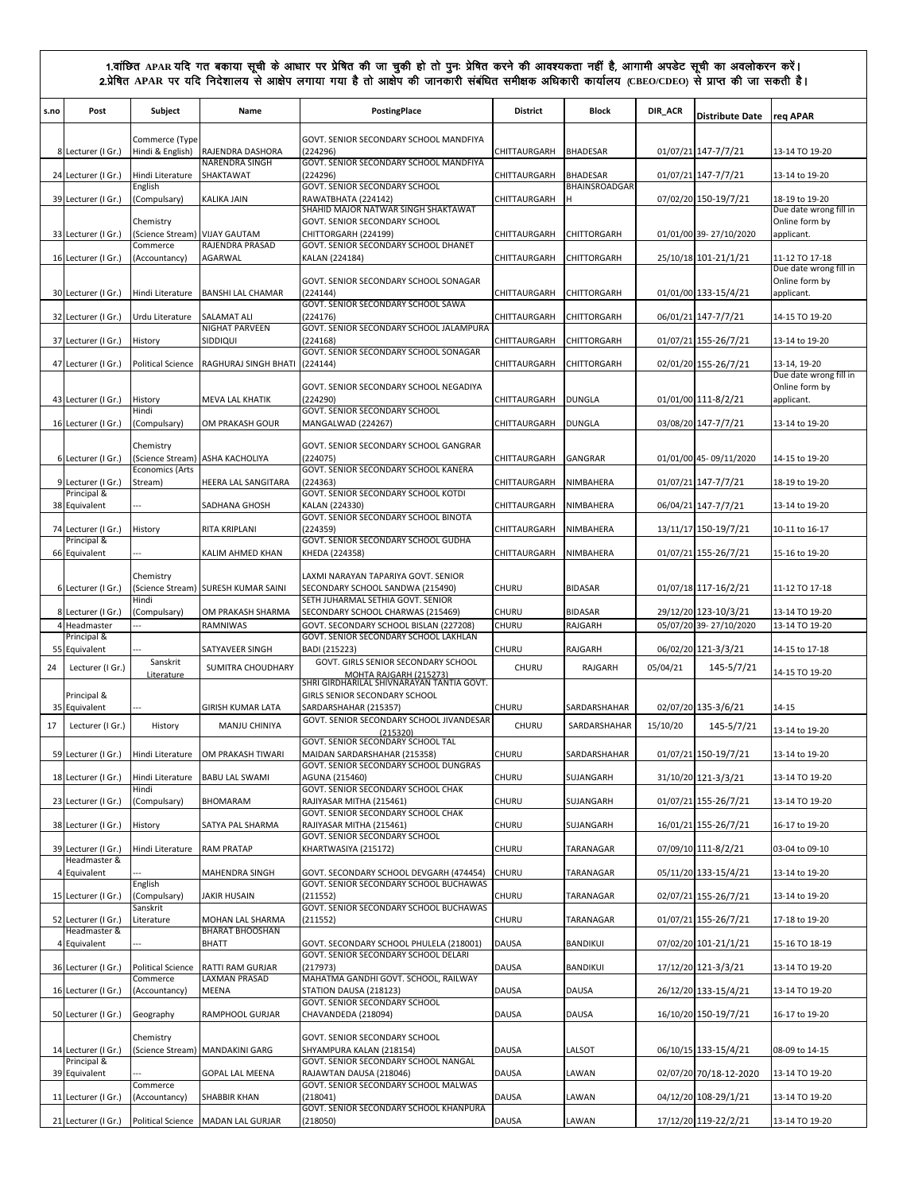1.वांछित APAR यदि गत बकाया सूची के आधार पर प्रेषित की जा चुकी हो तो पुनः प्रेषित करने की आवश्यकता नहीं है, आगामी अपडेट सूची का अवलोकरन करें।
2.प्रेषित APAR पर यदि निदेशालय से आक्षेप लगाया गया है तो आक्षेप की जानकारी संबंधित समीक्षक अधिकारी कार्यालय (CBEO/CDEO) से प्राप्त की जा सकती है।

| s.no | Post | Subject | Name | PostingPlace | District | Block | DIR_ACR | Distribute Date | req APAR |
|---|---|---|---|---|---|---|---|---|---|
| 8 | Lecturer (I Gr.) | Commerce (Type Hindi & English) | RAJENDRA DASHORA | GOVT. SENIOR SECONDARY SCHOOL MANDFIYA (224296) | CHITTAURGARH | BHADESAR | 01/07/21 | 147-7/7/21 | 13-14 TO 19-20 |
| 24 | Lecturer (I Gr.) | Hindi Literature | NARENDRA SINGH SHAKTAWAT | GOVT. SENIOR SECONDARY SCHOOL MANDFIYA (224296) | CHITTAURGARH | BHADESAR | 01/07/21 | 147-7/7/21 | 13-14 to 19-20 |
| 39 | Lecturer (I Gr.) | English (Compulsary) | KALIKA JAIN | GOVT. SENIOR SECONDARY SCHOOL RAWATBHATA (224142) | CHITTAURGARH | BHAINSROADGARH | 07/02/20 | 150-19/7/21 | 18-19 to 19-20 |
| 33 | Lecturer (I Gr.) | Chemistry (Science Stream) | VIJAY GAUTAM | SHAHID MAJOR NATWAR SINGH SHAKTAWAT GOVT. SENIOR SECONDARY SCHOOL CHITTORGARH (224199) | CHITTAURGARH | CHITTORGARH | 01/01/00 | 39- 27/10/2020 | Due date wrong fill in Online form by applicant. |
| 16 | Lecturer (I Gr.) | Commerce (Accountancy) | RAJENDRA PRASAD AGARWAL | GOVT. SENIOR SECONDARY SCHOOL DHANET KALAN (224184) | CHITTAURGARH | CHITTORGARH | 25/10/18 | 101-21/1/21 | 11-12 TO 17-18 |
| 30 | Lecturer (I Gr.) | Hindi Literature | BANSHI LAL CHAMAR | GOVT. SENIOR SECONDARY SCHOOL SONAGAR (224144) | CHITTAURGARH | CHITTORGARH | 01/01/00 | 133-15/4/21 | Due date wrong fill in Online form by applicant. |
| 32 | Lecturer (I Gr.) | Urdu Literature | SALAMAT ALI | GOVT. SENIOR SECONDARY SCHOOL SAWA (224176) | CHITTAURGARH | CHITTORGARH | 06/01/21 | 147-7/7/21 | 14-15 TO 19-20 |
| 37 | Lecturer (I Gr.) | History | NIGHAT PARVEEN SIDDIQUI | GOVT. SENIOR SECONDARY SCHOOL JALAMPURA (224168) | CHITTAURGARH | CHITTORGARH | 01/07/21 | 155-26/7/21 | 13-14 to 19-20 |
| 47 | Lecturer (I Gr.) | Political Science | RAGHURAJ SINGH BHATI | GOVT. SENIOR SECONDARY SCHOOL SONAGAR (224144) | CHITTAURGARH | CHITTORGARH | 02/01/20 | 155-26/7/21 | 13-14, 19-20 |
| 43 | Lecturer (I Gr.) | History | MEVA LAL KHATIK | GOVT. SENIOR SECONDARY SCHOOL NEGADIYA (224290) | CHITTAURGARH | DUNGLA | 01/01/00 | 111-8/2/21 | Due date wrong fill in Online form by applicant. |
| 16 | Lecturer (I Gr.) | Hindi (Compulsary) | OM PRAKASH GOUR | GOVT. SENIOR SECONDARY SCHOOL MANGALWAD (224267) | CHITTAURGARH | DUNGLA | 03/08/20 | 147-7/7/21 | 13-14 to 19-20 |
| 6 | Lecturer (I Gr.) | Chemistry (Science Stream) | ASHA KACHOLIYA | GOVT. SENIOR SECONDARY SCHOOL GANGRAR (224075) | CHITTAURGARH | GANGRAR | 01/01/00 | 45- 09/11/2020 | 14-15 to 19-20 |
| 9 | Lecturer (I Gr.) | Economics (Arts Stream) | HEERA LAL SANGITARA | GOVT. SENIOR SECONDARY SCHOOL KANERA (224363) | CHITTAURGARH | NIMBAHERA | 01/07/21 | 147-7/7/21 | 18-19 to 19-20 |
| 38 | Principal & Equivalent | --- | SADHANA GHOSH | GOVT. SENIOR SECONDARY SCHOOL KOTDI KALAN (224330) | CHITTAURGARH | NIMBAHERA | 06/04/21 | 147-7/7/21 | 13-14 to 19-20 |
| 74 | Lecturer (I Gr.) | History | RITA KRIPLANI | GOVT. SENIOR SECONDARY SCHOOL BINOTA (224359) | CHITTAURGARH | NIMBAHERA | 13/11/17 | 150-19/7/21 | 10-11 to 16-17 |
| 66 | Principal & Equivalent | --- | KALIM AHMED KHAN | GOVT. SENIOR SECONDARY SCHOOL GUDHA KHEDA (224358) | CHITTAURGARH | NIMBAHERA | 01/07/21 | 155-26/7/21 | 15-16 to 19-20 |
| 6 | Lecturer (I Gr.) | Chemistry (Science Stream) | SURESH KUMAR SAINI | LAXMI NARAYAN TAPARIYA GOVT. SENIOR SECONDARY SCHOOL SANDWA (215490) | CHURU | BIDASAR | 01/07/18 | 117-16/2/21 | 11-12 TO 17-18 |
| 8 | Lecturer (I Gr.) | Hindi (Compulsary) | OM PRAKASH SHARMA | SETH JUHARMAL SETHIA GOVT. SENIOR SECONDARY SCHOOL CHARWAS (215469) | CHURU | BIDASAR | 29/12/20 | 123-10/3/21 | 13-14 TO 19-20 |
| 4 | Headmaster | --- | RAMNIWAS | GOVT. SECONDARY SCHOOL BISLAN (227208) | CHURU | RAJGARH | 05/07/20 | 39- 27/10/2020 | 13-14 TO 19-20 |
| 55 | Principal & Equivalent | --- | SATYAVEER SINGH | GOVT. SENIOR SECONDARY SCHOOL LAKHLAN BADI (215223) | CHURU | RAJGARH | 06/02/20 | 121-3/3/21 | 14-15 to 17-18 |
| 24 | Lecturer (I Gr.) | Sanskrit Literature | SUMITRA CHOUDHARY | GOVT. GIRLS SENIOR SECONDARY SCHOOL MOHTA RAJGARH (215273) | CHURU | RAJGARH | 05/04/21 | 145-5/7/21 | 14-15 TO 19-20 |
| 35 | Principal & Equivalent | --- | GIRISH KUMAR LATA | SHRI GIRDHARILAL SHIVNARAYAN TANTIA GOVT. GIRLS SENIOR SECONDARY SCHOOL SARDARSHAHAR (215357) | CHURU | SARDARSHAHAR | 02/07/20 | 135-3/6/21 | 14-15 |
| 17 | Lecturer (I Gr.) | History | MANJU CHINIYA | GOVT. SENIOR SECONDARY SCHOOL JIVANDESAR (215320) | CHURU | SARDARSHAHAR | 15/10/20 | 145-5/7/21 | 13-14 to 19-20 |
| 59 | Lecturer (I Gr.) | Hindi Literature | OM PRAKASH TIWARI | GOVT. SENIOR SECONDARY SCHOOL TAL MAIDAN SARDARSHAHAR (215358) | CHURU | SARDARSHAHAR | 01/07/21 | 150-19/7/21 | 13-14 to 19-20 |
| 18 | Lecturer (I Gr.) | Hindi Literature | BABU LAL SWAMI | GOVT. SENIOR SECONDARY SCHOOL DUNGRAS AGUNA (215460) | CHURU | SUJANGARH | 31/10/20 | 121-3/3/21 | 13-14 TO 19-20 |
| 23 | Lecturer (I Gr.) | Hindi (Compulsary) | BHOMARAM | GOVT. SENIOR SECONDARY SCHOOL CHAK RAJIYASAR MITHA (215461) | CHURU | SUJANGARH | 01/07/21 | 155-26/7/21 | 13-14 TO 19-20 |
| 38 | Lecturer (I Gr.) | History | SATYA PAL SHARMA | GOVT. SENIOR SECONDARY SCHOOL CHAK RAJIYASAR MITHA (215461) | CHURU | SUJANGARH | 16/01/21 | 155-26/7/21 | 16-17 to 19-20 |
| 39 | Lecturer (I Gr.) | Hindi Literature | RAM PRATAP | GOVT. SENIOR SECONDARY SCHOOL KHARTWASIYA (215172) | CHURU | TARANAGAR | 07/09/10 | 111-8/2/21 | 03-04 to 09-10 |
| 4 | Headmaster & Equivalent | --- | MAHENDRA SINGH | GOVT. SECONDARY SCHOOL DEVGARH (474454) | CHURU | TARANAGAR | 05/11/20 | 133-15/4/21 | 13-14 to 19-20 |
| 15 | Lecturer (I Gr.) | English (Compulsary) | JAKIR HUSAIN | GOVT. SENIOR SECONDARY SCHOOL BUCHAWAS (211552) | CHURU | TARANAGAR | 02/07/21 | 155-26/7/21 | 13-14 to 19-20 |
| 52 | Lecturer (I Gr.) | Sanskrit Literature | MOHAN LAL SHARMA | GOVT. SENIOR SECONDARY SCHOOL BUCHAWAS (211552) | CHURU | TARANAGAR | 01/07/21 | 155-26/7/21 | 17-18 to 19-20 |
| 4 | Headmaster & Equivalent | --- | BHARAT BHOOSHAN BHATT | GOVT. SECONDARY SCHOOL PHULELA (218001) | DAUSA | BANDIKUI | 07/02/20 | 101-21/1/21 | 15-16 TO 18-19 |
| 36 | Lecturer (I Gr.) | Political Science | RATTI RAM GURJAR | GOVT. SENIOR SECONDARY SCHOOL DELARI (217973) | DAUSA | BANDIKUI | 17/12/20 | 121-3/3/21 | 13-14 TO 19-20 |
| 16 | Lecturer (I Gr.) | Commerce (Accountancy) | LAXMAN PRASAD MEENA | MAHATMA GANDHI GOVT. SCHOOL, RAILWAY STATION DAUSA (218123) | DAUSA | DAUSA | 26/12/20 | 133-15/4/21 | 13-14 TO 19-20 |
| 50 | Lecturer (I Gr.) | Geography | RAMPHOOL GURJAR | GOVT. SENIOR SECONDARY SCHOOL CHAVANDEDA (218094) | DAUSA | DAUSA | 16/10/20 | 150-19/7/21 | 16-17 to 19-20 |
| 14 | Lecturer (I Gr.) | Chemistry (Science Stream) | MANDAKINI GARG | GOVT. SENIOR SECONDARY SCHOOL SHYAMPURA KALAN (218154) | DAUSA | LALSOT | 06/10/15 | 133-15/4/21 | 08-09 to 14-15 |
| 39 | Principal & Equivalent | --- | GOPAL LAL MEENA | GOVT. SENIOR SECONDARY SCHOOL NANGAL RAJAWTAN DAUSA (218046) | DAUSA | LAWAN | 02/07/20 | 70/18-12-2020 | 13-14 TO 19-20 |
| 11 | Lecturer (I Gr.) | Commerce (Accountancy) | SHABBIR KHAN | GOVT. SENIOR SECONDARY SCHOOL MALWAS (218041) | DAUSA | LAWAN | 04/12/20 | 108-29/1/21 | 13-14 TO 19-20 |
| 21 | Lecturer (I Gr.) | Political Science | MADAN LAL GURJAR | GOVT. SENIOR SECONDARY SCHOOL KHANPURA (218050) | DAUSA | LAWAN | 17/12/20 | 119-22/2/21 | 13-14 TO 19-20 |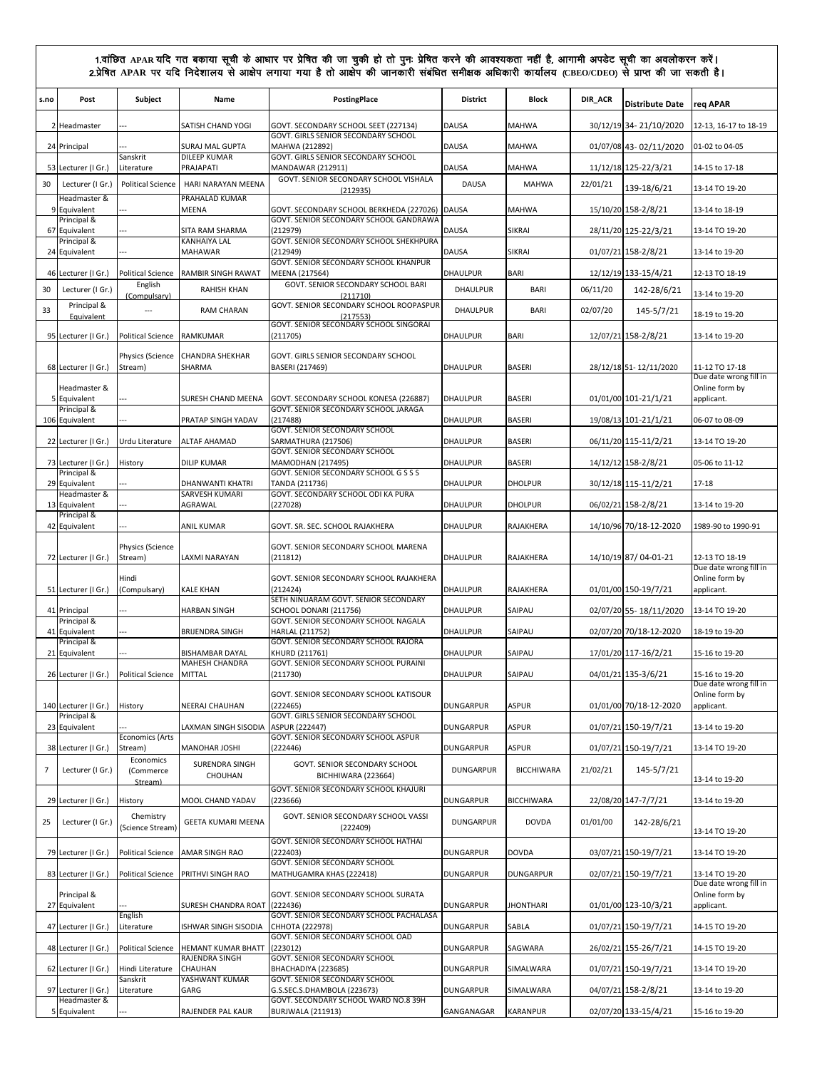1.वांछित APAR यदि गत बकाया सूची के आधार पर प्रेषित की जा चुकी हो तो पुनः प्रेषित करने की आवश्यकता नहीं है, आगामी अपडेट सूची का अवलोकरन करें।
2.प्रेषित APAR पर यदि निदेशालय से आक्षेप लगाया गया है तो आक्षेप की जानकारी संबंधित समीक्षक अधिकारी कार्यालय (CBEO/CDEO) से प्राप्त की जा सकती है।

| s.no | Post | Subject | Name | PostingPlace | District | Block | DIR_ACR | Distribute Date | req APAR |
|---|---|---|---|---|---|---|---|---|---|
| 2 | Headmaster | --- | SATISH CHAND YOGI | GOVT. SECONDARY SCHOOL SEET (227134) | DAUSA | MAHWA | 30/12/19 | 34- 21/10/2020 | 12-13, 16-17 to 18-19 |
| 24 | Principal | --- | SURAJ MAL GUPTA | GOVT. GIRLS SENIOR SECONDARY SCHOOL MAHWA (212892) | DAUSA | MAHWA | 01/07/08 | 43- 02/11/2020 | 01-02 to 04-05 |
| 53 | Lecturer (I Gr.) | Sanskrit Literature | DILEEP KUMAR PRAJAPATI | GOVT. GIRLS SENIOR SECONDARY SCHOOL MANDAWAR (212911) | DAUSA | MAHWA | 11/12/18 | 125-22/3/21 | 14-15 to 17-18 |
| 30 | Lecturer (I Gr.) | Political Science | HARI NARAYAN MEENA | GOVT. SENIOR SECONDARY SCHOOL VISHALA (212935) | DAUSA | MAHWA | 22/01/21 | 139-18/6/21 | 13-14 TO 19-20 |
| 9 | Headmaster & Equivalent | --- | PRAHALAD KUMAR MEENA | GOVT. SECONDARY SCHOOL BERKHEDA (227026) | DAUSA | MAHWA | 15/10/20 | 158-2/8/21 | 13-14 to 18-19 |
| 67 | Principal & Equivalent | --- | SITA RAM SHARMA | GOVT. SENIOR SECONDARY SCHOOL GANDRAWA (212979) | DAUSA | SIKRAI | 28/11/20 | 125-22/3/21 | 13-14 TO 19-20 |
| 24 | Principal & Equivalent | --- | KANHAIYA LAL MAHAWAR | GOVT. SENIOR SECONDARY SCHOOL SHEKHPURA (212949) | DAUSA | SIKRAI | 01/07/21 | 158-2/8/21 | 13-14 to 19-20 |
| 46 | Lecturer (I Gr.) | Political Science | RAMBIR SINGH RAWAT | GOVT. SENIOR SECONDARY SCHOOL KHANPUR MEENA (217564) | DHAULPUR | BARI | 12/12/19 | 133-15/4/21 | 12-13 TO 18-19 |
| 30 | Lecturer (I Gr.) | English (Compulsary) | RAHISH KHAN | GOVT. SENIOR SECONDARY SCHOOL BARI (211710) | DHAULPUR | BARI | 06/11/20 | 142-28/6/21 | 13-14 to 19-20 |
| 33 | Principal & Equivalent | --- | RAM CHARAN | GOVT. SENIOR SECONDARY SCHOOL ROOPASPUR (217553) | DHAULPUR | BARI | 02/07/20 | 145-5/7/21 | 18-19 to 19-20 |
| 95 | Lecturer (I Gr.) | Political Science | RAMKUMAR | GOVT. SENIOR SECONDARY SCHOOL SINGORAI (211705) | DHAULPUR | BARI | 12/07/21 | 158-2/8/21 | 13-14 to 19-20 |
| 68 | Lecturer (I Gr.) | Physics (Science Stream) | CHANDRA SHEKHAR SHARMA | GOVT. GIRLS SENIOR SECONDARY SCHOOL BASERI (217469) | DHAULPUR | BASERI | 28/12/18 | 51- 12/11/2020 | 11-12 TO 17-18 |
| 5 | Headmaster & Equivalent | --- | SURESH CHAND MEENA | GOVT. SECONDARY SCHOOL KONESA (226887) | DHAULPUR | BASERI | 01/01/00 | 101-21/1/21 | Due date wrong fill in Online form by applicant. |
| 106 | Principal & Equivalent | --- | PRATAP SINGH YADAV | GOVT. SENIOR SECONDARY SCHOOL JARAGA (217488) | DHAULPUR | BASERI | 19/08/13 | 101-21/1/21 | 06-07 to 08-09 |
| 22 | Lecturer (I Gr.) | Urdu Literature | ALTAF AHAMAD | GOVT. SENIOR SECONDARY SCHOOL SARMATHURA (217506) | DHAULPUR | BASERI | 06/11/20 | 115-11/2/21 | 13-14 TO 19-20 |
| 73 | Lecturer (I Gr.) | History | DILIP KUMAR | GOVT. SENIOR SECONDARY SCHOOL MAMODHAN (217495) | DHAULPUR | BASERI | 14/12/12 | 158-2/8/21 | 05-06 to 11-12 |
| 29 | Principal & Equivalent | --- | DHANWANTI KHATRI | GOVT. SENIOR SECONDARY SCHOOL G S S S TANDA (211736) | DHAULPUR | DHOLPUR | 30/12/18 | 115-11/2/21 | 17-18 |
| 13 | Headmaster & Equivalent | --- | SARVESH KUMARI AGRAWAL | GOVT. SECONDARY SCHOOL ODI KA PURA (227028) | DHAULPUR | DHOLPUR | 06/02/21 | 158-2/8/21 | 13-14 to 19-20 |
| 42 | Principal & Equivalent | --- | ANIL KUMAR | GOVT. SR. SEC. SCHOOL RAJAKHERA | DHAULPUR | RAJAKHERA | 14/10/96 | 70/18-12-2020 | 1989-90 to 1990-91 |
| 72 | Lecturer (I Gr.) | Physics (Science Stream) | LAXMI NARAYAN | GOVT. SENIOR SECONDARY SCHOOL MARENA (211812) | DHAULPUR | RAJAKHERA | 14/10/19 | 87/ 04-01-21 | 12-13 TO 18-19 |
| 51 | Lecturer (I Gr.) | Hindi (Compulsary) | KALE KHAN | GOVT. SENIOR SECONDARY SCHOOL RAJAKHERA (212424) | DHAULPUR | RAJAKHERA | 01/01/00 | 150-19/7/21 | Due date wrong fill in Online form by applicant. |
| 41 | Principal | --- | HARBAN SINGH | SETH NINUARAM GOVT. SENIOR SECONDARY SCHOOL DONARI (211756) | DHAULPUR | SAIPAU | 02/07/20 | 55- 18/11/2020 | 13-14 TO 19-20 |
| 41 | Principal & Equivalent | --- | BRIJENDRA SINGH | GOVT. SENIOR SECONDARY SCHOOL NAGALA HARLAL (211752) | DHAULPUR | SAIPAU | 02/07/20 | 70/18-12-2020 | 18-19 to 19-20 |
| 21 | Principal & Equivalent | --- | BISHAMBAR DAYAL | GOVT. SENIOR SECONDARY SCHOOL RAJORA KHURD (211761) | DHAULPUR | SAIPAU | 17/01/20 | 117-16/2/21 | 15-16 to 19-20 |
| 26 | Lecturer (I Gr.) | Political Science | MAHESH CHANDRA MITTAL | GOVT. SENIOR SECONDARY SCHOOL PURAINI (211730) | DHAULPUR | SAIPAU | 04/01/21 | 135-3/6/21 | 15-16 to 19-20 |
| 140 | Lecturer (I Gr.) | History | NEERAJ CHAUHAN | GOVT. SENIOR SECONDARY SCHOOL KATISOUR (222465) | DUNGARPUR | ASPUR | 01/01/00 | 70/18-12-2020 | Due date wrong fill in Online form by applicant. |
| 23 | Principal & Equivalent | --- | LAXMAN SINGH SISODIA | GOVT. GIRLS SENIOR SECONDARY SCHOOL ASPUR (222447) | DUNGARPUR | ASPUR | 01/07/21 | 150-19/7/21 | 13-14 to 19-20 |
| 38 | Lecturer (I Gr.) | Economics (Arts Stream) | MANOHAR JOSHI | GOVT. SENIOR SECONDARY SCHOOL ASPUR (222446) | DUNGARPUR | ASPUR | 01/07/21 | 150-19/7/21 | 13-14 TO 19-20 |
| 7 | Lecturer (I Gr.) | Economics (Commerce Stream) | SURENDRA SINGH CHOUHAN | GOVT. SENIOR SECONDARY SCHOOL BICHHIWARA (223664) | DUNGARPUR | BICCHIWARA | 21/02/21 | 145-5/7/21 | 13-14 to 19-20 |
| 29 | Lecturer (I Gr.) | History | MOOL CHAND YADAV | GOVT. SENIOR SECONDARY SCHOOL KHAJURI (223666) | DUNGARPUR | BICCHIWARA | 22/08/20 | 147-7/7/21 | 13-14 to 19-20 |
| 25 | Lecturer (I Gr.) | Chemistry (Science Stream) | GEETA KUMARI MEENA | GOVT. SENIOR SECONDARY SCHOOL VASSI (222409) | DUNGARPUR | DOVDA | 01/01/00 | 142-28/6/21 | 13-14 TO 19-20 |
| 79 | Lecturer (I Gr.) | Political Science | AMAR SINGH RAO | GOVT. SENIOR SECONDARY SCHOOL HATHAI (222403) | DUNGARPUR | DOVDA | 03/07/21 | 150-19/7/21 | 13-14 TO 19-20 |
| 83 | Lecturer (I Gr.) | Political Science | PRITHVI SINGH RAO | GOVT. SENIOR SECONDARY SCHOOL MATHUGAMRA KHAS (222418) | DUNGARPUR | DUNGARPUR | 02/07/21 | 150-19/7/21 | 13-14 TO 19-20 |
| 27 | Principal & Equivalent | --- | SURESH CHANDRA ROAT | GOVT. SENIOR SECONDARY SCHOOL SURATA (222436) | DUNGARPUR | JHONTHARI | 01/01/00 | 123-10/3/21 | Due date wrong fill in Online form by applicant. |
| 47 | Lecturer (I Gr.) | English Literature | ISHWAR SINGH SISODIA | GOVT. SENIOR SECONDARY SCHOOL PACHALASA CHHOTA (222978) | DUNGARPUR | SABLA | 01/07/21 | 150-19/7/21 | 14-15 TO 19-20 |
| 48 | Lecturer (I Gr.) | Political Science | HEMANT KUMAR BHATT | GOVT. SENIOR SECONDARY SCHOOL OAD (223012) | DUNGARPUR | SAGWARA | 26/02/21 | 155-26/7/21 | 14-15 TO 19-20 |
| 62 | Lecturer (I Gr.) | Hindi Literature | RAJENDRA SINGH CHAUHAN | GOVT. SENIOR SECONDARY SCHOOL BHACHADIYA (223685) | DUNGARPUR | SIMALWARA | 01/07/21 | 150-19/7/21 | 13-14 TO 19-20 |
| 97 | Lecturer (I Gr.) | Sanskrit Literature | YASHWANT KUMAR GARG | GOVT. SENIOR SECONDARY SCHOOL G.S.SEC.S.DHAMBOLA (223673) | DUNGARPUR | SIMALWARA | 04/07/21 | 158-2/8/21 | 13-14 to 19-20 |
| 5 | Headmaster & Equivalent | --- | RAJENDER PAL KAUR | GOVT. SECONDARY SCHOOL WARD NO.8 39H BURJWALA (211913) | GANGANAGAR | KARANPUR | 02/07/20 | 133-15/4/21 | 15-16 to 19-20 |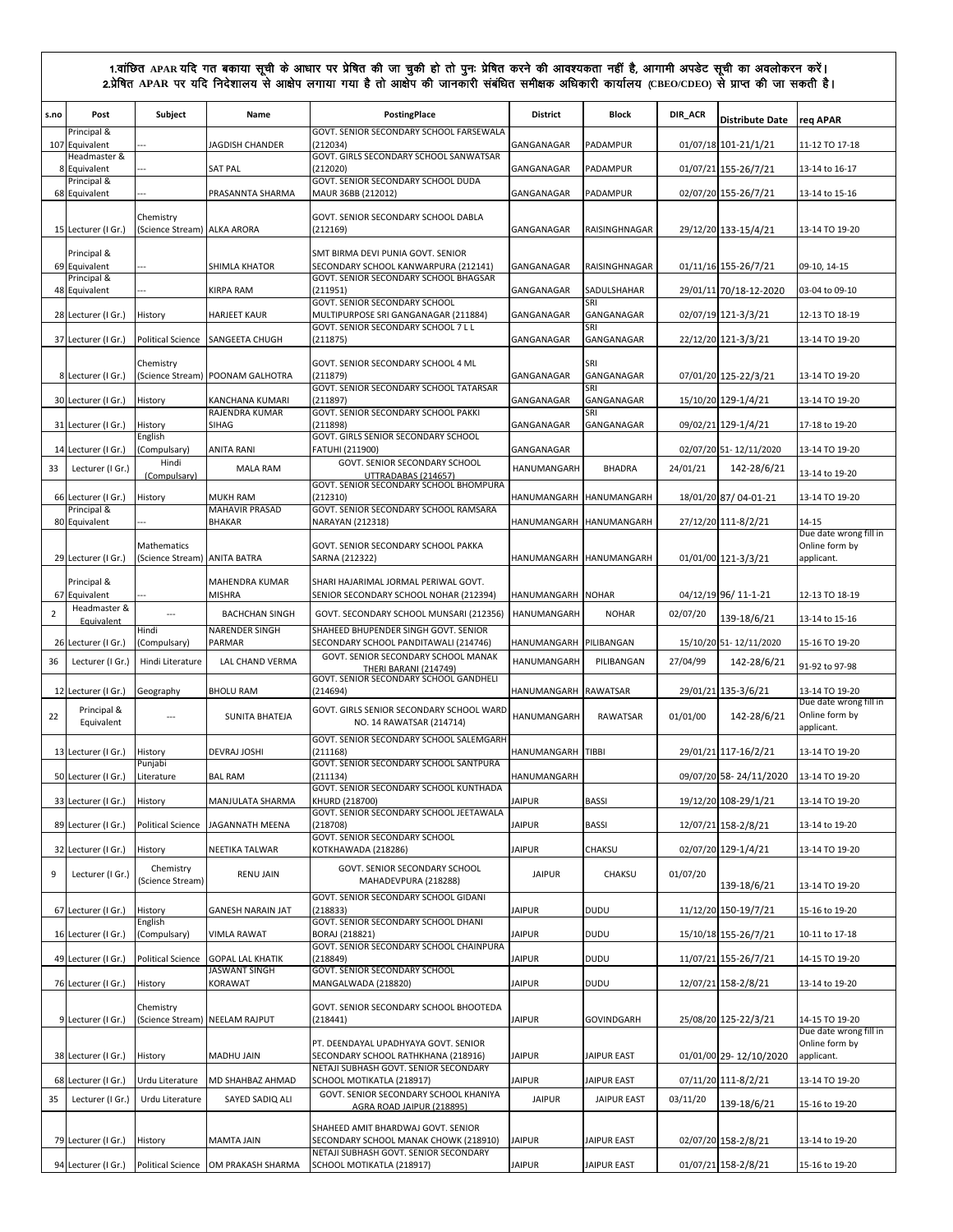1.वांछित APAR यदि गत बकाया सूची के आधार पर प्रेषित की जा चुकी हो तो पुनः प्रेषित करने की आवश्यकता नहीं है, आगामी अपडेट सूची का अवलोकरन करें।
2.प्रेषित APAR पर यदि निदेशालय से आक्षेप लगाया गया है तो आक्षेप की जानकारी संबंधित समीक्षक अधिकारी कार्यालय (CBEO/CDEO) से प्राप्त की जा सकती है।

| s.no | Post | Subject | Name | PostingPlace | District | Block | DIR_ACR | Distribute Date | req APAR |
|---|---|---|---|---|---|---|---|---|---|
| 107 | Principal & Equivalent | --- | JAGDISH CHANDER | GOVT. SENIOR SECONDARY SCHOOL FARSEWALA (212034) | GANGANAGAR | PADAMPUR | 01/07/18 | 101-21/1/21 | 11-12 TO 17-18 |
| 8 | Headmaster & Equivalent | --- | SAT PAL | GOVT. GIRLS SECONDARY SCHOOL SANWATSAR (212020) | GANGANAGAR | PADAMPUR | 01/07/21 | 155-26/7/21 | 13-14 to 16-17 |
| 68 | Principal & Equivalent | --- | PRASANNTA SHARMA | GOVT. SENIOR SECONDARY SCHOOL DUDA MAUR 36BB (212012) | GANGANAGAR | PADAMPUR | 02/07/20 | 155-26/7/21 | 13-14 to 15-16 |
| 15 | Lecturer (I Gr.) | Chemistry (Science Stream) | ALKA ARORA | GOVT. SENIOR SECONDARY SCHOOL DABLA (212169) | GANGANAGAR | RAISINGHNAGAR | 29/12/20 | 133-15/4/21 | 13-14 TO 19-20 |
| 69 | Principal & Equivalent | --- | SHIMLA KHATOR | SMT BIRMA DEVI PUNIA GOVT. SENIOR SECONDARY SCHOOL KANWARPURA (212141) | GANGANAGAR | RAISINGHNAGAR | 01/11/16 | 155-26/7/21 | 09-10, 14-15 |
| 48 | Principal & Equivalent | --- | KIRPA RAM | GOVT. SENIOR SECONDARY SCHOOL BHAGSAR (211951) | GANGANAGAR | SADULSHAHAR | 29/01/11 | 70/18-12-2020 | 03-04 to 09-10 |
| 28 | Lecturer (I Gr.) | History | HARJEET KAUR | GOVT. SENIOR SECONDARY SCHOOL MULTIPURPOSE SRI GANGANAGAR (211884) | GANGANAGAR | SRI GANGANAGAR | 02/07/19 | 121-3/3/21 | 12-13 TO 18-19 |
| 37 | Lecturer (I Gr.) | Political Science | SANGEETA CHUGH | GOVT. SENIOR SECONDARY SCHOOL 7 L L (211875) | GANGANAGAR | SRI GANGANAGAR | 22/12/20 | 121-3/3/21 | 13-14 TO 19-20 |
| 8 | Lecturer (I Gr.) | Chemistry (Science Stream) | POONAM GALHOTRA | GOVT. SENIOR SECONDARY SCHOOL 4 ML (211879) | GANGANAGAR | SRI GANGANAGAR | 07/01/20 | 125-22/3/21 | 13-14 TO 19-20 |
| 30 | Lecturer (I Gr.) | History | KANCHANA KUMARI | GOVT. SENIOR SECONDARY SCHOOL TATARSAR (211897) | GANGANAGAR | SRI GANGANAGAR | 15/10/20 | 129-1/4/21 | 13-14 TO 19-20 |
| 31 | Lecturer (I Gr.) | History | RAJENDRA KUMAR SIHAG | GOVT. SENIOR SECONDARY SCHOOL PAKKI (211898) | GANGANAGAR | SRI GANGANAGAR | 09/02/21 | 129-1/4/21 | 17-18 to 19-20 |
| 14 | Lecturer (I Gr.) | English (Compulsary) | ANITA RANI | GOVT. GIRLS SENIOR SECONDARY SCHOOL FATUHI (211900) | GANGANAGAR | | 02/07/20 | 51- 12/11/2020 | 13-14 TO 19-20 |
| 33 | Lecturer (I Gr.) | Hindi (Compulsary) | MALA RAM | GOVT. SENIOR SECONDARY SCHOOL UTTRADABAS (214657) | HANUMANGARH | BHADRA | 24/01/21 | 142-28/6/21 | 13-14 to 19-20 |
| 66 | Lecturer (I Gr.) | History | MUKH RAM | GOVT. SENIOR SECONDARY SCHOOL BHOMPURA (212310) | HANUMANGARH | HANUMANGARH | 18/01/20 | 87/ 04-01-21 | 13-14 TO 19-20 |
| 80 | Principal & Equivalent | --- | MAHAVIR PRASAD BHAKAR | GOVT. SENIOR SECONDARY SCHOOL RAMSARA NARAYAN (212318) | HANUMANGARH | HANUMANGARH | 27/12/20 | 111-8/2/21 | 14-15 |
| 29 | Lecturer (I Gr.) | Mathematics (Science Stream) | ANITA BATRA | GOVT. SENIOR SECONDARY SCHOOL PAKKA SARNA (212322) | HANUMANGARH | HANUMANGARH | 01/01/00 | 121-3/3/21 | Due date wrong fill in Online form by applicant. |
| 67 | Principal & Equivalent | --- | MAHENDRA KUMAR MISHRA | SHARI HAJARIMAL JORMAL PERIWAL GOVT. SENIOR SECONDARY SCHOOL NOHAR (212394) | HANUMANGARH | NOHAR | 04/12/19 | 96/ 11-1-21 | 12-13 TO 18-19 |
| 2 | Headmaster & Equivalent | --- | BACHCHAN SINGH | GOVT. SECONDARY SCHOOL MUNSARI (212356) | HANUMANGARH | NOHAR | 02/07/20 | 139-18/6/21 | 13-14 to 15-16 |
| 26 | Lecturer (I Gr.) | Hindi (Compulsary) | NARENDER SINGH PARMAR | SHAHEED BHUPENDER SINGH GOVT. SENIOR SECONDARY SCHOOL PANDITAWALI (214746) | HANUMANGARH | PILIBANGAN | 15/10/20 | 51- 12/11/2020 | 15-16 TO 19-20 |
| 36 | Lecturer (I Gr.) | Hindi Literature | LAL CHAND VERMA | GOVT. SENIOR SECONDARY SCHOOL MANAK THERI BARANI (214749) | HANUMANGARH | PILIBANGAN | 27/04/99 | 142-28/6/21 | 91-92 to 97-98 |
| 12 | Lecturer (I Gr.) | Geography | BHOLU RAM | GOVT. SENIOR SECONDARY SCHOOL GANDHELI (214694) | HANUMANGARH | RAWATSAR | 29/01/21 | 135-3/6/21 | 13-14 TO 19-20 |
| 22 | Principal & Equivalent | --- | SUNITA BHATEJA | GOVT. GIRLS SENIOR SECONDARY SCHOOL WARD NO. 14 RAWATSAR (214714) | HANUMANGARH | RAWATSAR | 01/01/00 | 142-28/6/21 | Due date wrong fill in Online form by applicant. |
| 13 | Lecturer (I Gr.) | History | DEVRAJ JOSHI | GOVT. SENIOR SECONDARY SCHOOL SALEMGARH (211168) | HANUMANGARH | TIBBI | 29/01/21 | 117-16/2/21 | 13-14 TO 19-20 |
| 50 | Lecturer (I Gr.) | Punjabi Literature | BAL RAM | GOVT. SENIOR SECONDARY SCHOOL SANTPURA (211134) | HANUMANGARH | | 09/07/20 | 58- 24/11/2020 | 13-14 TO 19-20 |
| 33 | Lecturer (I Gr.) | History | MANJULATA SHARMA | GOVT. SENIOR SECONDARY SCHOOL KUNTHADA KHURD (218700) | JAIPUR | BASSI | 19/12/20 | 108-29/1/21 | 13-14 TO 19-20 |
| 89 | Lecturer (I Gr.) | Political Science | JAGANNATH MEENA | GOVT. SENIOR SECONDARY SCHOOL JEETAWALA (218708) | JAIPUR | BASSI | 12/07/21 | 158-2/8/21 | 13-14 to 19-20 |
| 32 | Lecturer (I Gr.) | History | NEETIKA TALWAR | GOVT. SENIOR SECONDARY SCHOOL KOTKHAWADA (218286) | JAIPUR | CHAKSU | 02/07/20 | 129-1/4/21 | 13-14 TO 19-20 |
| 9 | Lecturer (I Gr.) | Chemistry (Science Stream) | RENU JAIN | GOVT. SENIOR SECONDARY SCHOOL MAHADEVPURA (218288) | JAIPUR | CHAKSU | 01/07/20 | 139-18/6/21 | 13-14 TO 19-20 |
| 67 | Lecturer (I Gr.) | History | GANESH NARAIN JAT | GOVT. SENIOR SECONDARY SCHOOL GIDANI (218833) | JAIPUR | DUDU | 11/12/20 | 150-19/7/21 | 15-16 to 19-20 |
| 16 | Lecturer (I Gr.) | English (Compulsary) | VIMLA RAWAT | GOVT. SENIOR SECONDARY SCHOOL DHANI BORAJ (218821) | JAIPUR | DUDU | 15/10/18 | 155-26/7/21 | 10-11 to 17-18 |
| 49 | Lecturer (I Gr.) | Political Science | GOPAL LAL KHATIK | GOVT. SENIOR SECONDARY SCHOOL CHAINPURA (218849) | JAIPUR | DUDU | 11/07/21 | 155-26/7/21 | 14-15 TO 19-20 |
| 76 | Lecturer (I Gr.) | History | JASWANT SINGH KORAWAT | GOVT. SENIOR SECONDARY SCHOOL MANGALWADA (218820) | JAIPUR | DUDU | 12/07/21 | 158-2/8/21 | 13-14 to 19-20 |
| 9 | Lecturer (I Gr.) | Chemistry (Science Stream) | NEELAM RAJPUT | GOVT. SENIOR SECONDARY SCHOOL BHOOTEDA (218441) | JAIPUR | GOVINDGARH | 25/08/20 | 125-22/3/21 | 14-15 TO 19-20 |
| 38 | Lecturer (I Gr.) | History | MADHU JAIN | PT. DEENDAYAL UPADHYAYA GOVT. SENIOR SECONDARY SCHOOL RATHKHANA (218916) | JAIPUR | JAIPUR EAST | 01/01/00 | 29- 12/10/2020 | Due date wrong fill in Online form by applicant. |
| 68 | Lecturer (I Gr.) | Urdu Literature | MD SHAHBAZ AHMAD | NETAJI SUBHASH GOVT. SENIOR SECONDARY SCHOOL MOTIKATLA (218917) | JAIPUR | JAIPUR EAST | 07/11/20 | 111-8/2/21 | 13-14 TO 19-20 |
| 35 | Lecturer (I Gr.) | Urdu Literature | SAYED SADIQ ALI | GOVT. SENIOR SECONDARY SCHOOL KHANIYA AGRA ROAD JAIPUR (218895) | JAIPUR | JAIPUR EAST | 03/11/20 | 139-18/6/21 | 15-16 to 19-20 |
| 79 | Lecturer (I Gr.) | History | MAMTA JAIN | SHAHEED AMIT BHARDWAJ GOVT. SENIOR SECONDARY SCHOOL MANAK CHOWK (218910) | JAIPUR | JAIPUR EAST | 02/07/20 | 158-2/8/21 | 13-14 to 19-20 |
| 94 | Lecturer (I Gr.) | Political Science | OM PRAKASH SHARMA | NETAJI SUBHASH GOVT. SENIOR SECONDARY SCHOOL MOTIKATLA (218917) | JAIPUR | JAIPUR EAST | 01/07/21 | 158-2/8/21 | 15-16 to 19-20 |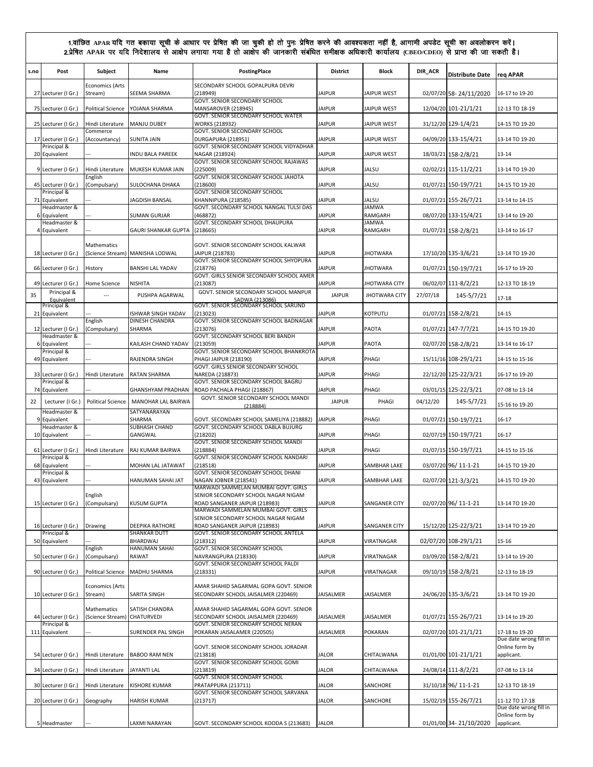1.वांछित APAR यदि गत बकाया सूची के आधार पर प्रेषित की जा चुकी हो तो पुनः प्रेषित करने की आवश्यकता नहीं है, आगामी अपडेट सूची का अवलोकरन करें।
2.प्रेषित APAR पर यदि निदेशालय से आक्षेप लगाया गया है तो आक्षेप की जानकारी संबंधित समीक्षक अधिकारी कार्यालय (CBEO/CDEO) से प्राप्त की जा सकती है।

| s.no | Post | Subject | Name | PostingPlace | District | Block | DIR_ACR | Distribute Date | req APAR |
|---|---|---|---|---|---|---|---|---|---|
| 27 | Lecturer (I Gr.) | Economics (Arts Stream) | SEEMA SHARMA | SECONDARY SCHOOL GOPALPURA DEVRI (218949) | JAIPUR | JAIPUR WEST | 02/07/20 | 58- 24/11/2020 | 16-17 to 19-20 |
| 75 | Lecturer (I Gr.) | Political Science | YOJANA SHARMA | GOVT. SENIOR SECONDARY SCHOOL MANSAROVER (218945) | JAIPUR | JAIPUR WEST | 12/04/20 | 101-21/1/21 | 12-13 TO 18-19 |
| 25 | Lecturer (I Gr.) | Hindi Literature | MANJU DUBEY | GOVT. SENIOR SECONDARY SCHOOL WATER WORKS (218932) | JAIPUR | JAIPUR WEST | 31/12/20 | 129-1/4/21 | 14-15 TO 19-20 |
| 17 | Lecturer (I Gr.) | Commerce (Accountancy) | SUNITA JAIN | GOVT. SENIOR SECONDARY SCHOOL DURGAPURA (218951) | JAIPUR | JAIPUR WEST | 04/09/20 | 133-15/4/21 | 13-14 TO 19-20 |
| 20 | Principal & Equivalent | --- | INDU BALA PAREEK | GOVT. SENIOR SECONDARY SCHOOL VIDYADHAR NAGAR (218924) | JAIPUR | JAIPUR WEST | 18/03/21 | 158-2/8/21 | 13-14 |
| 9 | Lecturer (I Gr.) | Hindi Literature | MUKESH KUMAR JAIN | GOVT. SENIOR SECONDARY SCHOOL RAJAWAS (225009) | JAIPUR | JALSU | 02/02/21 | 115-11/2/21 | 13-14 TO 19-20 |
| 45 | Lecturer (I Gr.) | English (Compulsary) | SULOCHANA DHAKA | GOVT. SENIOR SECONDARY SCHOOL JAHOTA (218600) | JAIPUR | JALSU | 01/07/21 | 150-19/7/21 | 14-15 TO 19-20 |
| 71 | Principal & Equivalent | --- | JAGDISH BANSAL | GOVT. SENIOR SECONDARY SCHOOL KHANNIPURA (218585) | JAIPUR | JALSU | 01/07/21 | 155-26/7/21 | 13-14 to 14-15 |
| 6 | Headmaster & Equivalent | --- | SUMAN GURJAR | GOVT. SECONDARY SCHOOL NANGAL TULSI DAS (468872) | JAIPUR | JAMWA RAMGARH | 08/07/20 | 133-15/4/21 | 13-14 to 19-20 |
| 4 | Headmaster & Equivalent | --- | GAURI SHANKAR GUPTA | GOVT. SECONDARY SCHOOL DHAUPURA (218665) | JAIPUR | JAMWA RAMGARH | 01/07/21 | 158-2/8/21 | 13-14 to 16-17 |
| 18 | Lecturer (I Gr.) | Mathematics (Science Stream) | MANISHA LODWAL | GOVT. SENIOR SECONDARY SCHOOL KALWAR JAIPUR (218783) | JAIPUR | JHOTWARA | 17/10/20 | 135-3/6/21 | 13-14 TO 19-20 |
| 66 | Lecturer (I Gr.) | History | BANSHI LAL YADAV | GOVT. SENIOR SECONDARY SCHOOL SHYOPURA (218776) | JAIPUR | JHOTWARA | 01/07/21 | 150-19/7/21 | 16-17 to 19-20 |
| 49 | Lecturer (I Gr.) | Home Science | NISHITA | GOVT. GIRLS SENIOR SECONDARY SCHOOL AMER (213087) | JAIPUR | JHOTWARA CITY | 06/02/07 | 111-8/2/21 | 12-13 TO 18-19 |
| 35 | Principal & Equivalent | --- | PUSHPA AGARWAL | GOVT. SENIOR SECONDARY SCHOOL MANPUR SADWA (213086) | JAIPUR | JHOTWARA CITY | 27/07/18 | 145-5/7/21 | 17-18 |
| 21 | Principal & Equivalent | --- | ISHWAR SINGH YADAV | GOVT. SENIOR SECONDARY SCHOOL SARUND (213023) | JAIPUR | KOTPUTLI | 01/07/21 | 158-2/8/21 | 14-15 |
| 12 | Lecturer (I Gr.) | English (Compulsary) | DINESH CHANDRA SHARMA | GOVT. SENIOR SECONDARY SCHOOL BADNAGAR (213076) | JAIPUR | PAOTA | 01/07/21 | 147-7/7/21 | 14-15 TO 19-20 |
| 6 | Headmaster & Equivalent | --- | KAILASH CHAND YADAV | GOVT. SECONDARY SCHOOL BERI BANDH (213059) | JAIPUR | PAOTA | 02/07/20 | 158-2/8/21 | 13-14 to 16-17 |
| 49 | Principal & Equivalent | --- | RAJENDRA SINGH | GOVT. SENIOR SECONDARY SCHOOL BHANKROTA PHAGI JAIPUR (218190) | JAIPUR | PHAGI | 15/11/16 | 108-29/1/21 | 14-15 to 15-16 |
| 33 | Lecturer (I Gr.) | Hindi Literature | RATAN SHARMA | GOVT. GIRLS SENIOR SECONDARY SCHOOL NAREDA (218873) | JAIPUR | PHAGI | 22/12/20 | 125-22/3/21 | 16-17 to 19-20 |
| 74 | Principal & Equivalent | --- | GHANSHYAM PRADHAN | GOVT. SENIOR SECONDARY SCHOOL BAGRU ROAD PACHALA PHAGI (218867) | JAIPUR | PHAGI | 03/01/15 | 125-22/3/21 | 07-08 to 13-14 |
| 22 | Lecturer (I Gr.) | Political Science | MANOHAR LAL BAIRWA | GOVT. SENIOR SECONDARY SCHOOL MANDI (218884) | JAIPUR | PHAGI | 04/12/20 | 145-5/7/21 | 15-16 to 19-20 |
| 9 | Headmaster & Equivalent | --- | SATYANARAYAN SHARMA | GOVT. SECONDARY SCHOOL SAMELIYA (218882) | JAIPUR | PHAGI | 01/07/21 | 150-19/7/21 | 16-17 |
| 10 | Headmaster & Equivalent | --- | SUBHASH CHAND GANGWAL | GOVT. SECONDARY SCHOOL DABLA BUJURG (218202) | JAIPUR | PHAGI | 02/07/19 | 150-19/7/21 | 16-17 |
| 61 | Lecturer (I Gr.) | Hindi Literature | RAJ KUMAR BAIRWA | GOVT. SENIOR SECONDARY SCHOOL MANDI (218884) | JAIPUR | PHAGI | 01/07/15 | 150-19/7/21 | 14-15 to 15-16 |
| 68 | Principal & Equivalent | --- | MOHAN LAL JATAWAT | GOVT. SENIOR SECONDARY SCHOOL NANDARI (218518) | JAIPUR | SAMBHAR LAKE | 03/07/20 | 96/ 11-1-21 | 14-15 TO 19-20 |
| 43 | Principal & Equivalent | --- | HANUMAN SAHAI JAT | GOVT. SENIOR SECONDARY SCHOOL DHANI NAGAN JOBNER (218541) | JAIPUR | SAMBHAR LAKE | 02/07/20 | 121-3/3/21 | 14-15 TO 19-20 |
| 15 | Lecturer (I Gr.) | English (Compulsary) | KUSUM GUPTA | MARWADI SAMMELAN MUMBAI GOVT. GIRLS SENIOR SECONDARY SCHOOL NAGAR NIGAM ROAD SANGANER JAIPUR (218983) | JAIPUR | SANGANER CITY | 02/07/20 | 96/ 11-1-21 | 13-14 TO 19-20 |
| 16 | Lecturer (I Gr.) | Drawing | DEEPIKA RATHORE | MARWADI SAMMELAN MUMBAI GOVT. GIRLS SENIOR SECONDARY SCHOOL NAGAR NIGAM ROAD SANGANER JAIPUR (218983) | JAIPUR | SANGANER CITY | 15/12/20 | 125-22/3/21 | 13-14 TO 19-20 |
| 50 | Principal & Equivalent | --- | SHANKAR DUTT BHARDWAJ | GOVT. SENIOR SECONDARY SCHOOL ANTELA (218312) | JAIPUR | VIRATNAGAR | 02/07/20 | 108-29/1/21 | 15-16 |
| 50 | Lecturer (I Gr.) | English (Compulsary) | HANUMAN SAHAI RAWAT | GOVT. SENIOR SECONDARY SCHOOL NAVRANGPURA (218330) | JAIPUR | VIRATNAGAR | 03/09/20 | 158-2/8/21 | 13-14 to 19-20 |
| 90 | Lecturer (I Gr.) | Political Science | MADHU SHARMA | GOVT. SENIOR SECONDARY SCHOOL PALDI (218331) | JAIPUR | VIRATNAGAR | 09/10/19 | 158-2/8/21 | 12-13 to 18-19 |
| 10 | Lecturer (I Gr.) | Economics (Arts Stream) | SARITA SINGH | AMAR SHAHID SAGARMAL GOPA GOVT. SENIOR SECONDARY SCHOOL JAISALMER (220469) | JAISALMER | JAISALMER | 24/06/20 | 135-3/6/21 | 13-14 TO 19-20 |
| 44 | Lecturer (I Gr.) | Mathematics (Science Stream) | SATISH CHANDRA CHATURVEDI | AMAR SHAHID SAGARMAL GOPA GOVT. SENIOR SECONDARY SCHOOL JAISALMER (220469) | JAISALMER | JAISALMER | 01/07/21 | 155-26/7/21 | 13-14 to 19-20 |
| 111 | Principal & Equivalent | --- | SURENDER PAL SINGH | GOVT. SENIOR SECONDARY SCHOOL NERAN POKARAN JAISALAMER (220505) | JAISALMER | POKARAN | 02/07/20 | 101-21/1/21 | 17-18 to 19-20 |
| 54 | Lecturer (I Gr.) | Hindi Literature | BABOO RAM NEN | GOVT. SENIOR SECONDARY SCHOOL JORADAR (213818) | JALOR | CHITALWANA | 01/01/00 | 101-21/1/21 | Due date wrong fill in Online form by applicant. |
| 34 | Lecturer (I Gr.) | Hindi Literature | JAYANTI LAL | GOVT. SENIOR SECONDARY SCHOOL GOMI (213819) | JALOR | CHITALWANA | 24/08/14 | 111-8/2/21 | 07-08 to 13-14 |
| 30 | Lecturer (I Gr.) | Hindi Literature | KISHORE KUMAR | GOVT. SENIOR SECONDARY SCHOOL PRATAPPURA (213711) | JALOR | SANCHORE | 31/10/18 | 96/ 11-1-21 | 12-13 TO 18-19 |
| 20 | Lecturer (I Gr.) | Geography | HARISH KUMAR | GOVT. SENIOR SECONDARY SCHOOL SARVANA (213717) | JALOR | SANCHORE | 15/02/19 | 155-26/7/21 | 11-12 TO 17-18 |
| 5 | Headmaster | --- | LAXMI NARAYAN | GOVT. SECONDARY SCHOOL KOODA S (213683) | JALOR | | 01/01/00 | 34- 21/10/2020 | Due date wrong fill in Online form by applicant. |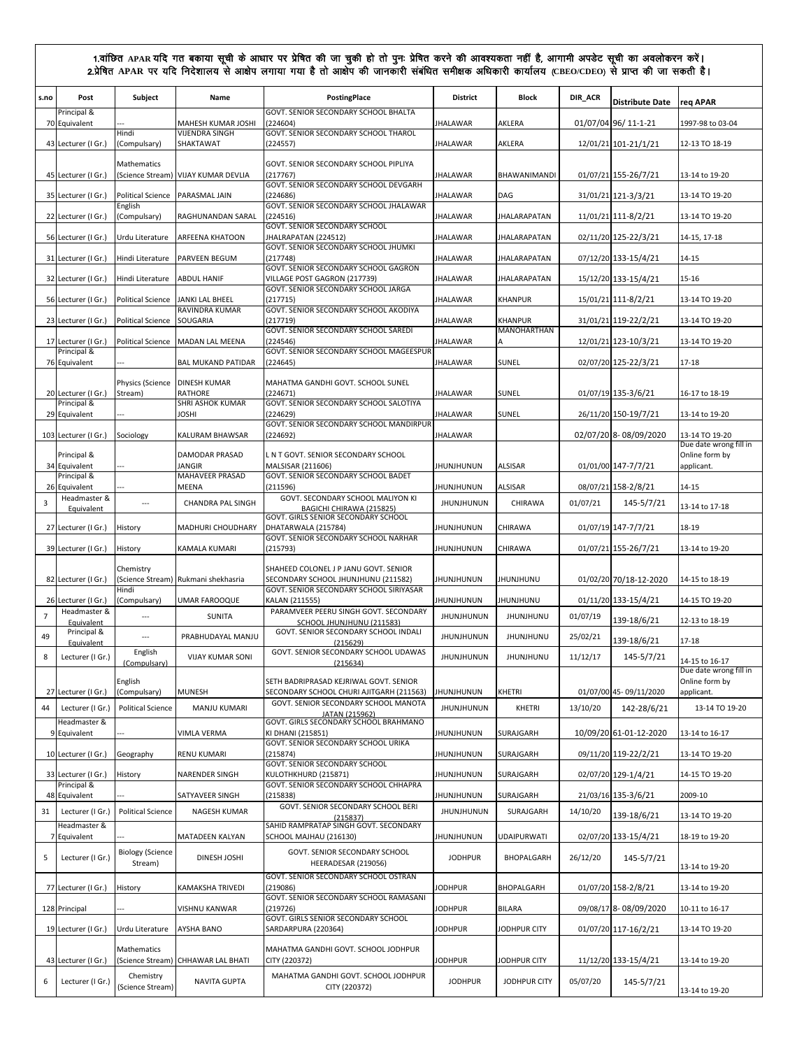1.वांछित APAR यदि गत बकाया सूची के आधार पर प्रेषित की जा चुकी हो तो पुनः प्रेषित करने की आवश्यकता नहीं है, आगामी अपडेट सूची का अवलोकरन करें।
2.प्रेषित APAR पर यदि निदेशालय से आक्षेप लगाया गया है तो आक्षेप की जानकारी संबंधित समीक्षक अधिकारी कार्यालय (CBEO/CDEO) से प्राप्त की जा सकती है।

| s.no | Post | Subject | Name | PostingPlace | District | Block | DIR_ACR | Distribute Date | req APAR |
|---|---|---|---|---|---|---|---|---|---|
| 70 | Principal & Equivalent | --- | MAHESH KUMAR JOSHI | GOVT. SENIOR SECONDARY SCHOOL BHALTA (224604) | JHALAWAR | AKLERA | 01/07/04 | 96/ 11-1-21 | 1997-98 to 03-04 |
| 43 | Lecturer (I Gr.) | Hindi (Compulsary) | VIJENDRA SINGH SHAKTAWAT | GOVT. SENIOR SECONDARY SCHOOL THAROL (224557) | JHALAWAR | AKLERA | 12/01/21 | 101-21/1/21 | 12-13 TO 18-19 |
| 45 | Lecturer (I Gr.) | Mathematics (Science Stream) | VIJAY KUMAR DEVLIA | GOVT. SENIOR SECONDARY SCHOOL PIPLIYA (217767) | JHALAWAR | BHAWANIMANDI | 01/07/21 | 155-26/7/21 | 13-14 to 19-20 |
| 35 | Lecturer (I Gr.) | Political Science | PARASMAL JAIN | GOVT. SENIOR SECONDARY SCHOOL DEVGARH (224686) | JHALAWAR | DAG | 31/01/21 | 121-3/3/21 | 13-14 TO 19-20 |
| 22 | Lecturer (I Gr.) | English (Compulsary) | RAGHUNANDAN SARAL | GOVT. SENIOR SECONDARY SCHOOL JHALAWAR (224516) | JHALAWAR | JHALARAPATAN | 11/01/21 | 111-8/2/21 | 13-14 TO 19-20 |
| 56 | Lecturer (I Gr.) | Urdu Literature | ARFEENA KHATOON | GOVT. SENIOR SECONDARY SCHOOL JHALRAPATAN (224512) | JHALAWAR | JHALARAPATAN | 02/11/20 | 125-22/3/21 | 14-15, 17-18 |
| 31 | Lecturer (I Gr.) | Hindi Literature | PARVEEN BEGUM | GOVT. SENIOR SECONDARY SCHOOL JHUMKI (217748) | JHALAWAR | JHALARAPATAN | 07/12/20 | 133-15/4/21 | 14-15 |
| 32 | Lecturer (I Gr.) | Hindi Literature | ABDUL HANIF | GOVT. SENIOR SECONDARY SCHOOL GAGRON VILLAGE POST GAGRON (217739) | JHALAWAR | JHALARAPATAN | 15/12/20 | 133-15/4/21 | 15-16 |
| 56 | Lecturer (I Gr.) | Political Science | JANKI LAL BHEEL | GOVT. SENIOR SECONDARY SCHOOL JARGA (217715) | JHALAWAR | KHANPUR | 15/01/21 | 111-8/2/21 | 13-14 TO 19-20 |
| 23 | Lecturer (I Gr.) | Political Science | RAVINDRA KUMAR SOUGARIA | GOVT. SENIOR SECONDARY SCHOOL AKODIYA (217719) | JHALAWAR | KHANPUR | 31/01/21 | 119-22/2/21 | 13-14 TO 19-20 |
| 17 | Lecturer (I Gr.) | Political Science | MADAN LAL MEENA | GOVT. SENIOR SECONDARY SCHOOL SAREDI (224546) | JHALAWAR | MANOHARTHANA | 12/01/21 | 123-10/3/21 | 13-14 TO 19-20 |
| 76 | Principal & Equivalent | --- | BAL MUKAND PATIDAR | GOVT. SENIOR SECONDARY SCHOOL MAGEESPUR (224645) | JHALAWAR | SUNEL | 02/07/20 | 125-22/3/21 | 17-18 |
| 20 | Lecturer (I Gr.) | Physics (Science Stream) | DINESH KUMAR RATHORE | MAHATMA GANDHI GOVT. SCHOOL SUNEL (224671) | JHALAWAR | SUNEL | 01/07/19 | 135-3/6/21 | 16-17 to 18-19 |
| 29 | Principal & Equivalent | --- | SHRI ASHOK KUMAR JOSHI | GOVT. SENIOR SECONDARY SCHOOL SALOTIYA (224629) | JHALAWAR | SUNEL | 26/11/20 | 150-19/7/21 | 13-14 to 19-20 |
| 103 | Lecturer (I Gr.) | Sociology | KALURAM BHAWSAR | GOVT. SENIOR SECONDARY SCHOOL MANDIRPUR (224692) | JHALAWAR | | 02/07/20 | 8- 08/09/2020 | 13-14 TO 19-20 |
| 34 | Principal & Equivalent | --- | DAMODAR PRASAD JANGIR | L N T GOVT. SENIOR SECONDARY SCHOOL MALSISAR (211606) | JHUNJHUNUN | ALSISAR | 01/01/00 | 147-7/7/21 | Due date wrong fill in Online form by applicant. |
| 26 | Principal & Equivalent | --- | MAHAVEER PRASAD MEENA | GOVT. SENIOR SECONDARY SCHOOL BADET (211596) | JHUNJHUNUN | ALSISAR | 08/07/21 | 158-2/8/21 | 14-15 |
| 3 | Headmaster & Equivalent | --- | CHANDRA PAL SINGH | GOVT. SECONDARY SCHOOL MALIYON KI BAGICHI CHIRAWA (215825) | JHUNJHUNUN | CHIRAWA | 01/07/21 | 145-5/7/21 | 13-14 to 17-18 |
| 27 | Lecturer (I Gr.) | History | MADHURI CHOUDHARY | GOVT. GIRLS SENIOR SECONDARY SCHOOL DHATARWALA (215784) | JHUNJHUNUN | CHIRAWA | 01/07/19 | 147-7/7/21 | 18-19 |
| 39 | Lecturer (I Gr.) | History | KAMALA KUMARI | GOVT. SENIOR SECONDARY SCHOOL NARHAR (215793) | JHUNJHUNUN | CHIRAWA | 01/07/21 | 155-26/7/21 | 13-14 to 19-20 |
| 82 | Lecturer (I Gr.) | Chemistry (Science Stream) | Rukmani shekhasria | SHAHEED COLONEL J P JANU GOVT. SENIOR SECONDARY SCHOOL JHUNJHUNU (211582) | JHUNJHUNUN | JHUNJHUNU | 01/02/20 | 70/18-12-2020 | 14-15 to 18-19 |
| 26 | Lecturer (I Gr.) | Hindi (Compulsary) | UMAR FAROOQUE | GOVT. SENIOR SECONDARY SCHOOL SIRIYASAR KALAN (211555) | JHUNJHUNUN | JHUNJHUNU | 01/11/20 | 133-15/4/21 | 14-15 TO 19-20 |
| 7 | Headmaster & Equivalent | --- | SUNITA | PARAMVEER PEERU SINGH GOVT. SECONDARY SCHOOL JHUNJHUNU (211583) | JHUNJHUNUN | JHUNJHUNU | 01/07/19 | 139-18/6/21 | 12-13 to 18-19 |
| 49 | Principal & Equivalent | --- | PRABHUDAYAL MANJU | GOVT. SENIOR SECONDARY SCHOOL INDALI (215629) | JHUNJHUNUN | JHUNJHUNU | 25/02/21 | 139-18/6/21 | 17-18 |
| 8 | Lecturer (I Gr.) | English (Compulsary) | VIJAY KUMAR SONI | GOVT. SENIOR SECONDARY SCHOOL UDAWAS (215634) | JHUNJHUNUN | JHUNJHUNU | 11/12/17 | 145-5/7/21 | 14-15 to 16-17 |
| 27 | Lecturer (I Gr.) | English (Compulsary) | MUNESH | SETH BADRIPRASAD KEJRIWAL GOVT. SENIOR SECONDARY SCHOOL CHURI AJITGARH (211563) | JHUNJHUNUN | KHETRI | 01/07/00 | 45- 09/11/2020 | Due date wrong fill in Online form by applicant. |
| 44 | Lecturer (I Gr.) | Political Science | MANJU KUMARI | GOVT. SENIOR SECONDARY SCHOOL MANOTA JATAN (215962) | JHUNJHUNUN | KHETRI | 13/10/20 | 142-28/6/21 | 13-14 TO 19-20 |
| 9 | Headmaster & Equivalent | --- | VIMLA VERMA | GOVT. GIRLS SECONDARY SCHOOL BRAHMANO KI DHANI (215851) | JHUNJHUNUN | SURAJGARH | 10/09/20 | 61-01-12-2020 | 13-14 to 16-17 |
| 10 | Lecturer (I Gr.) | Geography | RENU KUMARI | GOVT. SENIOR SECONDARY SCHOOL URIKA (215874) | JHUNJHUNUN | SURAJGARH | 09/11/20 | 119-22/2/21 | 13-14 TO 19-20 |
| 33 | Lecturer (I Gr.) | History | NARENDER SINGH | GOVT. SENIOR SECONDARY SCHOOL KULOTHKHURD (215871) | JHUNJHUNUN | SURAJGARH | 02/07/20 | 129-1/4/21 | 14-15 TO 19-20 |
| 48 | Principal & Equivalent | --- | SATYAVEER SINGH | GOVT. SENIOR SECONDARY SCHOOL CHHAPRA (215838) | JHUNJHUNUN | SURAJGARH | 21/03/16 | 135-3/6/21 | 2009-10 |
| 31 | Lecturer (I Gr.) | Political Science | NAGESH KUMAR | GOVT. SENIOR SECONDARY SCHOOL BERI (215837) | JHUNJHUNUN | SURAJGARH | 14/10/20 | 139-18/6/21 | 13-14 TO 19-20 |
| 7 | Headmaster & Equivalent | --- | MATADEEN KALYAN | SAHID RAMPRATAP SINGH GOVT. SECONDARY SCHOOL MAJHAU (216130) | JHUNJHUNUN | UDAIPURWATI | 02/07/20 | 133-15/4/21 | 18-19 to 19-20 |
| 5 | Lecturer (I Gr.) | Biology (Science Stream) | DINESH JOSHI | GOVT. SENIOR SECONDARY SCHOOL HEERADESAR (219056) | JODHPUR | BHOPALGARH | 26/12/20 | 145-5/7/21 | 13-14 to 19-20 |
| 77 | Lecturer (I Gr.) | History | KAMAKSHA TRIVEDI | GOVT. SENIOR SECONDARY SCHOOL OSTRAN (219086) | JODHPUR | BHOPALGARH | 01/07/20 | 158-2/8/21 | 13-14 to 19-20 |
| 128 | Principal | --- | VISHNU KANWAR | GOVT. SENIOR SECONDARY SCHOOL RAMASANI (219726) | JODHPUR | BILARA | 09/08/17 | 8- 08/09/2020 | 10-11 to 16-17 |
| 19 | Lecturer (I Gr.) | Urdu Literature | AYSHA BANO | GOVT. GIRLS SENIOR SECONDARY SCHOOL SARDARPURA (220364) | JODHPUR | JODHPUR CITY | 01/07/20 | 117-16/2/21 | 13-14 TO 19-20 |
| 43 | Lecturer (I Gr.) | Mathematics (Science Stream) | CHHAWAR LAL BHATI | MAHATMA GANDHI GOVT. SCHOOL JODHPUR CITY (220372) | JODHPUR | JODHPUR CITY | 11/12/20 | 133-15/4/21 | 13-14 to 19-20 |
| 6 | Lecturer (I Gr.) | Chemistry (Science Stream) | NAVITA GUPTA | MAHATMA GANDHI GOVT. SCHOOL JODHPUR CITY (220372) | JODHPUR | JODHPUR CITY | 05/07/20 | 145-5/7/21 | 13-14 to 19-20 |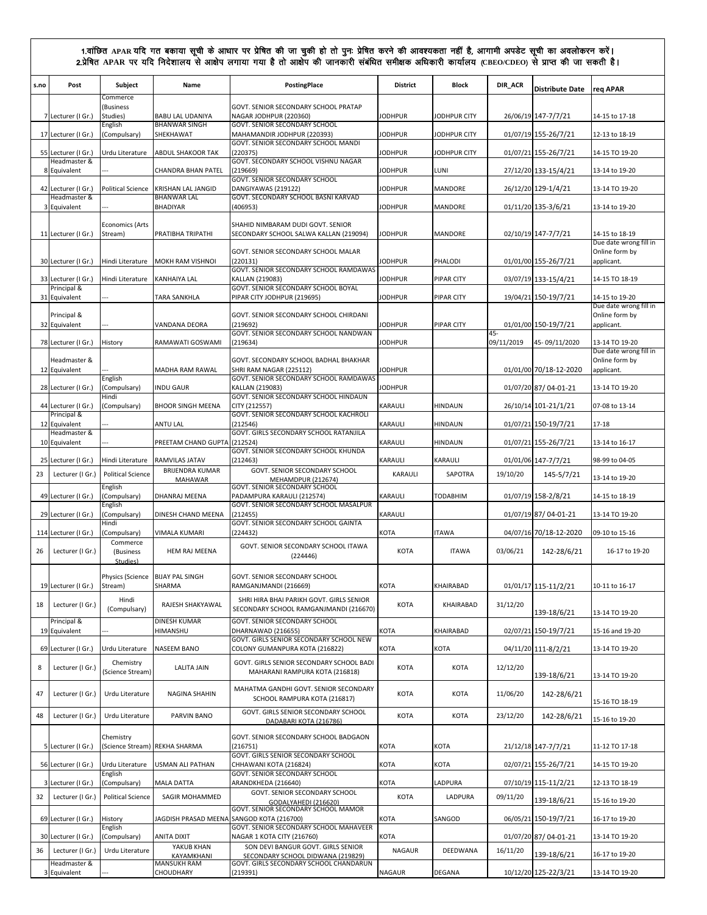1.वांछित APAR यदि गत बकाया सूची के आधार पर प्रेषित की जा चुकी हो तो पुनः प्रेषित करने की आवश्यकता नहीं है, आगामी अपडेट सूची का अवलोकरन करें।
2.प्रेषित APAR पर यदि निदेशालय से आक्षेप लगाया गया है तो आक्षेप की जानकारी संबंधित समीक्षक अधिकारी कार्यालय (CBEO/CDEO) से प्राप्त की जा सकती है।

| s.no | Post | Subject | Name | PostingPlace | District | Block | DIR_ACR | Distribute Date | req APAR |
|---|---|---|---|---|---|---|---|---|---|
| 7 | Lecturer (I Gr.) | Commerce (Business Studies) | BABU LAL UDANIYA | GOVT. SENIOR SECONDARY SCHOOL PRATAP NAGAR JODHPUR (220360) | JODHPUR | JODHPUR CITY | 26/06/19 | 147-7/7/21 | 14-15 to 17-18 |
| 17 | Lecturer (I Gr.) | English (Compulsary) | BHANWAR SINGH SHEKHAWAT | GOVT. SENIOR SECONDARY SCHOOL MAHAMANDIR JODHPUR (220393) | JODHPUR | JODHPUR CITY | 01/07/19 | 155-26/7/21 | 12-13 to 18-19 |
| 55 | Lecturer (I Gr.) | Urdu Literature | ABDUL SHAKOOR TAK | GOVT. SENIOR SECONDARY SCHOOL MANDI (220375) | JODHPUR | JODHPUR CITY | 01/07/21 | 155-26/7/21 | 14-15 TO 19-20 |
| 8 | Headmaster & Equivalent | --- | CHANDRA BHAN PATEL | GOVT. SECONDARY SCHOOL VISHNU NAGAR (219669) | JODHPUR | LUNI | 27/12/20 | 133-15/4/21 | 13-14 to 19-20 |
| 42 | Lecturer (I Gr.) | Political Science | KRISHAN LAL JANGID | GOVT. SENIOR SECONDARY SCHOOL DANGIYAWAS (219122) | JODHPUR | MANDORE | 26/12/20 | 129-1/4/21 | 13-14 TO 19-20 |
| 3 | Headmaster & Equivalent | --- | BHANWAR LAL BHADIYAR | GOVT. SECONDARY SCHOOL BASNI KARVAD (406953) | JODHPUR | MANDORE | 01/11/20 | 135-3/6/21 | 13-14 to 19-20 |
| 11 | Lecturer (I Gr.) | Economics (Arts Stream) | PRATIBHA TRIPATHI | SHAHID NIMBARAM DUDI GOVT. SENIOR SECONDARY SCHOOL SALWA KALLAN (219094) | JODHPUR | MANDORE | 02/10/19 | 147-7/7/21 | 14-15 to 18-19 |
| 30 | Lecturer (I Gr.) | Hindi Literature | MOKH RAM VISHNOI | GOVT. SENIOR SECONDARY SCHOOL MALAR (220131) | JODHPUR | PHALODI | 01/01/00 | 155-26/7/21 | Due date wrong fill in Online form by applicant. |
| 33 | Lecturer (I Gr.) | Hindi Literature | KANHAIYA LAL | GOVT. SENIOR SECONDARY SCHOOL RAMDAWAS KALLAN (219083) | JODHPUR | PIPAR CITY | 03/07/19 | 133-15/4/21 | 14-15 TO 18-19 |
| 31 | Principal & Equivalent | --- | TARA SANKHLA | GOVT. SENIOR SECONDARY SCHOOL BOYAL PIPAR CITY JODHPUR (219695) | JODHPUR | PIPAR CITY | 19/04/21 | 150-19/7/21 | 14-15 to 19-20 |
| 32 | Principal & Equivalent | --- | VANDANA DEORA | GOVT. SENIOR SECONDARY SCHOOL CHIRDANI (219692) | JODHPUR | PIPAR CITY | 01/01/00 | 150-19/7/21 | Due date wrong fill in Online form by applicant. |
| 78 | Lecturer (I Gr.) | History | RAMAWATI GOSWAMI | GOVT. SENIOR SECONDARY SCHOOL NANDWAN (219634) | JODHPUR | | 45-09/11/2019 | 45- 09/11/2020 | 13-14 TO 19-20 |
| 12 | Headmaster & Equivalent | --- | MADHA RAM RAWAL | GOVT. SECONDARY SCHOOL BADHAL BHAKHAR SHRI RAM NAGAR (225112) | JODHPUR | | 01/01/00 | 70/18-12-2020 | Due date wrong fill in Online form by applicant. |
| 28 | Lecturer (I Gr.) | English (Compulsary) | INDU GAUR | GOVT. SENIOR SECONDARY SCHOOL RAMDAWAS KALLAN (219083) | JODHPUR | | 01/07/20 | 87/ 04-01-21 | 13-14 TO 19-20 |
| 44 | Lecturer (I Gr.) | Hindi (Compulsary) | BHOOR SINGH MEENA | GOVT. SENIOR SECONDARY SCHOOL HINDAUN CITY (212557) | KARAULI | HINDAUN | 26/10/14 | 101-21/1/21 | 07-08 to 13-14 |
| 12 | Principal & Equivalent | --- | ANTU LAL | GOVT. SENIOR SECONDARY SCHOOL KACHROLI (212546) | KARAULI | HINDAUN | 01/07/21 | 150-19/7/21 | 17-18 |
| 10 | Headmaster & Equivalent | --- | PREETAM CHAND GUPTA | GOVT. GIRLS SECONDARY SCHOOL RATANJILA (212524) | KARAULI | HINDAUN | 01/07/21 | 155-26/7/21 | 13-14 to 16-17 |
| 25 | Lecturer (I Gr.) | Hindi Literature | RAMVILAS JATAV | GOVT. SENIOR SECONDARY SCHOOL KHUNDA (212463) | KARAULI | KARAULI | 01/01/06 | 147-7/7/21 | 98-99 to 04-05 |
| 23 | Lecturer (I Gr.) | Political Science | BRIJENDRA KUMAR MAHAWAR | GOVT. SENIOR SECONDARY SCHOOL MEHAMDPUR (212674) | KARAULI | SAPOTRA | 19/10/20 | 145-5/7/21 | 13-14 to 19-20 |
| 49 | Lecturer (I Gr.) | English (Compulsary) | DHANRAJ MEENA | GOVT. SENIOR SECONDARY SCHOOL PADAMPURA KARAULI (212574) | KARAULI | TODABHIM | 01/07/19 | 158-2/8/21 | 14-15 to 18-19 |
| 29 | Lecturer (I Gr.) | English (Compulsary) | DINESH CHAND MEENA | GOVT. SENIOR SECONDARY SCHOOL MASALPUR (212455) | KARAULI | | 01/07/19 | 87/ 04-01-21 | 13-14 TO 19-20 |
| 114 | Lecturer (I Gr.) | Hindi (Compulsary) | VIMALA KUMARI | GOVT. SENIOR SECONDARY SCHOOL GAINTA (224432) | KOTA | ITAWA | 04/07/16 | 70/18-12-2020 | 09-10 to 15-16 |
| 26 | Lecturer (I Gr.) | Commerce (Business Studies) | HEM RAJ MEENA | GOVT. SENIOR SECONDARY SCHOOL ITAWA (224446) | KOTA | ITAWA | 03/06/21 | 142-28/6/21 | 16-17 to 19-20 |
| 19 | Lecturer (I Gr.) | Physics (Science Stream) | BIJAY PAL SINGH SHARMA | GOVT. SENIOR SECONDARY SCHOOL RAMGANJMANDI (216669) | KOTA | KHAIRABAD | 01/01/17 | 115-11/2/21 | 10-11 to 16-17 |
| 18 | Lecturer (I Gr.) | Hindi (Compulsary) | RAJESH SHAKYAWAL | SHRI HIRA BHAI PARIKH GOVT. GIRLS SENIOR SECONDARY SCHOOL RAMGANJMANDI (216670) | KOTA | KHAIRABAD | 31/12/20 | 139-18/6/21 | 13-14 TO 19-20 |
| 19 | Principal & Equivalent | --- | DINESH KUMAR HIMANSHU | GOVT. SENIOR SECONDARY SCHOOL DHARNAWAD (216655) | KOTA | KHAIRABAD | 02/07/21 | 150-19/7/21 | 15-16 and 19-20 |
| 69 | Lecturer (I Gr.) | Urdu Literature | NASEEM BANO | GOVT. GIRLS SENIOR SECONDARY SCHOOL NEW COLONY GUMANPURA KOTA (216822) | KOTA | KOTA | 04/11/20 | 111-8/2/21 | 13-14 TO 19-20 |
| 8 | Lecturer (I Gr.) | Chemistry (Science Stream) | LALITA JAIN | GOVT. GIRLS SENIOR SECONDARY SCHOOL BADI MAHARANI RAMPURA KOTA (216818) | KOTA | KOTA | 12/12/20 | 139-18/6/21 | 13-14 TO 19-20 |
| 47 | Lecturer (I Gr.) | Urdu Literature | NAGINA SHAHIN | MAHATMA GANDHI GOVT. SENIOR SECONDARY SCHOOL RAMPURA KOTA (216817) | KOTA | KOTA | 11/06/20 | 142-28/6/21 | 15-16 TO 18-19 |
| 48 | Lecturer (I Gr.) | Urdu Literature | PARVIN BANO | GOVT. GIRLS SENIOR SECONDARY SCHOOL DADABARI KOTA (216786) | KOTA | KOTA | 23/12/20 | 142-28/6/21 | 15-16 to 19-20 |
| 5 | Lecturer (I Gr.) | Chemistry (Science Stream) | REKHA SHARMA | GOVT. SENIOR SECONDARY SCHOOL BADGAON (216751) | KOTA | KOTA | 21/12/18 | 147-7/7/21 | 11-12 TO 17-18 |
| 56 | Lecturer (I Gr.) | Urdu Literature | USMAN ALI PATHAN | GOVT. GIRLS SENIOR SECONDARY SCHOOL CHHAWANI KOTA (216824) | KOTA | KOTA | 02/07/21 | 155-26/7/21 | 14-15 TO 19-20 |
| 3 | Lecturer (I Gr.) | English (Compulsary) | MALA DATTA | GOVT. SENIOR SECONDARY SCHOOL ARANDKHEDA (216640) | KOTA | LADPURA | 07/10/19 | 115-11/2/21 | 12-13 TO 18-19 |
| 32 | Lecturer (I Gr.) | Political Science | SAGIR MOHAMMED | GOVT. SENIOR SECONDARY SCHOOL GODALYAHEDI (216620) | KOTA | LADPURA | 09/11/20 | 139-18/6/21 | 15-16 to 19-20 |
| 69 | Lecturer (I Gr.) | History | JAGDISH PRASAD MEENA | GOVT. SENIOR SECONDARY SCHOOL MAMOR SANGOD KOTA (216700) | KOTA | SANGOD | 06/05/21 | 150-19/7/21 | 16-17 to 19-20 |
| 30 | Lecturer (I Gr.) | English (Compulsary) | ANITA DIXIT | GOVT. SENIOR SECONDARY SCHOOL MAHAVEER NAGAR 1 KOTA CITY (216760) | KOTA | | 01/07/20 | 87/ 04-01-21 | 13-14 TO 19-20 |
| 36 | Lecturer (I Gr.) | Urdu Literature | YAKUB KHAN KAYAMKHANI | SON DEVI BANGUR GOVT. GIRLS SENIOR SECONDARY SCHOOL DIDWANA (219829) | NAGAUR | DEEDWANA | 16/11/20 | 139-18/6/21 | 16-17 to 19-20 |
| 3 | Headmaster & Equivalent | --- | MANSUKH RAM CHOUDHARY | GOVT. GIRLS SECONDARY SCHOOL CHANDARUN (219391) | NAGAUR | DEGANA | 10/12/20 | 125-22/3/21 | 13-14 TO 19-20 |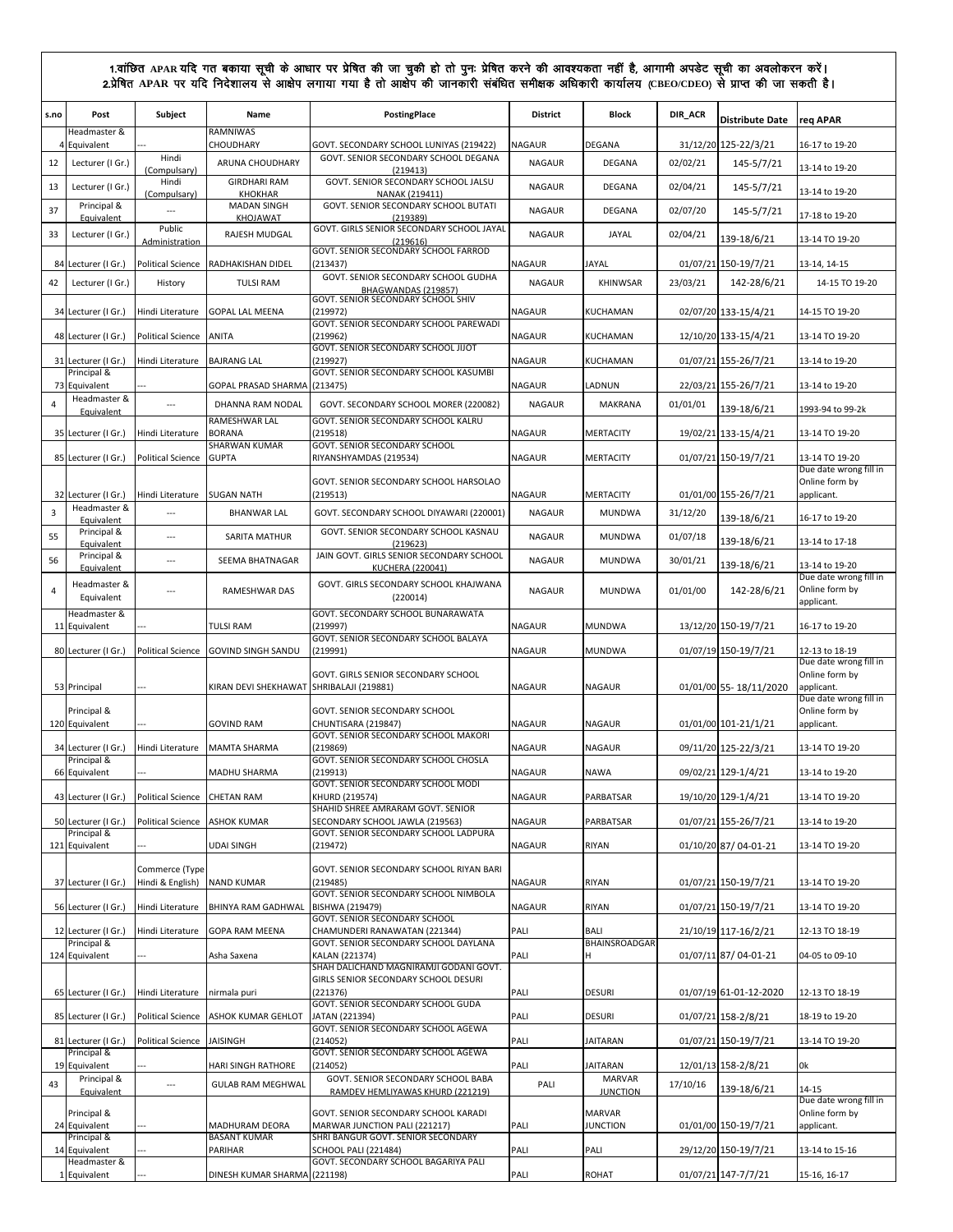1.वांछित APAR यदि गत बकाया सूची के आधार पर प्रेषित की जा चुकी हो तो पुनः प्रेषित करने की आवश्यकता नहीं है, आगामी अपडेट सूची का अवलोकरन करें।
2.प्रेषित APAR पर यदि निदेशालय से आक्षेप लगाया गया है तो आक्षेप की जानकारी संबंधित समीक्षक अधिकारी कार्यालय (CBEO/CDEO) से प्राप्त की जा सकती है।

| s.no | Post | Subject | Name | PostingPlace | District | Block | DIR_ACR | Distribute Date | req APAR |
|---|---|---|---|---|---|---|---|---|---|
| 4 | Headmaster & Equivalent | --- | RAMNIWAS CHOUDHARY | GOVT. SECONDARY SCHOOL LUNIYAS (219422) | NAGAUR | DEGANA | 31/12/20 | 125-22/3/21 | 16-17 to 19-20 |
| 12 | Lecturer (I Gr.) | Hindi (Compulsary) | ARUNA CHOUDHARY | GOVT. SENIOR SECONDARY SCHOOL DEGANA (219413) | NAGAUR | DEGANA | 02/02/21 | 145-5/7/21 | 13-14 to 19-20 |
| 13 | Lecturer (I Gr.) | Hindi (Compulsary) | GIRDHARI RAM KHOKHAR | GOVT. SENIOR SECONDARY SCHOOL JALSU NANAK (219411) | NAGAUR | DEGANA | 02/04/21 | 145-5/7/21 | 13-14 to 19-20 |
| 37 | Principal & Equivalent | --- | MADAN SINGH KHOJAWAT | GOVT. SENIOR SECONDARY SCHOOL BUTATI (219389) | NAGAUR | DEGANA | 02/07/20 | 145-5/7/21 | 17-18 to 19-20 |
| 33 | Lecturer (I Gr.) | Public Administration | RAJESH MUDGAL | GOVT. GIRLS SENIOR SECONDARY SCHOOL JAYAL (219616) | NAGAUR | JAYAL | 02/04/21 | 139-18/6/21 | 13-14 TO 19-20 |
| 84 | Lecturer (I Gr.) | Political Science | RADHAKISHAN DIDEL | GOVT. SENIOR SECONDARY SCHOOL FARROD (213437) | NAGAUR | JAYAL | 01/07/21 | 150-19/7/21 | 13-14, 14-15 |
| 42 | Lecturer (I Gr.) | History | TULSI RAM | GOVT. SENIOR SECONDARY SCHOOL GUDHA BHAGWANDAS (219857) | NAGAUR | KHINWSAR | 23/03/21 | 142-28/6/21 | 14-15 TO 19-20 |
| 34 | Lecturer (I Gr.) | Hindi Literature | GOPAL LAL MEENA | GOVT. SENIOR SECONDARY SCHOOL SHIV (219972) | NAGAUR | KUCHAMAN | 02/07/20 | 133-15/4/21 | 14-15 TO 19-20 |
| 48 | Lecturer (I Gr.) | Political Science | ANITA | GOVT. SENIOR SECONDARY SCHOOL PAREWADI (219962) | NAGAUR | KUCHAMAN | 12/10/20 | 133-15/4/21 | 13-14 TO 19-20 |
| 31 | Lecturer (I Gr.) | Hindi Literature | BAJRANG LAL | GOVT. SENIOR SECONDARY SCHOOL JIJOT (219927) | NAGAUR | KUCHAMAN | 01/07/21 | 155-26/7/21 | 13-14 to 19-20 |
| 73 | Principal & Equivalent | --- | GOPAL PRASAD SHARMA | GOVT. SENIOR SECONDARY SCHOOL KASUMBI (213475) | NAGAUR | LADNUN | 22/03/21 | 155-26/7/21 | 13-14 to 19-20 |
| 4 | Headmaster & Equivalent | --- | DHANNA RAM NODAL | GOVT. SECONDARY SCHOOL MORER (220082) | NAGAUR | MAKRANA | 01/01/01 | 139-18/6/21 | 1993-94 to 99-2k |
| 35 | Lecturer (I Gr.) | Hindi Literature | RAMESHWAR LAL BORANA | GOVT. SENIOR SECONDARY SCHOOL KALRU (219518) | NAGAUR | MERTACITY | 19/02/21 | 133-15/4/21 | 13-14 TO 19-20 |
| 85 | Lecturer (I Gr.) | Political Science | SHARWAN KUMAR GUPTA | GOVT. SENIOR SECONDARY SCHOOL RIYANSHYAMDAS (219534) | NAGAUR | MERTACITY | 01/07/21 | 150-19/7/21 | 13-14 TO 19-20 |
| 32 | Lecturer (I Gr.) | Hindi Literature | SUGAN NATH | GOVT. SENIOR SECONDARY SCHOOL HARSOLAO (219513) | NAGAUR | MERTACITY | 01/01/00 | 155-26/7/21 | Due date wrong fill in Online form by applicant. |
| 3 | Headmaster & Equivalent | --- | BHANWAR LAL | GOVT. SECONDARY SCHOOL DIYAWARI (220001) | NAGAUR | MUNDWA | 31/12/20 | 139-18/6/21 | 16-17 to 19-20 |
| 55 | Principal & Equivalent | --- | SARITA MATHUR | GOVT. SENIOR SECONDARY SCHOOL KASNAU (219623) | NAGAUR | MUNDWA | 01/07/18 | 139-18/6/21 | 13-14 to 17-18 |
| 56 | Principal & Equivalent | --- | SEEMA BHATNAGAR | JAIN GOVT. GIRLS SENIOR SECONDARY SCHOOL KUCHERA (220041) | NAGAUR | MUNDWA | 30/01/21 | 139-18/6/21 | 13-14 to 19-20 |
| 4 | Headmaster & Equivalent | --- | RAMESHWAR DAS | GOVT. GIRLS SECONDARY SCHOOL KHAJWANA (220014) | NAGAUR | MUNDWA | 01/01/00 | 142-28/6/21 | Due date wrong fill in Online form by applicant. |
| 11 | Headmaster & Equivalent | --- | TULSI RAM | GOVT. SECONDARY SCHOOL BUNARAWATA (219997) | NAGAUR | MUNDWA | 13/12/20 | 150-19/7/21 | 16-17 to 19-20 |
| 80 | Lecturer (I Gr.) | Political Science | GOVIND SINGH SANDU | GOVT. SENIOR SECONDARY SCHOOL BALAYA (219991) | NAGAUR | MUNDWA | 01/07/19 | 150-19/7/21 | 12-13 to 18-19 |
| 53 | Principal | --- | KIRAN DEVI SHEKHAWAT | GOVT. GIRLS SENIOR SECONDARY SCHOOL SHRIBALAJI (219881) | NAGAUR | NAGAUR | 01/01/00 | 55- 18/11/2020 | Due date wrong fill in Online form by applicant. |
| 120 | Principal & Equivalent | --- | GOVIND RAM | GOVT. SENIOR SECONDARY SCHOOL CHUNTISARA (219847) | NAGAUR | NAGAUR | 01/01/00 | 101-21/1/21 | Due date wrong fill in Online form by applicant. |
| 34 | Lecturer (I Gr.) | Hindi Literature | MAMTA SHARMA | GOVT. SENIOR SECONDARY SCHOOL MAKORI (219869) | NAGAUR | NAGAUR | 09/11/20 | 125-22/3/21 | 13-14 TO 19-20 |
| 66 | Principal & Equivalent | --- | MADHU SHARMA | GOVT. SENIOR SECONDARY SCHOOL CHOSLA (219913) | NAGAUR | NAWA | 09/02/21 | 129-1/4/21 | 13-14 to 19-20 |
| 43 | Lecturer (I Gr.) | Political Science | CHETAN RAM | GOVT. SENIOR SECONDARY SCHOOL MODI KHURD (219574) | NAGAUR | PARBATSAR | 19/10/20 | 129-1/4/21 | 13-14 TO 19-20 |
| 50 | Lecturer (I Gr.) | Political Science | ASHOK KUMAR | SHAHID SHREE AMRARAM GOVT. SENIOR SECONDARY SCHOOL JAWLA (219563) | NAGAUR | PARBATSAR | 01/07/21 | 155-26/7/21 | 13-14 TO 19-20 |
| 121 | Principal & Equivalent | --- | UDAI SINGH | GOVT. SENIOR SECONDARY SCHOOL LADPURA (219472) | NAGAUR | RIYAN | 01/10/20 | 87/ 04-01-21 | 13-14 TO 19-20 |
| 37 | Lecturer (I Gr.) | Commerce (Type Hindi & English) | NAND KUMAR | GOVT. SENIOR SECONDARY SCHOOL RIYAN BARI (219485) | NAGAUR | RIYAN | 01/07/21 | 150-19/7/21 | 13-14 TO 19-20 |
| 56 | Lecturer (I Gr.) | Hindi Literature | BHINYA RAM GADHWAL | GOVT. SENIOR SECONDARY SCHOOL NIMBOLA BISHWA (219479) | NAGAUR | RIYAN | 01/07/21 | 150-19/7/21 | 13-14 TO 19-20 |
| 12 | Lecturer (I Gr.) | Hindi Literature | GOPA RAM MEENA | GOVT. SENIOR SECONDARY SCHOOL CHAMUNDERI RANAWATAN (221344) | PALI | BALI | 21/10/19 | 117-16/2/21 | 12-13 TO 18-19 |
| 124 | Principal & Equivalent | --- | Asha Saxena | GOVT. SENIOR SECONDARY SCHOOL DAYLANA KALAN (221374) | PALI | BHAINSROADGARH | 01/07/11 | 87/ 04-01-21 | 04-05 to 09-10 |
| 65 | Lecturer (I Gr.) | Hindi Literature | nirmala puri | SHAH DALICHAND MAGNIRAMJI GODANI GOVT. GIRLS SENIOR SECONDARY SCHOOL DESURI (221376) | PALI | DESURI | 01/07/19 | 61-01-12-2020 | 12-13 TO 18-19 |
| 85 | Lecturer (I Gr.) | Political Science | ASHOK KUMAR GEHLOT | GOVT. SENIOR SECONDARY SCHOOL GUDA JATAN (221394) | PALI | DESURI | 01/07/21 | 158-2/8/21 | 18-19 to 19-20 |
| 81 | Lecturer (I Gr.) | Political Science | JAISINGH | GOVT. SENIOR SECONDARY SCHOOL AGEWA (214052) | PALI | JAITARAN | 01/07/21 | 150-19/7/21 | 13-14 TO 19-20 |
| 19 | Principal & Equivalent | --- | HARI SINGH RATHORE | GOVT. SENIOR SECONDARY SCHOOL AGEWA (214052) | PALI | JAITARAN | 12/01/13 | 158-2/8/21 | 0k |
| 43 | Principal & Equivalent | --- | GULAB RAM MEGHWAL | GOVT. SENIOR SECONDARY SCHOOL BABA RAMDEV HEMLIYAWAS KHURD (221219) | PALI | MARVAR JUNCTION | 17/10/16 | 139-18/6/21 | 14-15 |
| 24 | Principal & Equivalent | --- | MADHURAM DEORA | GOVT. SENIOR SECONDARY SCHOOL KARADI MARWAR JUNCTION PALI (221217) | PALI | MARVAR JUNCTION | 01/01/00 | 150-19/7/21 | Due date wrong fill in Online form by applicant. |
| 14 | Principal & Equivalent | --- | BASANT KUMAR PARIHAR | SHRI BANGUR GOVT. SENIOR SECONDARY SCHOOL PALI (221484) | PALI | PALI | 29/12/20 | 150-19/7/21 | 13-14 to 15-16 |
| 1 | Headmaster & Equivalent | --- | DINESH KUMAR SHARMA | GOVT. SECONDARY SCHOOL BAGARIYA PALI (221198) | PALI | ROHAT | 01/07/21 | 147-7/7/21 | 15-16, 16-17 |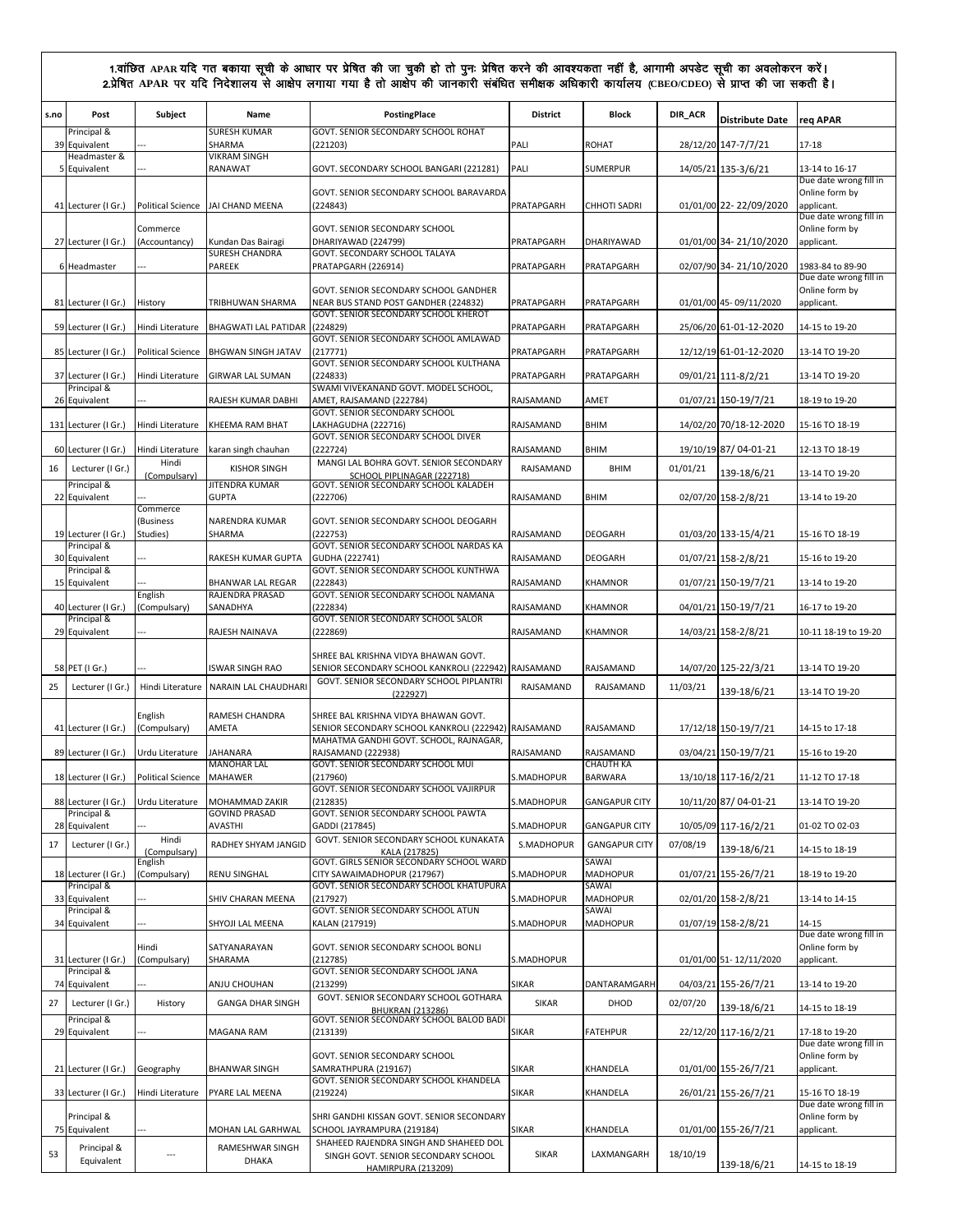1.वांछित APAR यदि गत बकाया सूची के आधार पर प्रेषित की जा चुकी हो तो पुनः प्रेषित करने की आवश्यकता नहीं है, आगामी अपडेट सूची का अवलोकरन करें।
2.प्रेषित APAR पर यदि निदेशालय से आक्षेप लगाया गया है तो आक्षेप की जानकारी संबंधित समीक्षक अधिकारी कार्यालय (CBEO/CDEO) से प्राप्त की जा सकती है।

| s.no | Post | Subject | Name | PostingPlace | District | Block | DIR_ACR | Distribute Date | req APAR |
|---|---|---|---|---|---|---|---|---|---|
| 39 | Principal & Equivalent | --- | SURESH KUMAR SHARMA | GOVT. SENIOR SECONDARY SCHOOL ROHAT (221203) | PALI | ROHAT | 28/12/20 | 147-7/7/21 | 17-18 |
| 5 | Headmaster & Equivalent | --- | VIKRAM SINGH RANAWAT | GOVT. SECONDARY SCHOOL BANGARI (221281) | PALI | SUMERPUR | 14/05/21 | 135-3/6/21 | 13-14 to 16-17 |
| 41 | Lecturer (I Gr.) | Political Science | JAI CHAND MEENA | GOVT. SENIOR SECONDARY SCHOOL BARAVARDA (224843) | PRATAPGARH | CHHOTI SADRI | 01/01/00 | 22- 22/09/2020 | Due date wrong fill in Online form by applicant. |
| 27 | Lecturer (I Gr.) | Commerce (Accountancy) | Kundan Das Bairagi | GOVT. SENIOR SECONDARY SCHOOL DHARIYAWAD (224799) | PRATAPGARH | DHARIYAWAD | 01/01/00 | 34- 21/10/2020 | Due date wrong fill in Online form by applicant. |
| 6 | Headmaster | --- | SURESH CHANDRA PAREEK | GOVT. SECONDARY SCHOOL TALAYA PRATAPGARH (226914) | PRATAPGARH | PRATAPGARH | 02/07/90 | 34- 21/10/2020 | 1983-84 to 89-90 |
| 81 | Lecturer (I Gr.) | History | TRIBHUWAN SHARMA | GOVT. SENIOR SECONDARY SCHOOL GANDHER NEAR BUS STAND POST GANDHER (224832) | PRATAPGARH | PRATAPGARH | 01/01/00 | 45- 09/11/2020 | Due date wrong fill in Online form by applicant. |
| 59 | Lecturer (I Gr.) | Hindi Literature | BHAGWATI LAL PATIDAR | GOVT. SENIOR SECONDARY SCHOOL KHEROT (224829) | PRATAPGARH | PRATAPGARH | 25/06/20 | 61-01-12-2020 | 14-15 to 19-20 |
| 85 | Lecturer (I Gr.) | Political Science | BHGWAN SINGH JATAV | GOVT. SENIOR SECONDARY SCHOOL AMLAWAD (217771) | PRATAPGARH | PRATAPGARH | 12/12/19 | 61-01-12-2020 | 13-14 TO 19-20 |
| 37 | Lecturer (I Gr.) | Hindi Literature | GIRWAR LAL SUMAN | GOVT. SENIOR SECONDARY SCHOOL KULTHANA (224833) | PRATAPGARH | PRATAPGARH | 09/01/21 | 111-8/2/21 | 13-14 TO 19-20 |
| 26 | Principal & Equivalent | --- | RAJESH KUMAR DABHI | SWAMI VIVEKANAND GOVT. MODEL SCHOOL, AMET, RAJSAMAND (222784) | RAJSAMAND | AMET | 01/07/21 | 150-19/7/21 | 18-19 to 19-20 |
| 131 | Lecturer (I Gr.) | Hindi Literature | KHEEMA RAM BHAT | GOVT. SENIOR SECONDARY SCHOOL LAKHAGUDHA (222716) | RAJSAMAND | BHIM | 14/02/20 | 70/18-12-2020 | 15-16 TO 18-19 |
| 60 | Lecturer (I Gr.) | Hindi Literature | karan singh chauhan | GOVT. SENIOR SECONDARY SCHOOL DIVER (222724) | RAJSAMAND | BHIM | 19/10/19 | 87/ 04-01-21 | 12-13 TO 18-19 |
| 16 | Lecturer (I Gr.) | Hindi (Compulsary) | KISHOR SINGH | MANGI LAL BOHRA GOVT. SENIOR SECONDARY SCHOOL PIPLINAGAR (222718) | RAJSAMAND | BHIM | 01/01/21 | 139-18/6/21 | 13-14 TO 19-20 |
| 22 | Principal & Equivalent | --- | JITENDRA KUMAR GUPTA | GOVT. SENIOR SECONDARY SCHOOL KALADEH (222706) | RAJSAMAND | BHIM | 02/07/20 | 158-2/8/21 | 13-14 to 19-20 |
| 19 | Lecturer (I Gr.) | Commerce (Business Studies) | NARENDRA KUMAR SHARMA | GOVT. SENIOR SECONDARY SCHOOL DEOGARH (222753) | RAJSAMAND | DEOGARH | 01/03/20 | 133-15/4/21 | 15-16 TO 18-19 |
| 30 | Principal & Equivalent | --- | RAKESH KUMAR GUPTA | GOVT. SENIOR SECONDARY SCHOOL NARDAS KA GUDHA (222741) | RAJSAMAND | DEOGARH | 01/07/21 | 158-2/8/21 | 15-16 to 19-20 |
| 15 | Principal & Equivalent | --- | BHANWAR LAL REGAR | GOVT. SENIOR SECONDARY SCHOOL KUNTHWA (222843) | RAJSAMAND | KHAMNOR | 01/07/21 | 150-19/7/21 | 13-14 to 19-20 |
| 40 | Lecturer (I Gr.) | English (Compulsary) | RAJENDRA PRASAD SANADHYA | GOVT. SENIOR SECONDARY SCHOOL NAMANA (222834) | RAJSAMAND | KHAMNOR | 04/01/21 | 150-19/7/21 | 16-17 to 19-20 |
| 29 | Principal & Equivalent | --- | RAJESH NAINAVA | GOVT. SENIOR SECONDARY SCHOOL SALOR (222869) | RAJSAMAND | KHAMNOR | 14/03/21 | 158-2/8/21 | 10-11 18-19 to 19-20 |
| 58 | PET (I Gr.) | --- | ISWAR SINGH RAO | SHREE BAL KRISHNA VIDYA BHAWAN GOVT. SENIOR SECONDARY SCHOOL KANKROLI (222942) | RAJSAMAND | RAJSAMAND | 14/07/20 | 125-22/3/21 | 13-14 TO 19-20 |
| 25 | Lecturer (I Gr.) | Hindi Literature | NARAIN LAL CHAUDHARI | GOVT. SENIOR SECONDARY SCHOOL PIPLANTRI (222927) | RAJSAMAND | RAJSAMAND | 11/03/21 | 139-18/6/21 | 13-14 TO 19-20 |
| 41 | Lecturer (I Gr.) | English (Compulsary) | RAMESH CHANDRA AMETA | SHREE BAL KRISHNA VIDYA BHAWAN GOVT. SENIOR SECONDARY SCHOOL KANKROLI (222942) | RAJSAMAND | RAJSAMAND | 17/12/18 | 150-19/7/21 | 14-15 to 17-18 |
| 89 | Lecturer (I Gr.) | Urdu Literature | JAHANARA | MAHATMA GANDHI GOVT. SCHOOL, RAJNAGAR, RAJSAMAND (222938) | RAJSAMAND | RAJSAMAND | 03/04/21 | 150-19/7/21 | 15-16 to 19-20 |
| 18 | Lecturer (I Gr.) | Political Science | MANOHAR LAL MAHAWER | GOVT. SENIOR SECONDARY SCHOOL MUI (217960) | S.MADHOPUR | CHAUTH KA BARWARA | 13/10/18 | 117-16/2/21 | 11-12 TO 17-18 |
| 88 | Lecturer (I Gr.) | Urdu Literature | MOHAMMAD ZAKIR | GOVT. SENIOR SECONDARY SCHOOL VAJIRPUR (212835) | S.MADHOPUR | GANGAPUR CITY | 10/11/20 | 87/ 04-01-21 | 13-14 TO 19-20 |
| 28 | Principal & Equivalent | --- | GOVIND PRASAD AVASTHI | GOVT. SENIOR SECONDARY SCHOOL PAWTA GADDI (217845) | S.MADHOPUR | GANGAPUR CITY | 10/05/09 | 117-16/2/21 | 01-02 TO 02-03 |
| 17 | Lecturer (I Gr.) | Hindi (Compulsary) | RADHEY SHYAM JANGID | GOVT. SENIOR SECONDARY SCHOOL KUNAKATA KALA (217825) | S.MADHOPUR | GANGAPUR CITY | 07/08/19 | 139-18/6/21 | 14-15 to 18-19 |
| 18 | Lecturer (I Gr.) | English (Compulsary) | RENU SINGHAL | GOVT. GIRLS SENIOR SECONDARY SCHOOL WARD CITY SAWAIMADHOPUR (217967) | S.MADHOPUR | SAWAI MADHOPUR | 01/07/21 | 155-26/7/21 | 18-19 to 19-20 |
| 33 | Principal & Equivalent | --- | SHIV CHARAN MEENA | GOVT. SENIOR SECONDARY SCHOOL KHATUPURA (217927) | S.MADHOPUR | SAWAI MADHOPUR | 02/01/20 | 158-2/8/21 | 13-14 to 14-15 |
| 34 | Principal & Equivalent | --- | SHYOJI LAL MEENA | GOVT. SENIOR SECONDARY SCHOOL ATUN KALAN (217919) | S.MADHOPUR | SAWAI MADHOPUR | 01/07/19 | 158-2/8/21 | 14-15 |
| 31 | Lecturer (I Gr.) | Hindi (Compulsary) | SATYANARAYAN SHARAMA | GOVT. SENIOR SECONDARY SCHOOL BONLI (212785) | S.MADHOPUR | | 01/01/00 | 51- 12/11/2020 | Due date wrong fill in Online form by applicant. |
| 74 | Principal & Equivalent | --- | ANJU CHOUHAN | GOVT. SENIOR SECONDARY SCHOOL JANA (213299) | SIKAR | DANTARAMGARH | 04/03/21 | 155-26/7/21 | 13-14 to 19-20 |
| 27 | Lecturer (I Gr.) | History | GANGA DHAR SINGH | GOVT. SENIOR SECONDARY SCHOOL GOTHARA BHUKRAN (213286) | SIKAR | DHOD | 02/07/20 | 139-18/6/21 | 14-15 to 18-19 |
| 29 | Principal & Equivalent | --- | MAGANA RAM | GOVT. SENIOR SECONDARY SCHOOL BALOD BADI (213139) | SIKAR | FATEHPUR | 22/12/20 | 117-16/2/21 | 17-18 to 19-20 |
| 21 | Lecturer (I Gr.) | Geography | BHANWAR SINGH | GOVT. SENIOR SECONDARY SCHOOL SAMRATHPURA (219167) | SIKAR | KHANDELA | 01/01/00 | 155-26/7/21 | Due date wrong fill in Online form by applicant. |
| 33 | Lecturer (I Gr.) | Hindi Literature | PYARE LAL MEENA | GOVT. SENIOR SECONDARY SCHOOL KHANDELA (219224) | SIKAR | KHANDELA | 26/01/21 | 155-26/7/21 | 15-16 TO 18-19 |
| 75 | Principal & Equivalent | --- | MOHAN LAL GARHWAL | SHRI GANDHI KISSAN GOVT. SENIOR SECONDARY SCHOOL JAYRAMPURA (219184) | SIKAR | KHANDELA | 01/01/00 | 155-26/7/21 | Due date wrong fill in Online form by applicant. |
| 53 | Principal & Equivalent | --- | RAMESHWAR SINGH DHAKA | SHAHEED RAJENDRA SINGH AND SHAHEED DOL SINGH GOVT. SENIOR SECONDARY SCHOOL HAMIRPURA (213209) | SIKAR | LAXMANGARH | 18/10/19 | 139-18/6/21 | 14-15 to 18-19 |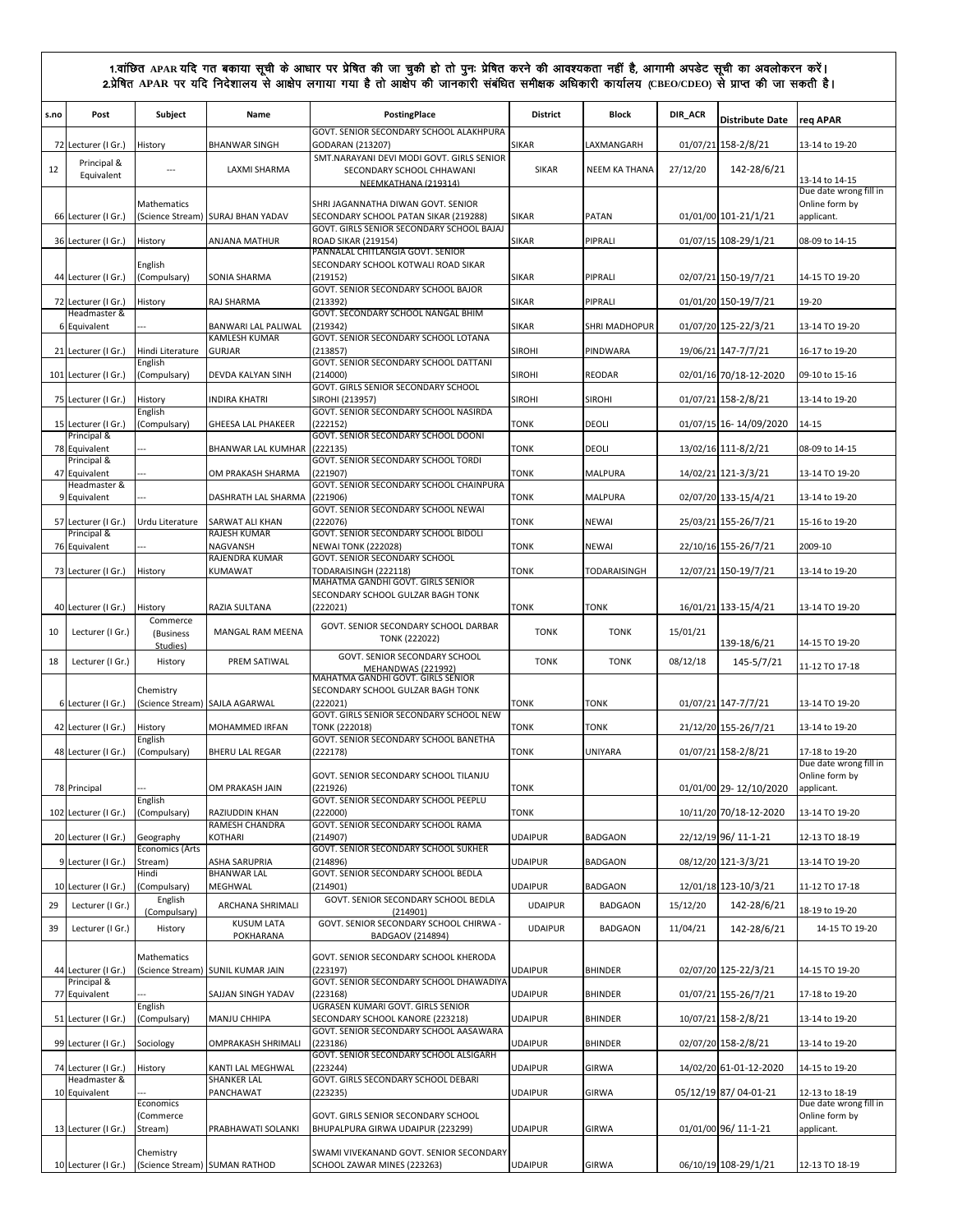1.वांछित APAR यदि गत बकाया सूची के आधार पर प्रेषित की जा चुकी हो तो पुनः प्रेषित करने की आवश्यकता नहीं है, आगामी अपडेट सूची का अवलोकरन करें।
2.प्रेषित APAR पर यदि निदेशालय से आक्षेप लगाया गया है तो आक्षेप की जानकारी संबंधित समीक्षक अधिकारी कार्यालय (CBEO/CDEO) से प्राप्त की जा सकती है।

| s.no | Post | Subject | Name | PostingPlace | District | Block | DIR_ACR | Distribute Date | req APAR |
|---|---|---|---|---|---|---|---|---|---|
| 72 | Lecturer (I Gr.) | History | BHANWAR SINGH | GOVT. SENIOR SECONDARY SCHOOL ALAKHPURA GODARAN (213207) | SIKAR | LAXMANGARH | 01/07/21 | 158-2/8/21 | 13-14 to 19-20 |
| 12 | Principal & Equivalent | --- | LAXMI SHARMA | SMT.NARAYANI DEVI MODI GOVT. GIRLS SENIOR SECONDARY SCHOOL CHHAWANI NEEMKATHANA (219314) | SIKAR | NEEM KA THANA | 27/12/20 | 142-28/6/21 | 13-14 to 14-15 |
| 66 | Lecturer (I Gr.) | Mathematics (Science Stream) | SURAJ BHAN YADAV | SHRI JAGANNATHA DIWAN GOVT. SENIOR SECONDARY SCHOOL PATAN SIKAR (219288) | SIKAR | PATAN | 01/01/00 | 101-21/1/21 | Due date wrong fill in Online form by applicant. |
| 36 | Lecturer (I Gr.) | History | ANJANA MATHUR | GOVT. GIRLS SENIOR SECONDARY SCHOOL BAJAJ ROAD SIKAR (219154) | SIKAR | PIPRALI | 01/07/15 | 108-29/1/21 | 08-09 to 14-15 |
| 44 | Lecturer (I Gr.) | English (Compulsary) | SONIA SHARMA | PANNALAL CHITLANGIA GOVT. SENIOR SECONDARY SCHOOL KOTWALI ROAD SIKAR (219152) | SIKAR | PIPRALI | 02/07/21 | 150-19/7/21 | 14-15 TO 19-20 |
| 72 | Lecturer (I Gr.) | History | RAJ SHARMA | GOVT. SENIOR SECONDARY SCHOOL BAJOR (213392) | SIKAR | PIPRALI | 01/01/20 | 150-19/7/21 | 19-20 |
| 6 | Headmaster & Equivalent | --- | BANWARI LAL PALIWAL | GOVT. SECONDARY SCHOOL NANGAL BHIM (219342) | SIKAR | SHRI MADHOPUR | 01/07/20 | 125-22/3/21 | 13-14 TO 19-20 |
| 21 | Lecturer (I Gr.) | Hindi Literature | KAMLESH KUMAR GURJAR | GOVT. SENIOR SECONDARY SCHOOL LOTANA (213857) | SIROHI | PINDWARA | 19/06/21 | 147-7/7/21 | 16-17 to 19-20 |
| 101 | Lecturer (I Gr.) | English (Compulsary) | DEVDA KALYAN SINH | GOVT. SENIOR SECONDARY SCHOOL DATTANI (214000) | SIROHI | REODAR | 02/01/16 | 70/18-12-2020 | 09-10 to 15-16 |
| 75 | Lecturer (I Gr.) | History | INDIRA KHATRI | GOVT. GIRLS SENIOR SECONDARY SCHOOL SIROHI (213957) | SIROHI | SIROHI | 01/07/21 | 158-2/8/21 | 13-14 to 19-20 |
| 15 | Lecturer (I Gr.) | English (Compulsary) | GHEESA LAL PHAKEER | GOVT. SENIOR SECONDARY SCHOOL NASIRDA (222152) | TONK | DEOLI | 01/07/15 | 16- 14/09/2020 | 14-15 |
| 78 | Principal & Equivalent | --- | BHANWAR LAL KUMHAR | GOVT. SENIOR SECONDARY SCHOOL DOONI (222135) | TONK | DEOLI | 13/02/16 | 111-8/2/21 | 08-09 to 14-15 |
| 47 | Principal & Equivalent | --- | OM PRAKASH SHARMA | GOVT. SENIOR SECONDARY SCHOOL TORDI (221907) | TONK | MALPURA | 14/02/21 | 121-3/3/21 | 13-14 TO 19-20 |
| 9 | Headmaster & Equivalent | --- | DASHRATH LAL SHARMA | GOVT. SENIOR SECONDARY SCHOOL CHAINPURA (221906) | TONK | MALPURA | 02/07/20 | 133-15/4/21 | 13-14 TO 19-20 |
| 57 | Lecturer (I Gr.) | Urdu Literature | SARWAT ALI KHAN | GOVT. SENIOR SECONDARY SCHOOL NEWAI (222076) | TONK | NEWAI | 25/03/21 | 155-26/7/21 | 15-16 to 19-20 |
| 76 | Principal & Equivalent | --- | RAJESH KUMAR NAGVANSH | GOVT. SENIOR SECONDARY SCHOOL BIDOLI NEWAI TONK (222028) | TONK | NEWAI | 22/10/16 | 155-26/7/21 | 2009-10 |
| 73 | Lecturer (I Gr.) | History | RAJENDRA KUMAR KUMAWAT | GOVT. SENIOR SECONDARY SCHOOL TODARAISINGH (222118) | TONK | TODARAISINGH | 12/07/21 | 150-19/7/21 | 13-14 to 19-20 |
| 40 | Lecturer (I Gr.) | History | RAZIA SULTANA | MAHATMA GANDHI GOVT. GIRLS SENIOR SECONDARY SCHOOL GULZAR BAGH TONK (222021) | TONK | TONK | 16/01/21 | 133-15/4/21 | 13-14 TO 19-20 |
| 10 | Lecturer (I Gr.) | Commerce (Business Studies) | MANGAL RAM MEENA | GOVT. SENIOR SECONDARY SCHOOL DARBAR TONK (222022) | TONK | TONK | 15/01/21 | 139-18/6/21 | 14-15 TO 19-20 |
| 18 | Lecturer (I Gr.) | History | PREM SATIWAL | GOVT. SENIOR SECONDARY SCHOOL MEHANDWAS (221992) | TONK | TONK | 08/12/18 | 145-5/7/21 | 11-12 TO 17-18 |
| 6 | Lecturer (I Gr.) | Chemistry (Science Stream) | SAJLA AGARWAL | MAHATMA GANDHI GOVT. GIRLS SENIOR SECONDARY SCHOOL GULZAR BAGH TONK (222021) | TONK | TONK | 01/07/21 | 147-7/7/21 | 13-14 TO 19-20 |
| 42 | Lecturer (I Gr.) | History | MOHAMMED IRFAN | GOVT. GIRLS SENIOR SECONDARY SCHOOL NEW TONK (222018) | TONK | TONK | 21/12/20 | 155-26/7/21 | 13-14 to 19-20 |
| 48 | Lecturer (I Gr.) | English (Compulsary) | BHERU LAL REGAR | GOVT. SENIOR SECONDARY SCHOOL BANETHA (222178) | TONK | UNIYARA | 01/07/21 | 158-2/8/21 | 17-18 to 19-20 |
| 78 | Principal | --- | OM PRAKASH JAIN | GOVT. SENIOR SECONDARY SCHOOL TILANJU (221926) | TONK | | 01/01/00 | 29- 12/10/2020 | Due date wrong fill in Online form by applicant. |
| 102 | Lecturer (I Gr.) | English (Compulsary) | RAZIUDDIN KHAN | GOVT. SENIOR SECONDARY SCHOOL PEEPLU (222000) | TONK | | 10/11/20 | 70/18-12-2020 | 13-14 TO 19-20 |
| 20 | Lecturer (I Gr.) | Geography | RAMESH CHANDRA KOTHARI | GOVT. SENIOR SECONDARY SCHOOL RAMA (214907) | UDAIPUR | BADGAON | 22/12/19 | 96/ 11-1-21 | 12-13 TO 18-19 |
| 9 | Lecturer (I Gr.) | Economics (Arts Stream) | ASHA SARUPRIA | GOVT. SENIOR SECONDARY SCHOOL SUKHER (214896) | UDAIPUR | BADGAON | 08/12/20 | 121-3/3/21 | 13-14 TO 19-20 |
| 10 | Lecturer (I Gr.) | Hindi (Compulsary) | BHANWAR LAL MEGHWAL | GOVT. SENIOR SECONDARY SCHOOL BEDLA (214901) | UDAIPUR | BADGAON | 12/01/18 | 123-10/3/21 | 11-12 TO 17-18 |
| 29 | Lecturer (I Gr.) | English (Compulsary) | ARCHANA SHRIMALI | GOVT. SENIOR SECONDARY SCHOOL BEDLA (214901) | UDAIPUR | BADGAON | 15/12/20 | 142-28/6/21 | 18-19 to 19-20 |
| 39 | Lecturer (I Gr.) | History | KUSUM LATA POKHARANA | GOVT. SENIOR SECONDARY SCHOOL CHIRWA - BADGAOV (214894) | UDAIPUR | BADGAON | 11/04/21 | 142-28/6/21 | 14-15 TO 19-20 |
| 44 | Lecturer (I Gr.) | Mathematics (Science Stream) | SUNIL KUMAR JAIN | GOVT. SENIOR SECONDARY SCHOOL KHERODA (223197) | UDAIPUR | BHINDER | 02/07/20 | 125-22/3/21 | 14-15 TO 19-20 |
| 77 | Principal & Equivalent | --- | SAJJAN SINGH YADAV | GOVT. SENIOR SECONDARY SCHOOL DHAWADIYA (223168) | UDAIPUR | BHINDER | 01/07/21 | 155-26/7/21 | 17-18 to 19-20 |
| 51 | Lecturer (I Gr.) | English (Compulsary) | MANJU CHHIPA | UGRASEN KUMARI GOVT. GIRLS SENIOR SECONDARY SCHOOL KANORE (223218) | UDAIPUR | BHINDER | 10/07/21 | 158-2/8/21 | 13-14 to 19-20 |
| 99 | Lecturer (I Gr.) | Sociology | OMPRAKASH SHRIMALI | GOVT. SENIOR SECONDARY SCHOOL AASAWARA (223186) | UDAIPUR | BHINDER | 02/07/20 | 158-2/8/21 | 13-14 to 19-20 |
| 74 | Lecturer (I Gr.) | History | KANTI LAL MEGHWAL | GOVT. SENIOR SECONDARY SCHOOL ALSIGARH (223244) | UDAIPUR | GIRWA | 14/02/20 | 61-01-12-2020 | 14-15 to 19-20 |
| 10 | Headmaster & Equivalent | --- | SHANKER LAL PANCHAWAT | GOVT. GIRLS SECONDARY SCHOOL DEBARI (223235) | UDAIPUR | GIRWA | 05/12/19 | 87/ 04-01-21 | 12-13 to 18-19 |
| 13 | Lecturer (I Gr.) | Economics (Commerce Stream) | PRABHAWATI SOLANKI | GOVT. GIRLS SENIOR SECONDARY SCHOOL BHUPALPURA GIRWA UDAIPUR (223299) | UDAIPUR | GIRWA | 01/01/00 | 96/ 11-1-21 | Due date wrong fill in Online form by applicant. |
| 10 | Lecturer (I Gr.) | Chemistry (Science Stream) | SUMAN RATHOD | SWAMI VIVEKANAND GOVT. SENIOR SECONDARY SCHOOL ZAWAR MINES (223263) | UDAIPUR | GIRWA | 06/10/19 | 108-29/1/21 | 12-13 TO 18-19 |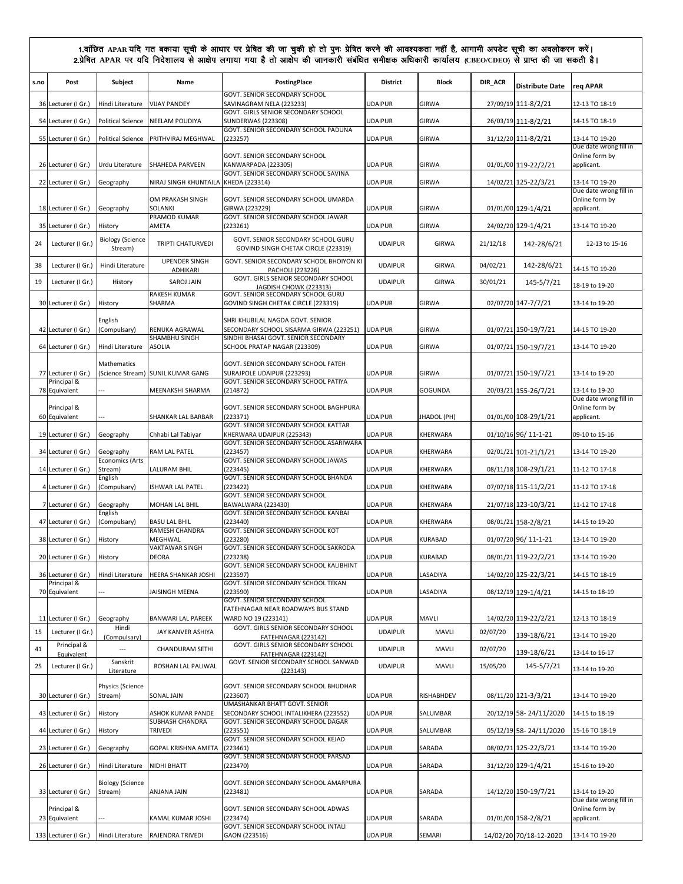1.वांछित APAR यदि गत बकाया सूची के आधार पर प्रेषित की जा चुकी हो तो पुनः प्रेषित करने की आवश्यकता नहीं है, आगामी अपडेट सूची का अवलोकरन करें।
2.प्रेषित APAR पर यदि निदेशालय से आक्षेप लगाया गया है तो आक्षेप की जानकारी संबंधित समीक्षक अधिकारी कार्यालय (CBEO/CDEO) से प्राप्त की जा सकती है।

| s.no | Post | Subject | Name | PostingPlace | District | Block | DIR_ACR | Distribute Date | req APAR |
|---|---|---|---|---|---|---|---|---|---|
| 36 | Lecturer (I Gr.) | Hindi Literature | VIJAY PANDEY | GOVT. SENIOR SECONDARY SCHOOL SAVINAGRAM NELA (223233) | UDAIPUR | GIRWA | 27/09/19 | 111-8/2/21 | 12-13 TO 18-19 |
| 54 | Lecturer (I Gr.) | Political Science | NEELAM POUDIYA | GOVT. GIRLS SENIOR SECONDARY SCHOOL SUNDERWAS (223308) | UDAIPUR | GIRWA | 26/03/19 | 111-8/2/21 | 14-15 TO 18-19 |
| 55 | Lecturer (I Gr.) | Political Science | PRITHVIRAJ MEGHWAL | GOVT. SENIOR SECONDARY SCHOOL PADUNA (223257) | UDAIPUR | GIRWA | 31/12/20 | 111-8/2/21 | 13-14 TO 19-20 |
| 26 | Lecturer (I Gr.) | Urdu Literature | SHAHEDA PARVEEN | GOVT. SENIOR SECONDARY SCHOOL KANWARPADA (223305) | UDAIPUR | GIRWA | 01/01/00 | 119-22/2/21 | Due date wrong fill in Online form by applicant. |
| 22 | Lecturer (I Gr.) | Geography | NIRAJ SINGH KHUNTAILA | GOVT. SENIOR SECONDARY SCHOOL SAVINA KHEDA (223314) | UDAIPUR | GIRWA | 14/02/21 | 125-22/3/21 | 13-14 TO 19-20 |
| 18 | Lecturer (I Gr.) | Geography | OM PRAKASH SINGH SOLANKI | GOVT. SENIOR SECONDARY SCHOOL UMARDA GIRWA (223229) | UDAIPUR | GIRWA | 01/01/00 | 129-1/4/21 | Due date wrong fill in Online form by applicant. |
| 35 | Lecturer (I Gr.) | History | PRAMOD KUMAR AMETA | GOVT. SENIOR SECONDARY SCHOOL JAWAR (223261) | UDAIPUR | GIRWA | 24/02/20 | 129-1/4/21 | 13-14 TO 19-20 |
| 24 | Lecturer (I Gr.) | Biology (Science Stream) | TRIPTI CHATURVEDI | GOVT. SENIOR SECONDARY SCHOOL GURU GOVIND SINGH CHETAK CIRCLE (223319) | UDAIPUR | GIRWA | 21/12/18 | 142-28/6/21 | 12-13 to 15-16 |
| 38 | Lecturer (I Gr.) | Hindi Literature | UPENDER SINGH ADHIKARI | GOVT. SENIOR SECONDARY SCHOOL BHOIYON KI PACHOLI (223226) | UDAIPUR | GIRWA | 04/02/21 | 142-28/6/21 | 14-15 TO 19-20 |
| 19 | Lecturer (I Gr.) | History | SAROJ JAIN | GOVT. GIRLS SENIOR SECONDARY SCHOOL JAGDISH CHOWK (223313) | UDAIPUR | GIRWA | 30/01/21 | 145-5/7/21 | 18-19 to 19-20 |
| 30 | Lecturer (I Gr.) | History | RAKESH KUMAR SHARMA | GOVT. SENIOR SECONDARY SCHOOL GURU GOVIND SINGH CHETAK CIRCLE (223319) | UDAIPUR | GIRWA | 02/07/20 | 147-7/7/21 | 13-14 to 19-20 |
| 42 | Lecturer (I Gr.) | English (Compulsary) | RENUKA AGRAWAL | SHRI KHUBILAL NAGDA GOVT. SENIOR SECONDARY SCHOOL SISARMA GIRWA (223251) | UDAIPUR | GIRWA | 01/07/21 | 150-19/7/21 | 14-15 TO 19-20 |
| 64 | Lecturer (I Gr.) | Hindi Literature | SHAMBHU SINGH ASOLIA | SINDHI BHASAI GOVT. SENIOR SECONDARY SCHOOL PRATAP NAGAR (223309) | UDAIPUR | GIRWA | 01/07/21 | 150-19/7/21 | 13-14 TO 19-20 |
| 77 | Lecturer (I Gr.) | Mathematics (Science Stream) | SUNIL KUMAR GANG | GOVT. SENIOR SECONDARY SCHOOL FATEH SURAJPOLE UDAIPUR (223293) | UDAIPUR | GIRWA | 01/07/21 | 150-19/7/21 | 13-14 to 19-20 |
| 78 | Principal & Equivalent | --- | MEENAKSHI SHARMA | GOVT. SENIOR SECONDARY SCHOOL PATIYA (214872) | UDAIPUR | GOGUNDA | 20/03/21 | 155-26/7/21 | 13-14 to 19-20 |
| 60 | Principal & Equivalent | --- | SHANKAR LAL BARBAR | GOVT. SENIOR SECONDARY SCHOOL BAGHPURA (223371) | UDAIPUR | JHADOL (PH) | 01/01/00 | 108-29/1/21 | Due date wrong fill in Online form by applicant. |
| 19 | Lecturer (I Gr.) | Geography | Chhabi Lal Tabiyar | GOVT. SENIOR SECONDARY SCHOOL KATTAR KHERWARA UDAIPUR (225343) | UDAIPUR | KHERWARA | 01/10/16 | 96/ 11-1-21 | 09-10 to 15-16 |
| 34 | Lecturer (I Gr.) | Geography | RAM LAL PATEL | GOVT. SENIOR SECONDARY SCHOOL ASARIWARA (223457) | UDAIPUR | KHERWARA | 02/01/21 | 101-21/1/21 | 13-14 TO 19-20 |
| 14 | Lecturer (I Gr.) | Economics (Arts Stream) | LALURAM BHIL | GOVT. SENIOR SECONDARY SCHOOL JAWAS (223445) | UDAIPUR | KHERWARA | 08/11/18 | 108-29/1/21 | 11-12 TO 17-18 |
| 4 | Lecturer (I Gr.) | English (Compulsary) | ISHWAR LAL PATEL | GOVT. SENIOR SECONDARY SCHOOL BHANDA (223422) | UDAIPUR | KHERWARA | 07/07/18 | 115-11/2/21 | 11-12 TO 17-18 |
| 7 | Lecturer (I Gr.) | Geography | MOHAN LAL BHIL | GOVT. SENIOR SECONDARY SCHOOL BAWALWARA (223430) | UDAIPUR | KHERWARA | 21/07/18 | 123-10/3/21 | 11-12 TO 17-18 |
| 47 | Lecturer (I Gr.) | English (Compulsary) | BASU LAL BHIL | GOVT. SENIOR SECONDARY SCHOOL KANBAI (223440) | UDAIPUR | KHERWARA | 08/01/21 | 158-2/8/21 | 14-15 to 19-20 |
| 38 | Lecturer (I Gr.) | History | RAMESH CHANDRA MEGHWAL | GOVT. SENIOR SECONDARY SCHOOL KOT (223280) | UDAIPUR | KURABAD | 01/07/20 | 96/ 11-1-21 | 13-14 TO 19-20 |
| 20 | Lecturer (I Gr.) | History | VAKTAWAR SINGH DEORA | GOVT. SENIOR SECONDARY SCHOOL SAKRODA (223238) | UDAIPUR | KURABAD | 08/01/21 | 119-22/2/21 | 13-14 TO 19-20 |
| 36 | Lecturer (I Gr.) | Hindi Literature | HEERA SHANKAR JOSHI | GOVT. SENIOR SECONDARY SCHOOL KALIBHINT (223597) | UDAIPUR | LASADIYA | 14/02/20 | 125-22/3/21 | 14-15 TO 18-19 |
| 70 | Principal & Equivalent | --- | JAISINGH MEENA | GOVT. SENIOR SECONDARY SCHOOL TEKAN (223590) | UDAIPUR | LASADIYA | 08/12/19 | 129-1/4/21 | 14-15 to 18-19 |
| 11 | Lecturer (I Gr.) | Geography | BANWARI LAL PAREEK | GOVT. SENIOR SECONDARY SCHOOL FATEHNAGAR NEAR ROADWAYS BUS STAND WARD NO 19 (223141) | UDAIPUR | MAVLI | 14/02/20 | 119-22/2/21 | 12-13 TO 18-19 |
| 15 | Lecturer (I Gr.) | Hindi (Compulsary) | JAY KANVER ASHIYA | GOVT. GIRLS SENIOR SECONDARY SCHOOL FATEHNAGAR (223142) | UDAIPUR | MAVLI | 02/07/20 | 139-18/6/21 | 13-14 TO 19-20 |
| 41 | Principal & Equivalent | --- | CHANDURAM SETHI | GOVT. GIRLS SENIOR SECONDARY SCHOOL FATEHNAGAR (223142) | UDAIPUR | MAVLI | 02/07/20 | 139-18/6/21 | 13-14 to 16-17 |
| 25 | Lecturer (I Gr.) | Sanskrit Literature | ROSHAN LAL PALIWAL | GOVT. SENIOR SECONDARY SCHOOL SANWAD (223143) | UDAIPUR | MAVLI | 15/05/20 | 145-5/7/21 | 13-14 to 19-20 |
| 30 | Lecturer (I Gr.) | Physics (Science Stream) | SONAL JAIN | GOVT. SENIOR SECONDARY SCHOOL BHUDHAR (223607) | UDAIPUR | RISHABHDEV | 08/11/20 | 121-3/3/21 | 13-14 TO 19-20 |
| 43 | Lecturer (I Gr.) | History | ASHOK KUMAR PANDE | UMASHANKAR BHATT GOVT. SENIOR SECONDARY SCHOOL INTALIKHERA (223552) | UDAIPUR | SALUMBAR | 20/12/19 | 58- 24/11/2020 | 14-15 to 18-19 |
| 44 | Lecturer (I Gr.) | History | SUBHASH CHANDRA TRIVEDI | GOVT. SENIOR SECONDARY SCHOOL DAGAR (223551) | UDAIPUR | SALUMBAR | 05/12/19 | 58- 24/11/2020 | 15-16 TO 18-19 |
| 23 | Lecturer (I Gr.) | Geography | GOPAL KRISHNA AMETA | GOVT. SENIOR SECONDARY SCHOOL KEJAD (223461) | UDAIPUR | SARADA | 08/02/21 | 125-22/3/21 | 13-14 TO 19-20 |
| 26 | Lecturer (I Gr.) | Hindi Literature | NIDHI BHATT | GOVT. SENIOR SECONDARY SCHOOL PARSAD (223470) | UDAIPUR | SARADA | 31/12/20 | 129-1/4/21 | 15-16 to 19-20 |
| 33 | Lecturer (I Gr.) | Biology (Science Stream) | ANJANA JAIN | GOVT. SENIOR SECONDARY SCHOOL AMARPURA (223481) | UDAIPUR | SARADA | 14/12/20 | 150-19/7/21 | 13-14 to 19-20 |
| 23 | Principal & Equivalent | --- | KAMAL KUMAR JOSHI | GOVT. SENIOR SECONDARY SCHOOL ADWAS (223474) | UDAIPUR | SARADA | 01/01/00 | 158-2/8/21 | Due date wrong fill in Online form by applicant. |
| 133 | Lecturer (I Gr.) | Hindi Literature | RAJENDRA TRIVEDI | GOVT. SENIOR SECONDARY SCHOOL INTALI GAON (223516) | UDAIPUR | SEMARI | 14/02/20 | 70/18-12-2020 | 13-14 TO 19-20 |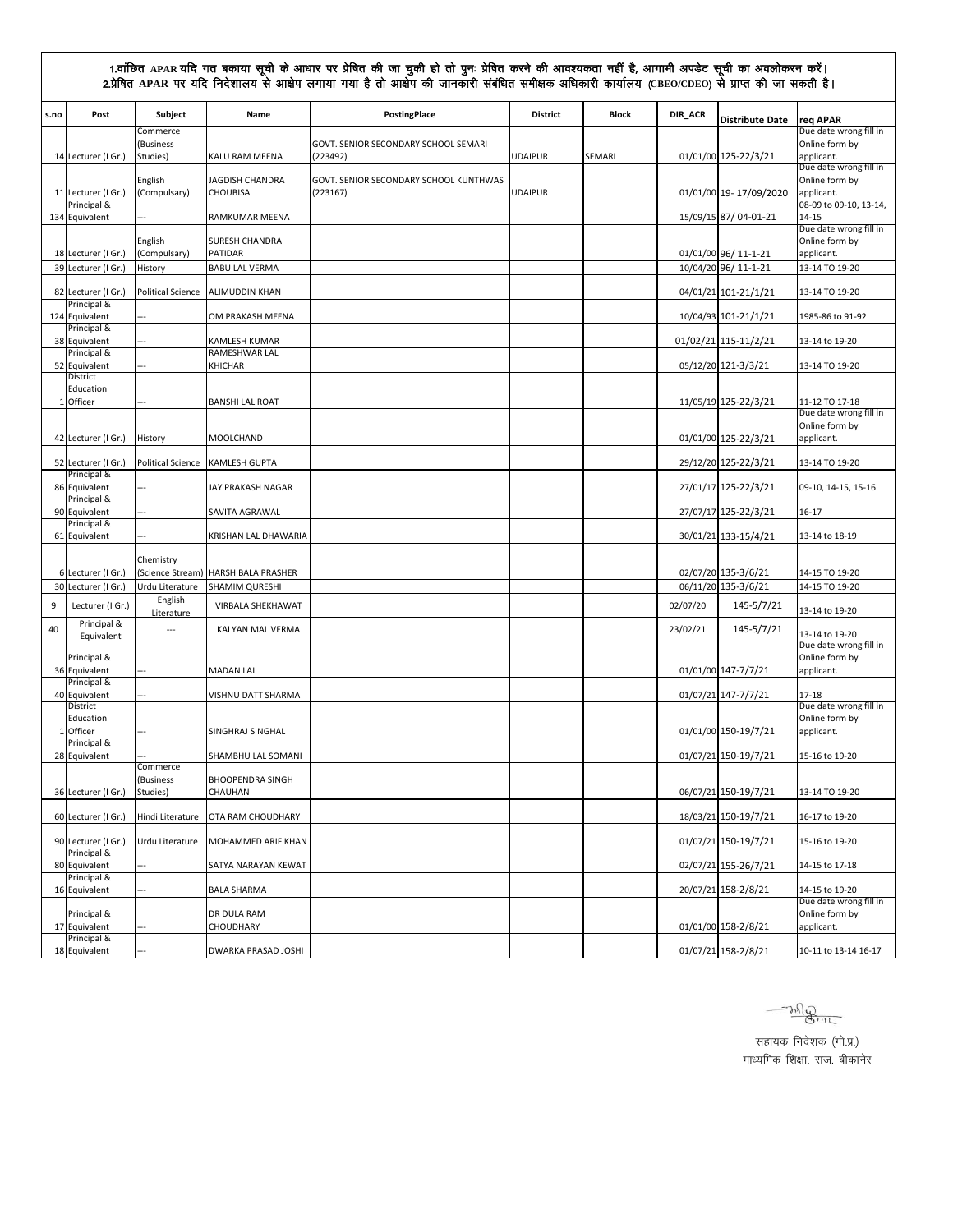**1.वांछित APAR यदि गत बकाया सूची के आधार पर प्रेषित की जा चुकी हो तो पुनः प्रेषित करने की आवश्यकता नहीं है, आगामी अपडेट सूची का अवलोकरन करें।**
**2.प्रेषित APAR पर यदि निदेशालय से आक्षेप लगाया गया है तो आक्षेप की जानकारी संबंधित समीक्षक अधिकारी कार्यालय (CBEO/CDEO) से प्राप्त की जा सकती है।**

| s.no | Post | Subject | Name | PostingPlace | District | Block | DIR_ACR | Distribute Date | req APAR |
|---|---|---|---|---|---|---|---|---|---|
| 14 | Lecturer (I Gr.) | Commerce (Business Studies) | KALU RAM MEENA | GOVT. SENIOR SECONDARY SCHOOL SEMARI (223492) | UDAIPUR | SEMARI | 01/01/00 | 125-22/3/21 | Due date wrong fill in Online form by applicant. |
| 11 | Lecturer (I Gr.) | English (Compulsary) | JAGDISH CHANDRA CHOUBISA | GOVT. SENIOR SECONDARY SCHOOL KUNTHWAS (223167) | UDAIPUR | | 01/01/00 | 19- 17/09/2020 | Due date wrong fill in Online form by applicant. |
| 134 | Principal & Equivalent | --- | RAMKUMAR MEENA | | | | 15/09/15 | 87/ 04-01-21 | 08-09 to 09-10, 13-14, 14-15 |
| 18 | Lecturer (I Gr.) | English (Compulsary) | SURESH CHANDRA PATIDAR | | | | 01/01/00 | 96/ 11-1-21 | Due date wrong fill in Online form by applicant. |
| 39 | Lecturer (I Gr.) | History | BABU LAL VERMA | | | | 10/04/20 | 96/ 11-1-21 | 13-14 TO 19-20 |
| 82 | Lecturer (I Gr.) | Political Science | ALIMUDDIN KHAN | | | | 04/01/21 | 101-21/1/21 | 13-14 TO 19-20 |
| 124 | Principal & Equivalent | --- | OM PRAKASH MEENA | | | | 10/04/93 | 101-21/1/21 | 1985-86 to 91-92 |
| 38 | Principal & Equivalent | --- | KAMLESH KUMAR | | | | 01/02/21 | 115-11/2/21 | 13-14 to 19-20 |
| 52 | Principal & Equivalent | --- | RAMESHWAR LAL KHICHAR | | | | 05/12/20 | 121-3/3/21 | 13-14 TO 19-20 |
| 1 | District Education Officer | --- | BANSHI LAL ROAT | | | | 11/05/19 | 125-22/3/21 | 11-12 TO 17-18 |
| 42 | Lecturer (I Gr.) | History | MOOLCHAND | | | | 01/01/00 | 125-22/3/21 | Due date wrong fill in Online form by applicant. |
| 52 | Lecturer (I Gr.) | Political Science | KAMLESH GUPTA | | | | 29/12/20 | 125-22/3/21 | 13-14 TO 19-20 |
| 86 | Principal & Equivalent | --- | JAY PRAKASH NAGAR | | | | 27/01/17 | 125-22/3/21 | 09-10, 14-15, 15-16 |
| 90 | Principal & Equivalent | --- | SAVITA AGRAWAL | | | | 27/07/17 | 125-22/3/21 | 16-17 |
| 61 | Principal & Equivalent | --- | KRISHAN LAL DHAWARIA | | | | 30/01/21 | 133-15/4/21 | 13-14 to 18-19 |
| 6 | Lecturer (I Gr.) | Chemistry (Science Stream) | HARSH BALA PRASHER | | | | 02/07/20 | 135-3/6/21 | 14-15 TO 19-20 |
| 30 | Lecturer (I Gr.) | Urdu Literature | SHAMIM QURESHI | | | | 06/11/20 | 135-3/6/21 | 14-15 TO 19-20 |
| 9 | Lecturer (I Gr.) | English Literature | VIRBALA SHEKHAWAT | | | | 02/07/20 | 145-5/7/21 | 13-14 to 19-20 |
| 40 | Principal & Equivalent | --- | KALYAN MAL VERMA | | | | 23/02/21 | 145-5/7/21 | 13-14 to 19-20 |
| 36 | Principal & Equivalent | --- | MADAN LAL | | | | 01/01/00 | 147-7/7/21 | Due date wrong fill in Online form by applicant. |
| 40 | Principal & Equivalent | --- | VISHNU DATT SHARMA | | | | 01/07/21 | 147-7/7/21 | 17-18 |
| 1 | District Education Officer | --- | SINGHRAJ SINGHAL | | | | 01/01/00 | 150-19/7/21 | Due date wrong fill in Online form by applicant. |
| 28 | Principal & Equivalent | --- | SHAMBHU LAL SOMANI | | | | 01/07/21 | 150-19/7/21 | 15-16 to 19-20 |
| 36 | Lecturer (I Gr.) | Commerce (Business Studies) | BHOOPENDRA SINGH CHAUHAN | | | | 06/07/21 | 150-19/7/21 | 13-14 TO 19-20 |
| 60 | Lecturer (I Gr.) | Hindi Literature | OTA RAM CHOUDHARY | | | | 18/03/21 | 150-19/7/21 | 16-17 to 19-20 |
| 90 | Lecturer (I Gr.) | Urdu Literature | MOHAMMED ARIF KHAN | | | | 01/07/21 | 150-19/7/21 | 15-16 to 19-20 |
| 80 | Principal & Equivalent | --- | SATYA NARAYAN KEWAT | | | | 02/07/21 | 155-26/7/21 | 14-15 to 17-18 |
| 16 | Principal & Equivalent | --- | BALA SHARMA | | | | 20/07/21 | 158-2/8/21 | 14-15 to 19-20 |
| 17 | Principal & Equivalent | --- | DR DULA RAM CHOUDHARY | | | | 01/01/00 | 158-2/8/21 | Due date wrong fill in Online form by applicant. |
| 18 | Principal & Equivalent | --- | DWARKA PRASAD JOSHI | | | | 01/07/21 | 158-2/8/21 | 10-11 to 13-14 16-17 |

सहायक निदेशक (गो.प्र.)
माध्यमिक शिक्षा, राज. बीकानेर